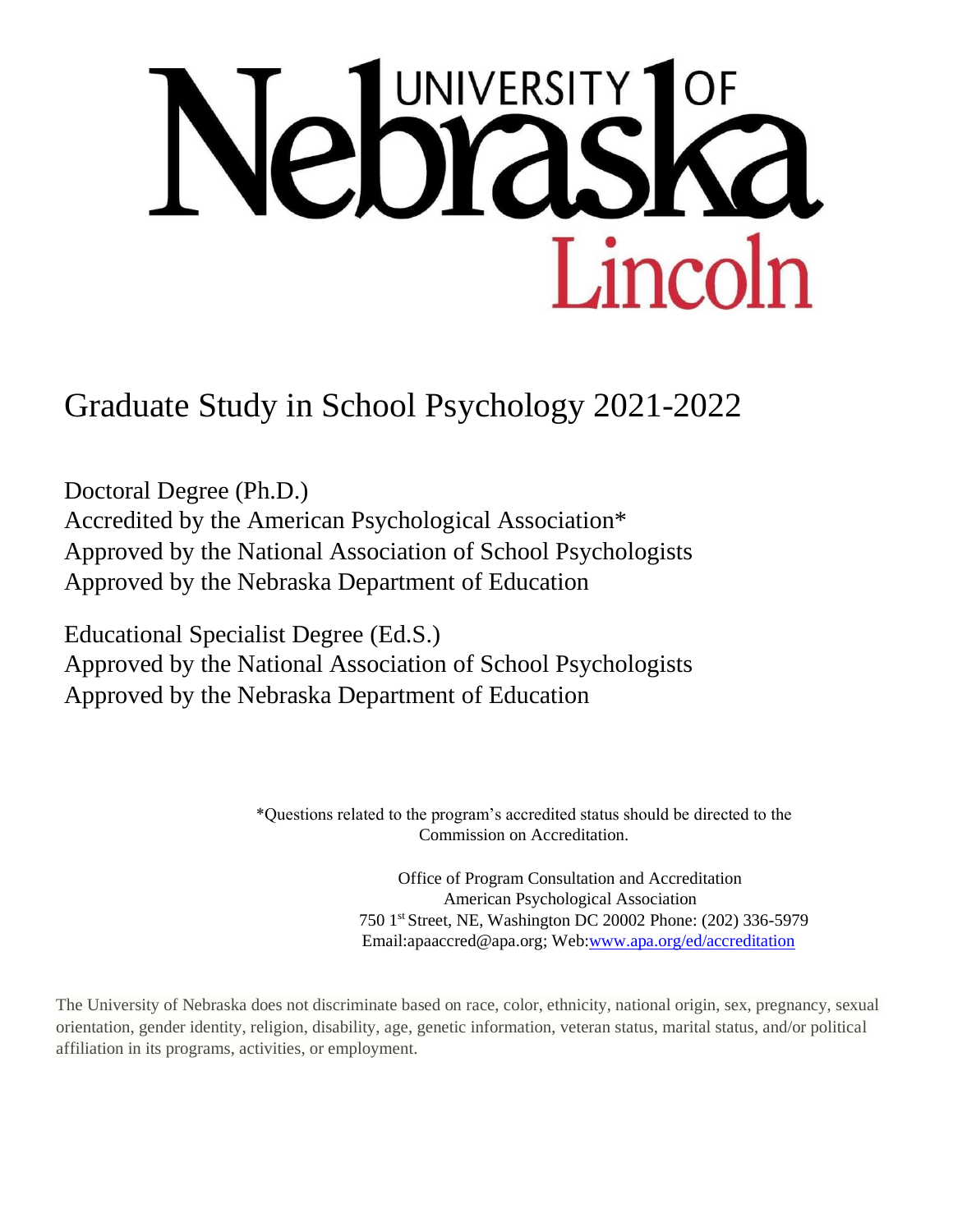# University of Nebraska Lincoln

# Graduate Study in School Psychology 2021-2022

Doctoral Degree (Ph.D.)
Accredited by the American Psychological Association*
Approved by the National Association of School Psychologists
Approved by the Nebraska Department of Education

Educational Specialist Degree (Ed.S.)
Approved by the National Association of School Psychologists
Approved by the Nebraska Department of Education

*Questions related to the program's accredited status should be directed to the Commission on Accreditation.

Office of Program Consultation and Accreditation
American Psychological Association
750 1st Street, NE, Washington DC 20002 Phone: (202) 336-5979
Email:apaaccred@apa.org; Web:www.apa.org/ed/accreditation

The University of Nebraska does not discriminate based on race, color, ethnicity, national origin, sex, pregnancy, sexual orientation, gender identity, religion, disability, age, genetic information, veteran status, marital status, and/or political affiliation in its programs, activities, or employment.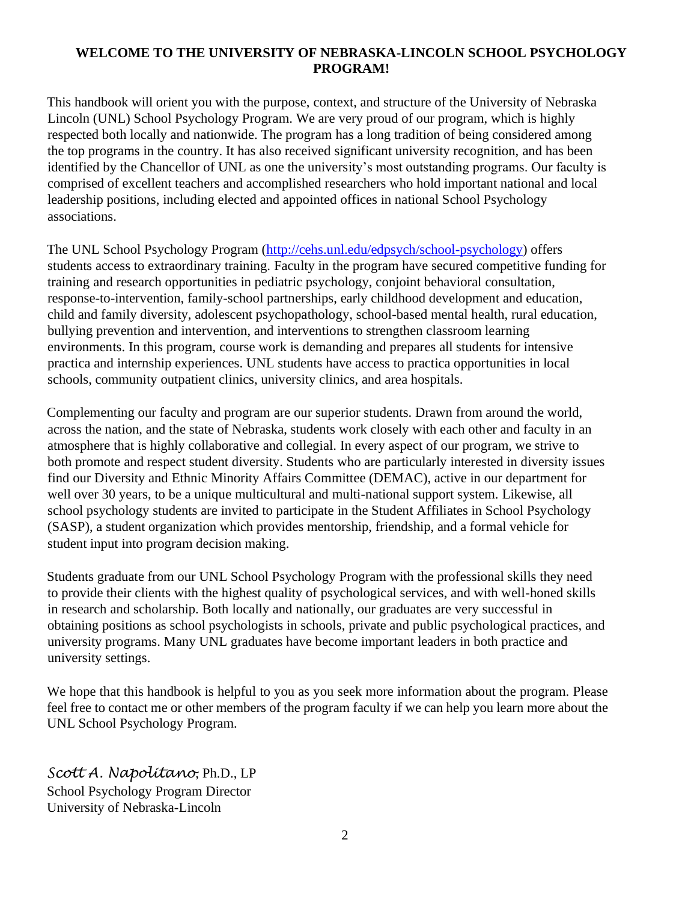# WELCOME TO THE UNIVERSITY OF NEBRASKA-LINCOLN SCHOOL PSYCHOLOGY PROGRAM!

This handbook will orient you with the purpose, context, and structure of the University of Nebraska Lincoln (UNL) School Psychology Program. We are very proud of our program, which is highly respected both locally and nationwide. The program has a long tradition of being considered among the top programs in the country. It has also received significant university recognition, and has been identified by the Chancellor of UNL as one the university's most outstanding programs. Our faculty is comprised of excellent teachers and accomplished researchers who hold important national and local leadership positions, including elected and appointed offices in national School Psychology associations.

The UNL School Psychology Program (http://cehs.unl.edu/edpsych/school-psychology) offers students access to extraordinary training. Faculty in the program have secured competitive funding for training and research opportunities in pediatric psychology, conjoint behavioral consultation, response-to-intervention, family-school partnerships, early childhood development and education, child and family diversity, adolescent psychopathology, school-based mental health, rural education, bullying prevention and intervention, and interventions to strengthen classroom learning environments. In this program, course work is demanding and prepares all students for intensive practica and internship experiences. UNL students have access to practica opportunities in local schools, community outpatient clinics, university clinics, and area hospitals.

Complementing our faculty and program are our superior students. Drawn from around the world, across the nation, and the state of Nebraska, students work closely with each other and faculty in an atmosphere that is highly collaborative and collegial. In every aspect of our program, we strive to both promote and respect student diversity. Students who are particularly interested in diversity issues find our Diversity and Ethnic Minority Affairs Committee (DEMAC), active in our department for well over 30 years, to be a unique multicultural and multi-national support system. Likewise, all school psychology students are invited to participate in the Student Affiliates in School Psychology (SASP), a student organization which provides mentorship, friendship, and a formal vehicle for student input into program decision making.

Students graduate from our UNL School Psychology Program with the professional skills they need to provide their clients with the highest quality of psychological services, and with well-honed skills in research and scholarship. Both locally and nationally, our graduates are very successful in obtaining positions as school psychologists in schools, private and public psychological practices, and university programs. Many UNL graduates have become important leaders in both practice and university settings.

We hope that this handbook is helpful to you as you seek more information about the program. Please feel free to contact me or other members of the program faculty if we can help you learn more about the UNL School Psychology Program.

*Scott A. Napolitano*, Ph.D., LP
School Psychology Program Director
University of Nebraska-Lincoln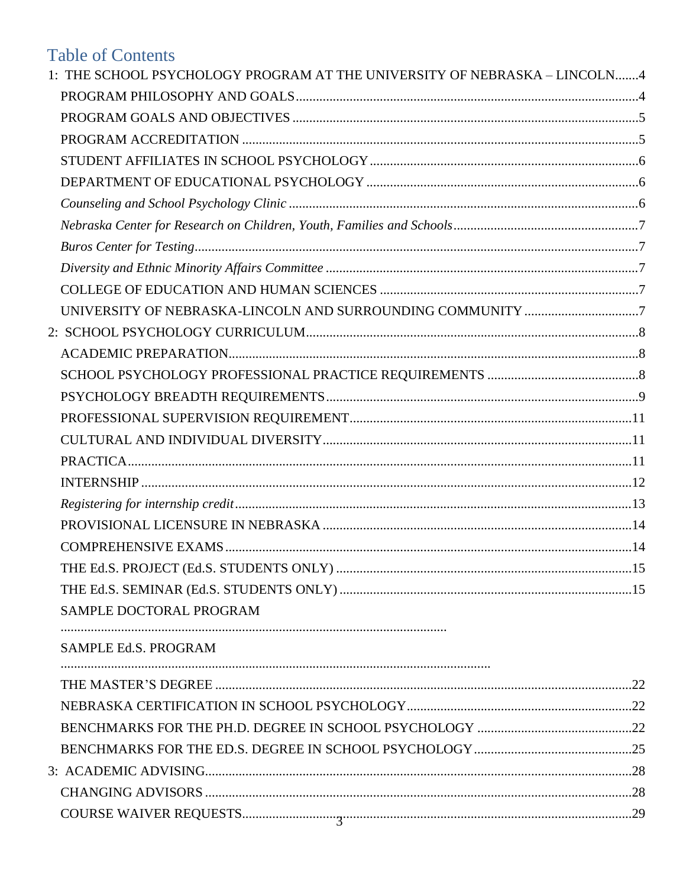# Table of Contents

1: THE SCHOOL PSYCHOLOGY PROGRAM AT THE UNIVERSITY OF NEBRASKA – LINCOLN.......4

- PROGRAM PHILOSOPHY AND GOALS.......4
- PROGRAM GOALS AND OBJECTIVES.......5
- PROGRAM ACCREDITATION.......5
- STUDENT AFFILIATES IN SCHOOL PSYCHOLOGY.......6
- DEPARTMENT OF EDUCATIONAL PSYCHOLOGY.......6
- *Counseling and School Psychology Clinic*.......6
- *Nebraska Center for Research on Children, Youth, Families and Schools*.......7
- *Buros Center for Testing*.......7
- *Diversity and Ethnic Minority Affairs Committee*.......7
- COLLEGE OF EDUCATION AND HUMAN SCIENCES.......7
- UNIVERSITY OF NEBRASKA-LINCOLN AND SURROUNDING COMMUNITY.......7

2: SCHOOL PSYCHOLOGY CURRICULUM.......8

- ACADEMIC PREPARATION.......8
- SCHOOL PSYCHOLOGY PROFESSIONAL PRACTICE REQUIREMENTS.......8
- PSYCHOLOGY BREADTH REQUIREMENTS.......9
- PROFESSIONAL SUPERVISION REQUIREMENT.......11
- CULTURAL AND INDIVIDUAL DIVERSITY.......11
- PRACTICA.......11
- INTERNSHIP.......12
- *Registering for internship credit*.......13
- PROVISIONAL LICENSURE IN NEBRASKA.......14
- COMPREHENSIVE EXAMS.......14
- THE Ed.S. PROJECT (Ed.S. STUDENTS ONLY).......15
- THE Ed.S. SEMINAR (Ed.S. STUDENTS ONLY).......15
- SAMPLE DOCTORAL PROGRAM.......
- SAMPLE Ed.S. PROGRAM.......
- THE MASTER'S DEGREE.......22
- NEBRASKA CERTIFICATION IN SCHOOL PSYCHOLOGY.......22
- BENCHMARKS FOR THE PH.D. DEGREE IN SCHOOL PSYCHOLOGY.......22
- BENCHMARKS FOR THE ED.S. DEGREE IN SCHOOL PSYCHOLOGY.......25

3: ACADEMIC ADVISING.......28

- CHANGING ADVISORS.......28
- COURSE WAIVER REQUESTS.......29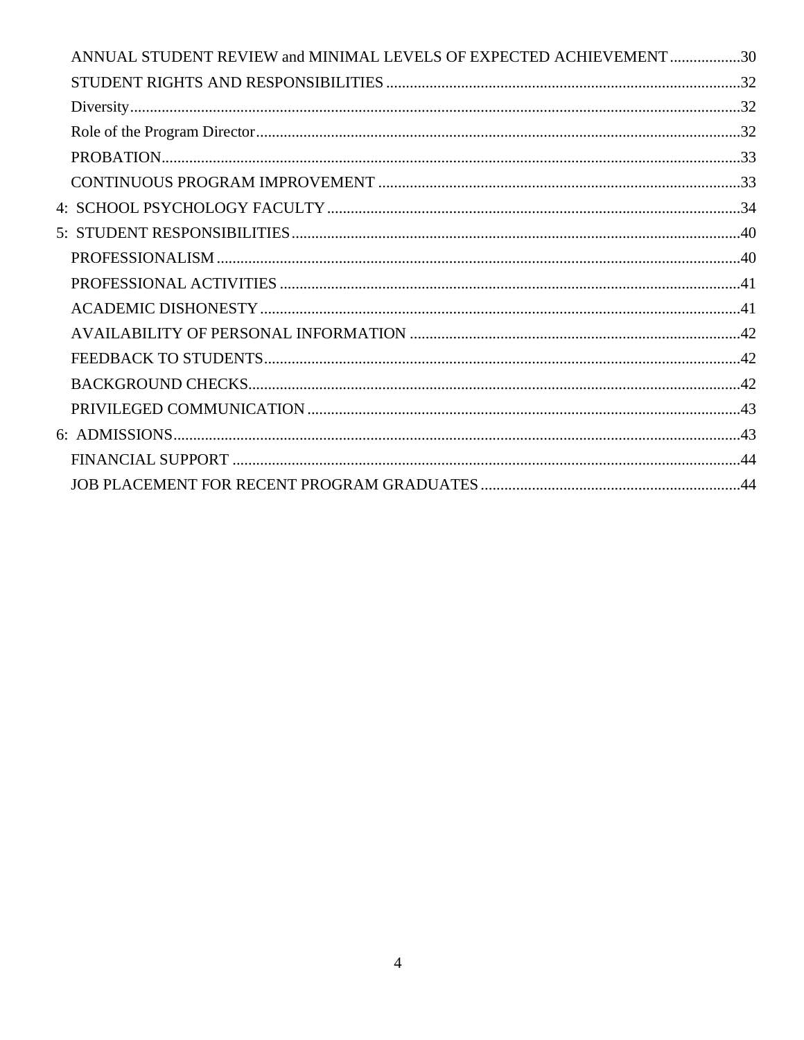ANNUAL STUDENT REVIEW and MINIMAL LEVELS OF EXPECTED ACHIEVEMENT .................. 30
STUDENT RIGHTS AND RESPONSIBILITIES .................................................................................... 32
Diversity ............................................................................................................................................. 32
Role of the Program Director ............................................................................................................. 32
PROBATION ..................................................................................................................................... 33
CONTINUOUS PROGRAM IMPROVEMENT ................................................................................ 33
4: SCHOOL PSYCHOLOGY FACULTY ............................................................................................ 34
5: STUDENT RESPONSIBILITIES ..................................................................................................... 40
PROFESSIONALISM ......................................................................................................................... 40
PROFESSIONAL ACTIVITIES ......................................................................................................... 41
ACADEMIC DISHONESTY .............................................................................................................. 41
AVAILABILITY OF PERSONAL INFORMATION ......................................................................... 42
FEEDBACK TO STUDENTS ............................................................................................................. 42
BACKGROUND CHECKS ................................................................................................................. 42
PRIVILEGED COMMUNICATION .................................................................................................. 43
6: ADMISSIONS ................................................................................................................................... 43
FINANCIAL SUPPORT ..................................................................................................................... 44
JOB PLACEMENT FOR RECENT PROGRAM GRADUATES ...................................................... 44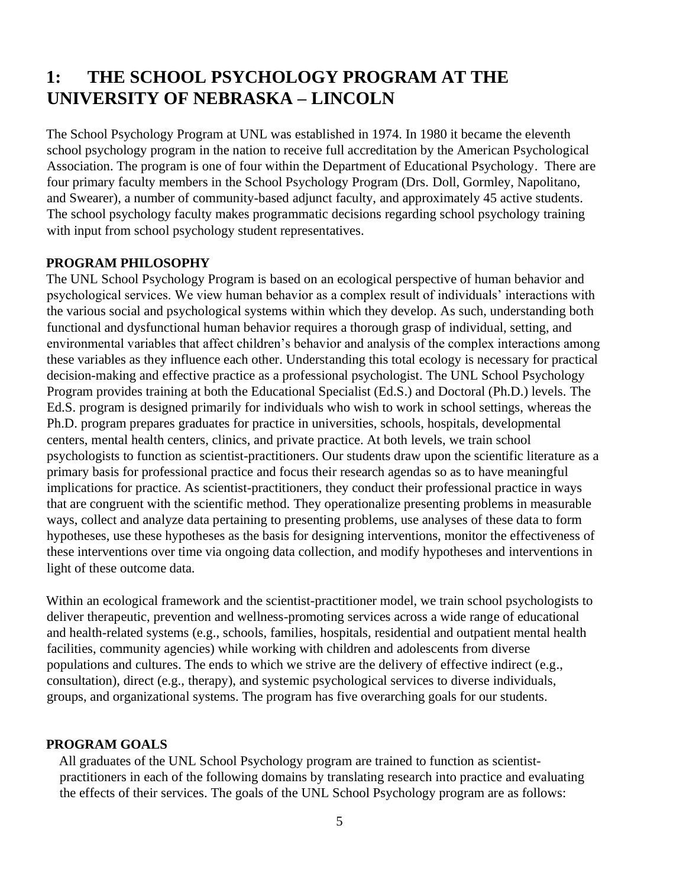# 1: THE SCHOOL PSYCHOLOGY PROGRAM AT THE UNIVERSITY OF NEBRASKA – LINCOLN

The School Psychology Program at UNL was established in 1974. In 1980 it became the eleventh school psychology program in the nation to receive full accreditation by the American Psychological Association. The program is one of four within the Department of Educational Psychology. There are four primary faculty members in the School Psychology Program (Drs. Doll, Gormley, Napolitano, and Swearer), a number of community-based adjunct faculty, and approximately 45 active students. The school psychology faculty makes programmatic decisions regarding school psychology training with input from school psychology student representatives.

## PROGRAM PHILOSOPHY

The UNL School Psychology Program is based on an ecological perspective of human behavior and psychological services. We view human behavior as a complex result of individuals' interactions with the various social and psychological systems within which they develop. As such, understanding both functional and dysfunctional human behavior requires a thorough grasp of individual, setting, and environmental variables that affect children's behavior and analysis of the complex interactions among these variables as they influence each other. Understanding this total ecology is necessary for practical decision-making and effective practice as a professional psychologist. The UNL School Psychology Program provides training at both the Educational Specialist (Ed.S.) and Doctoral (Ph.D.) levels. The Ed.S. program is designed primarily for individuals who wish to work in school settings, whereas the Ph.D. program prepares graduates for practice in universities, schools, hospitals, developmental centers, mental health centers, clinics, and private practice. At both levels, we train school psychologists to function as scientist-practitioners. Our students draw upon the scientific literature as a primary basis for professional practice and focus their research agendas so as to have meaningful implications for practice. As scientist-practitioners, they conduct their professional practice in ways that are congruent with the scientific method. They operationalize presenting problems in measurable ways, collect and analyze data pertaining to presenting problems, use analyses of these data to form hypotheses, use these hypotheses as the basis for designing interventions, monitor the effectiveness of these interventions over time via ongoing data collection, and modify hypotheses and interventions in light of these outcome data.

Within an ecological framework and the scientist-practitioner model, we train school psychologists to deliver therapeutic, prevention and wellness-promoting services across a wide range of educational and health-related systems (e.g., schools, families, hospitals, residential and outpatient mental health facilities, community agencies) while working with children and adolescents from diverse populations and cultures. The ends to which we strive are the delivery of effective indirect (e.g., consultation), direct (e.g., therapy), and systemic psychological services to diverse individuals, groups, and organizational systems. The program has five overarching goals for our students.

## PROGRAM GOALS

All graduates of the UNL School Psychology program are trained to function as scientist-practitioners in each of the following domains by translating research into practice and evaluating the effects of their services. The goals of the UNL School Psychology program are as follows: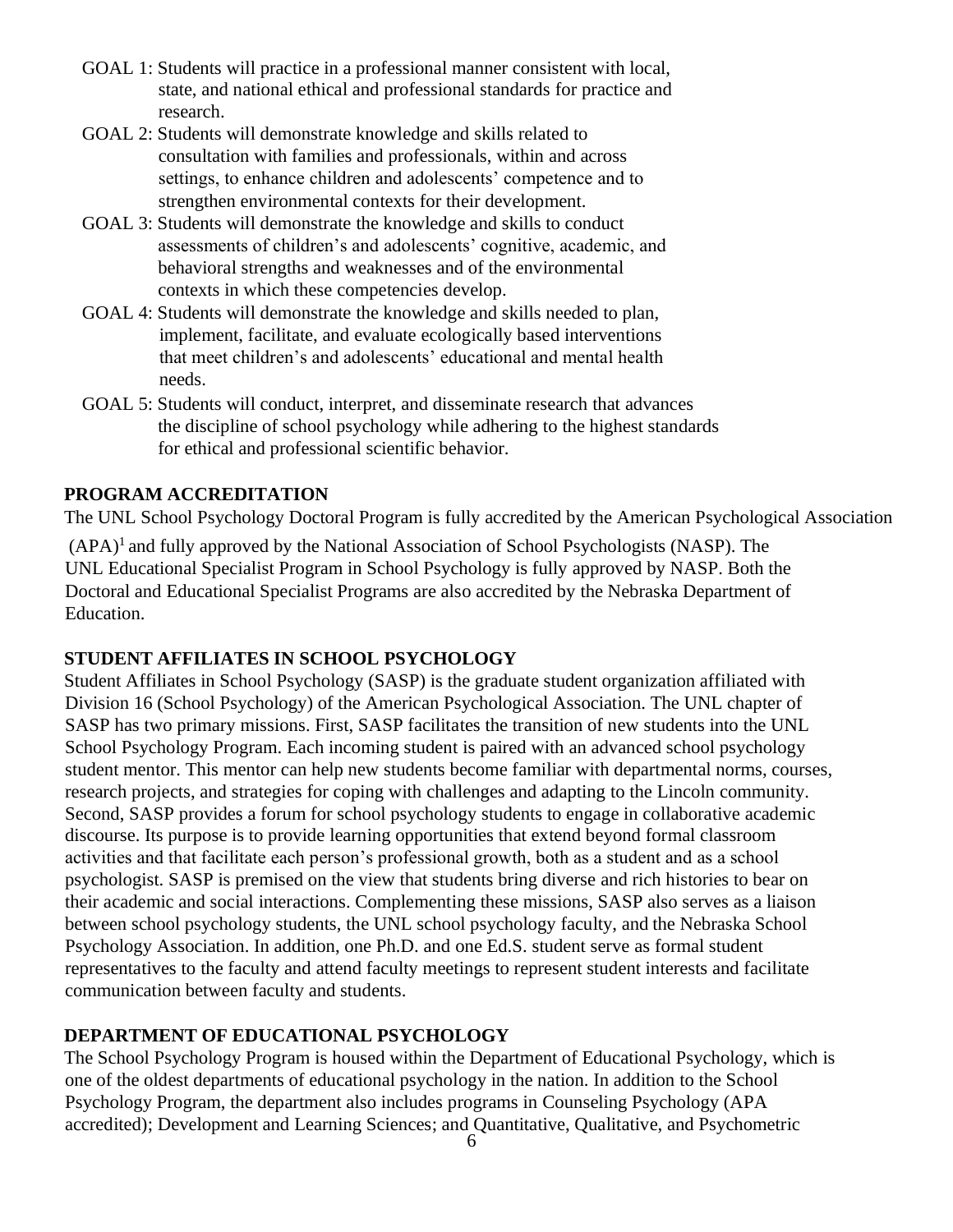- GOAL 1: Students will practice in a professional manner consistent with local, state, and national ethical and professional standards for practice and research.
- GOAL 2: Students will demonstrate knowledge and skills related to consultation with families and professionals, within and across settings, to enhance children and adolescents' competence and to strengthen environmental contexts for their development.
- GOAL 3: Students will demonstrate the knowledge and skills to conduct assessments of children's and adolescents' cognitive, academic, and behavioral strengths and weaknesses and of the environmental contexts in which these competencies develop.
- GOAL 4: Students will demonstrate the knowledge and skills needed to plan, implement, facilitate, and evaluate ecologically based interventions that meet children's and adolescents' educational and mental health needs.
- GOAL 5: Students will conduct, interpret, and disseminate research that advances the discipline of school psychology while adhering to the highest standards for ethical and professional scientific behavior.

## PROGRAM ACCREDITATION

The UNL School Psychology Doctoral Program is fully accredited by the American Psychological Association (APA)[1] and fully approved by the National Association of School Psychologists (NASP). The UNL Educational Specialist Program in School Psychology is fully approved by NASP. Both the Doctoral and Educational Specialist Programs are also accredited by the Nebraska Department of Education.

## STUDENT AFFILIATES IN SCHOOL PSYCHOLOGY

Student Affiliates in School Psychology (SASP) is the graduate student organization affiliated with Division 16 (School Psychology) of the American Psychological Association. The UNL chapter of SASP has two primary missions. First, SASP facilitates the transition of new students into the UNL School Psychology Program. Each incoming student is paired with an advanced school psychology student mentor. This mentor can help new students become familiar with departmental norms, courses, research projects, and strategies for coping with challenges and adapting to the Lincoln community. Second, SASP provides a forum for school psychology students to engage in collaborative academic discourse. Its purpose is to provide learning opportunities that extend beyond formal classroom activities and that facilitate each person's professional growth, both as a student and as a school psychologist. SASP is premised on the view that students bring diverse and rich histories to bear on their academic and social interactions. Complementing these missions, SASP also serves as a liaison between school psychology students, the UNL school psychology faculty, and the Nebraska School Psychology Association. In addition, one Ph.D. and one Ed.S. student serve as formal student representatives to the faculty and attend faculty meetings to represent student interests and facilitate communication between faculty and students.

## DEPARTMENT OF EDUCATIONAL PSYCHOLOGY

The School Psychology Program is housed within the Department of Educational Psychology, which is one of the oldest departments of educational psychology in the nation. In addition to the School Psychology Program, the department also includes programs in Counseling Psychology (APA accredited); Development and Learning Sciences; and Quantitative, Qualitative, and Psychometric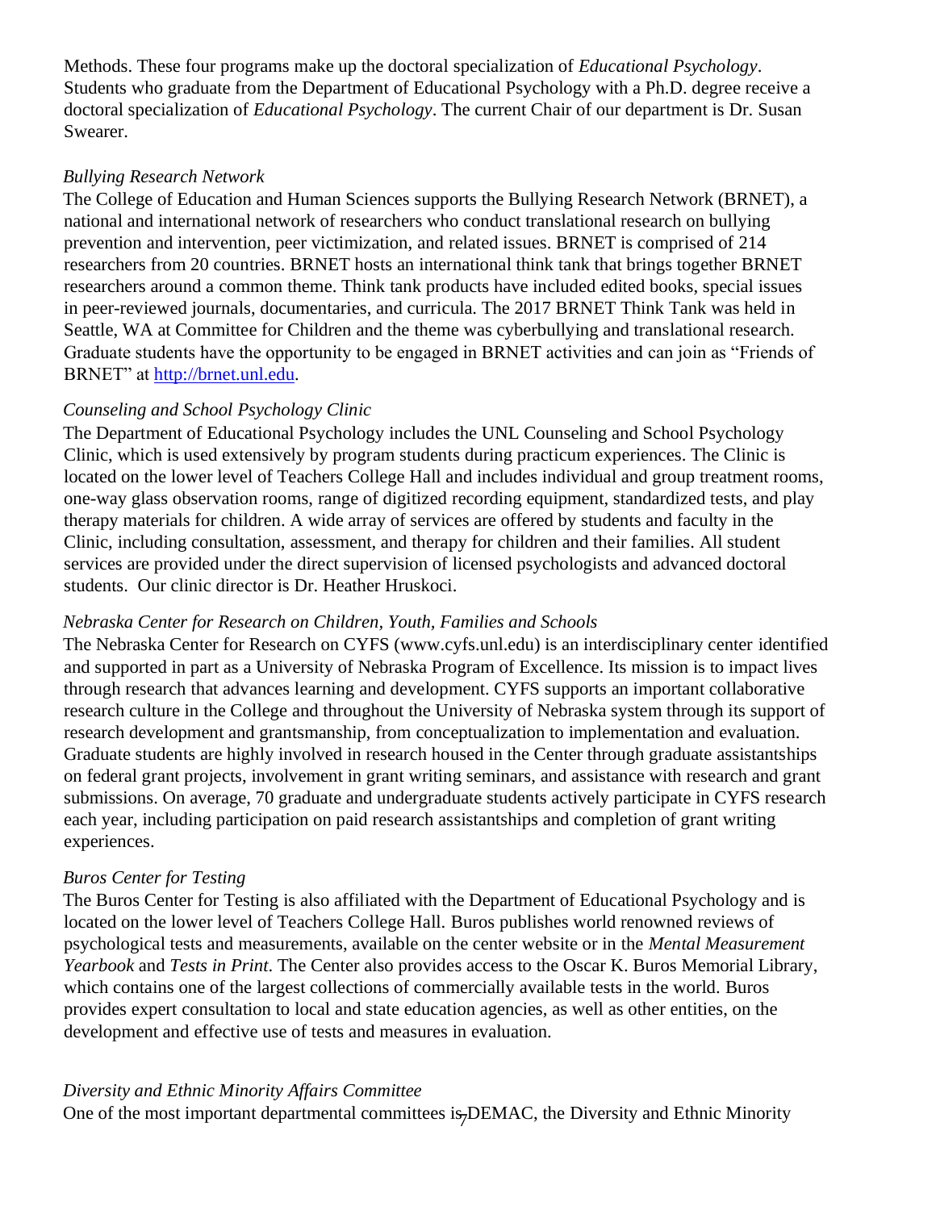Methods. These four programs make up the doctoral specialization of *Educational Psychology*. Students who graduate from the Department of Educational Psychology with a Ph.D. degree receive a doctoral specialization of *Educational Psychology*. The current Chair of our department is Dr. Susan Swearer.

*Bullying Research Network*

The College of Education and Human Sciences supports the Bullying Research Network (BRNET), a national and international network of researchers who conduct translational research on bullying prevention and intervention, peer victimization, and related issues. BRNET is comprised of 214 researchers from 20 countries. BRNET hosts an international think tank that brings together BRNET researchers around a common theme. Think tank products have included edited books, special issues in peer-reviewed journals, documentaries, and curricula. The 2017 BRNET Think Tank was held in Seattle, WA at Committee for Children and the theme was cyberbullying and translational research. Graduate students have the opportunity to be engaged in BRNET activities and can join as "Friends of BRNET" at [http://brnet.unl.edu](http://brnet.unl.edu).

*Counseling and School Psychology Clinic*

The Department of Educational Psychology includes the UNL Counseling and School Psychology Clinic, which is used extensively by program students during practicum experiences. The Clinic is located on the lower level of Teachers College Hall and includes individual and group treatment rooms, one-way glass observation rooms, range of digitized recording equipment, standardized tests, and play therapy materials for children. A wide array of services are offered by students and faculty in the Clinic, including consultation, assessment, and therapy for children and their families. All student services are provided under the direct supervision of licensed psychologists and advanced doctoral students. Our clinic director is Dr. Heather Hruskoci.

*Nebraska Center for Research on Children, Youth, Families and Schools*

The Nebraska Center for Research on CYFS (www.cyfs.unl.edu) is an interdisciplinary center identified and supported in part as a University of Nebraska Program of Excellence. Its mission is to impact lives through research that advances learning and development. CYFS supports an important collaborative research culture in the College and throughout the University of Nebraska system through its support of research development and grantsmanship, from conceptualization to implementation and evaluation. Graduate students are highly involved in research housed in the Center through graduate assistantships on federal grant projects, involvement in grant writing seminars, and assistance with research and grant submissions. On average, 70 graduate and undergraduate students actively participate in CYFS research each year, including participation on paid research assistantships and completion of grant writing experiences.

*Buros Center for Testing*

The Buros Center for Testing is also affiliated with the Department of Educational Psychology and is located on the lower level of Teachers College Hall. Buros publishes world renowned reviews of psychological tests and measurements, available on the center website or in the *Mental Measurement Yearbook* and *Tests in Print*. The Center also provides access to the Oscar K. Buros Memorial Library, which contains one of the largest collections of commercially available tests in the world. Buros provides expert consultation to local and state education agencies, as well as other entities, on the development and effective use of tests and measures in evaluation.

*Diversity and Ethnic Minority Affairs Committee*

One of the most important departmental committees is DEMAC, the Diversity and Ethnic Minority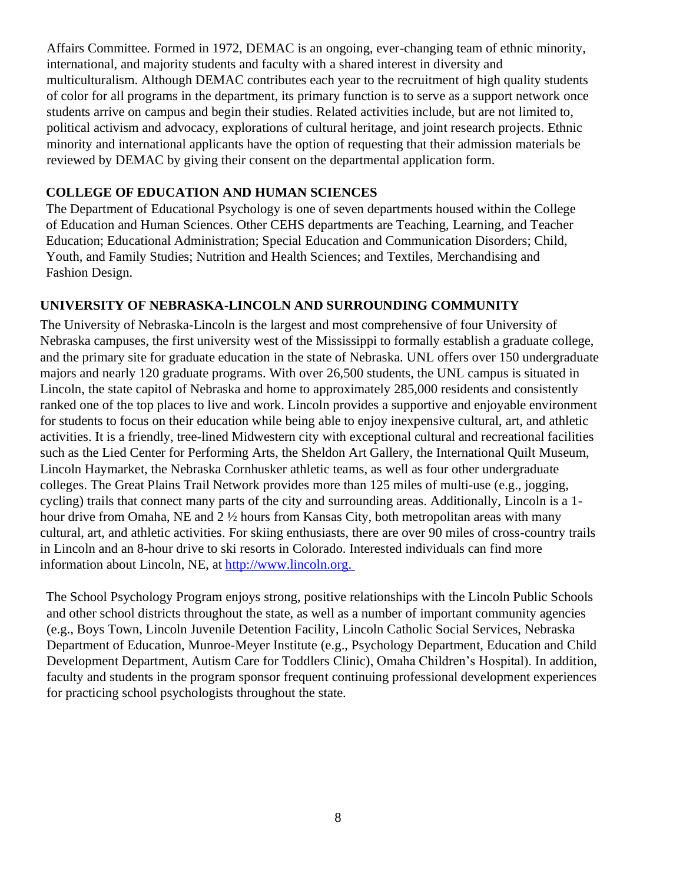Affairs Committee. Formed in 1972, DEMAC is an ongoing, ever-changing team of ethnic minority, international, and majority students and faculty with a shared interest in diversity and multiculturalism. Although DEMAC contributes each year to the recruitment of high quality students of color for all programs in the department, its primary function is to serve as a support network once students arrive on campus and begin their studies. Related activities include, but are not limited to, political activism and advocacy, explorations of cultural heritage, and joint research projects. Ethnic minority and international applicants have the option of requesting that their admission materials be reviewed by DEMAC by giving their consent on the departmental application form.

### COLLEGE OF EDUCATION AND HUMAN SCIENCES

The Department of Educational Psychology is one of seven departments housed within the College of Education and Human Sciences. Other CEHS departments are Teaching, Learning, and Teacher Education; Educational Administration; Special Education and Communication Disorders; Child, Youth, and Family Studies; Nutrition and Health Sciences; and Textiles, Merchandising and Fashion Design.

## UNIVERSITY OF NEBRASKA-LINCOLN AND SURROUNDING COMMUNITY

The University of Nebraska-Lincoln is the largest and most comprehensive of four University of Nebraska campuses, the first university west of the Mississippi to formally establish a graduate college, and the primary site for graduate education in the state of Nebraska. UNL offers over 150 undergraduate majors and nearly 120 graduate programs. With over 26,500 students, the UNL campus is situated in Lincoln, the state capitol of Nebraska and home to approximately 285,000 residents and consistently ranked one of the top places to live and work. Lincoln provides a supportive and enjoyable environment for students to focus on their education while being able to enjoy inexpensive cultural, art, and athletic activities. It is a friendly, tree-lined Midwestern city with exceptional cultural and recreational facilities such as the Lied Center for Performing Arts, the Sheldon Art Gallery, the International Quilt Museum, Lincoln Haymarket, the Nebraska Cornhusker athletic teams, as well as four other undergraduate colleges. The Great Plains Trail Network provides more than 125 miles of multi-use (e.g., jogging, cycling) trails that connect many parts of the city and surrounding areas. Additionally, Lincoln is a 1-hour drive from Omaha, NE and 2 ½ hours from Kansas City, both metropolitan areas with many cultural, art, and athletic activities. For skiing enthusiasts, there are over 90 miles of cross-country trails in Lincoln and an 8-hour drive to ski resorts in Colorado. Interested individuals can find more information about Lincoln, NE, at [http://www.lincoln.org.](http://www.lincoln.org)

The School Psychology Program enjoys strong, positive relationships with the Lincoln Public Schools and other school districts throughout the state, as well as a number of important community agencies (e.g., Boys Town, Lincoln Juvenile Detention Facility, Lincoln Catholic Social Services, Nebraska Department of Education, Munroe-Meyer Institute (e.g., Psychology Department, Education and Child Development Department, Autism Care for Toddlers Clinic), Omaha Children's Hospital). In addition, faculty and students in the program sponsor frequent continuing professional development experiences for practicing school psychologists throughout the state.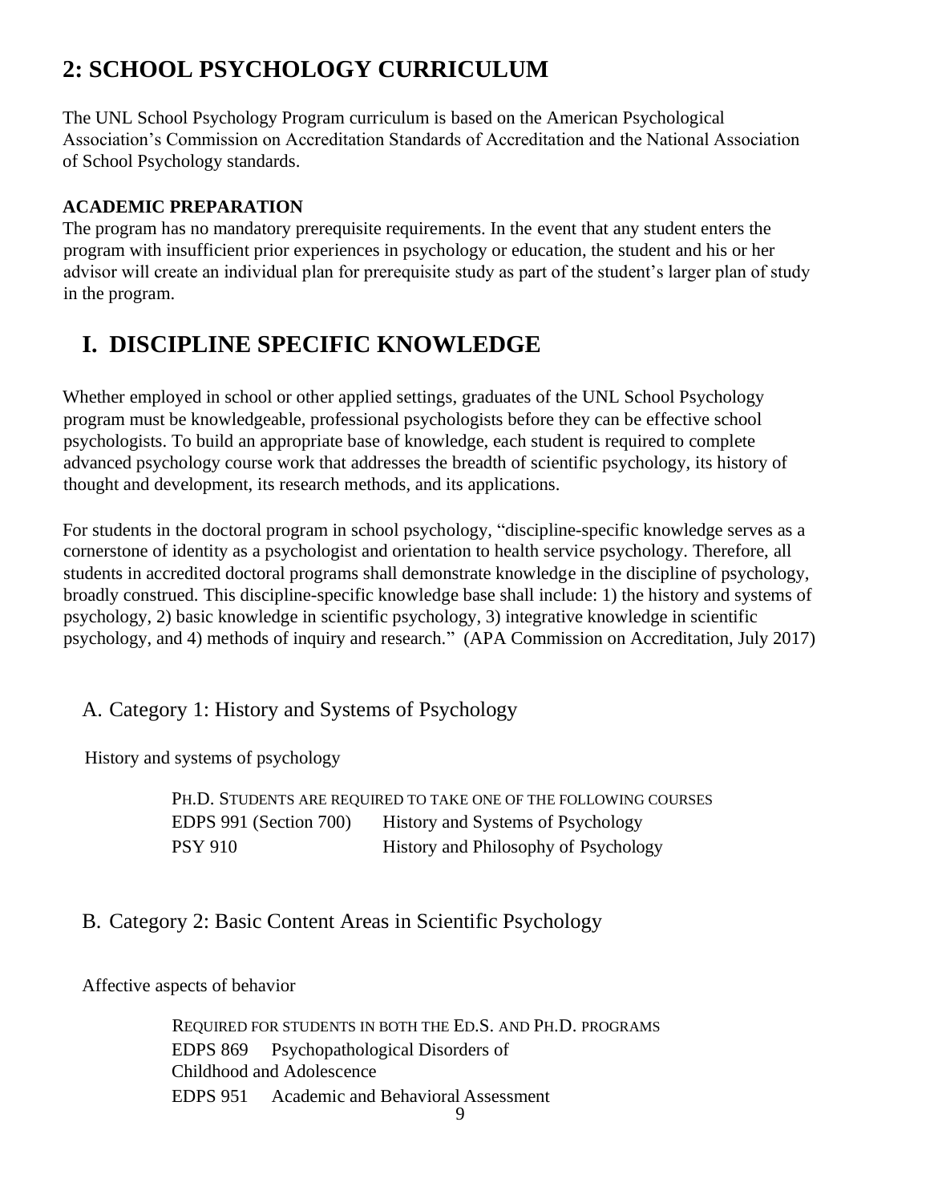# 2: SCHOOL PSYCHOLOGY CURRICULUM

The UNL School Psychology Program curriculum is based on the American Psychological Association's Commission on Accreditation Standards of Accreditation and the National Association of School Psychology standards.

**ACADEMIC PREPARATION**

The program has no mandatory prerequisite requirements. In the event that any student enters the program with insufficient prior experiences in psychology or education, the student and his or her advisor will create an individual plan for prerequisite study as part of the student's larger plan of study in the program.

## I. DISCIPLINE SPECIFIC KNOWLEDGE

Whether employed in school or other applied settings, graduates of the UNL School Psychology program must be knowledgeable, professional psychologists before they can be effective school psychologists. To build an appropriate base of knowledge, each student is required to complete advanced psychology course work that addresses the breadth of scientific psychology, its history of thought and development, its research methods, and its applications.

For students in the doctoral program in school psychology, "discipline-specific knowledge serves as a cornerstone of identity as a psychologist and orientation to health service psychology. Therefore, all students in accredited doctoral programs shall demonstrate knowledge in the discipline of psychology, broadly construed. This discipline-specific knowledge base shall include: 1) the history and systems of psychology, 2) basic knowledge in scientific psychology, 3) integrative knowledge in scientific psychology, and 4) methods of inquiry and research." (APA Commission on Accreditation, July 2017)

### A. Category 1: History and Systems of Psychology

History and systems of psychology

PH.D. STUDENTS ARE REQUIRED TO TAKE ONE OF THE FOLLOWING COURSES

EDPS 991 (Section 700) History and Systems of Psychology

PSY 910 History and Philosophy of Psychology

### B. Category 2: Basic Content Areas in Scientific Psychology

Affective aspects of behavior

REQUIRED FOR STUDENTS IN BOTH THE ED.S. AND PH.D. PROGRAMS

EDPS 869 Psychopathological Disorders of Childhood and Adolescence

EDPS 951 Academic and Behavioral Assessment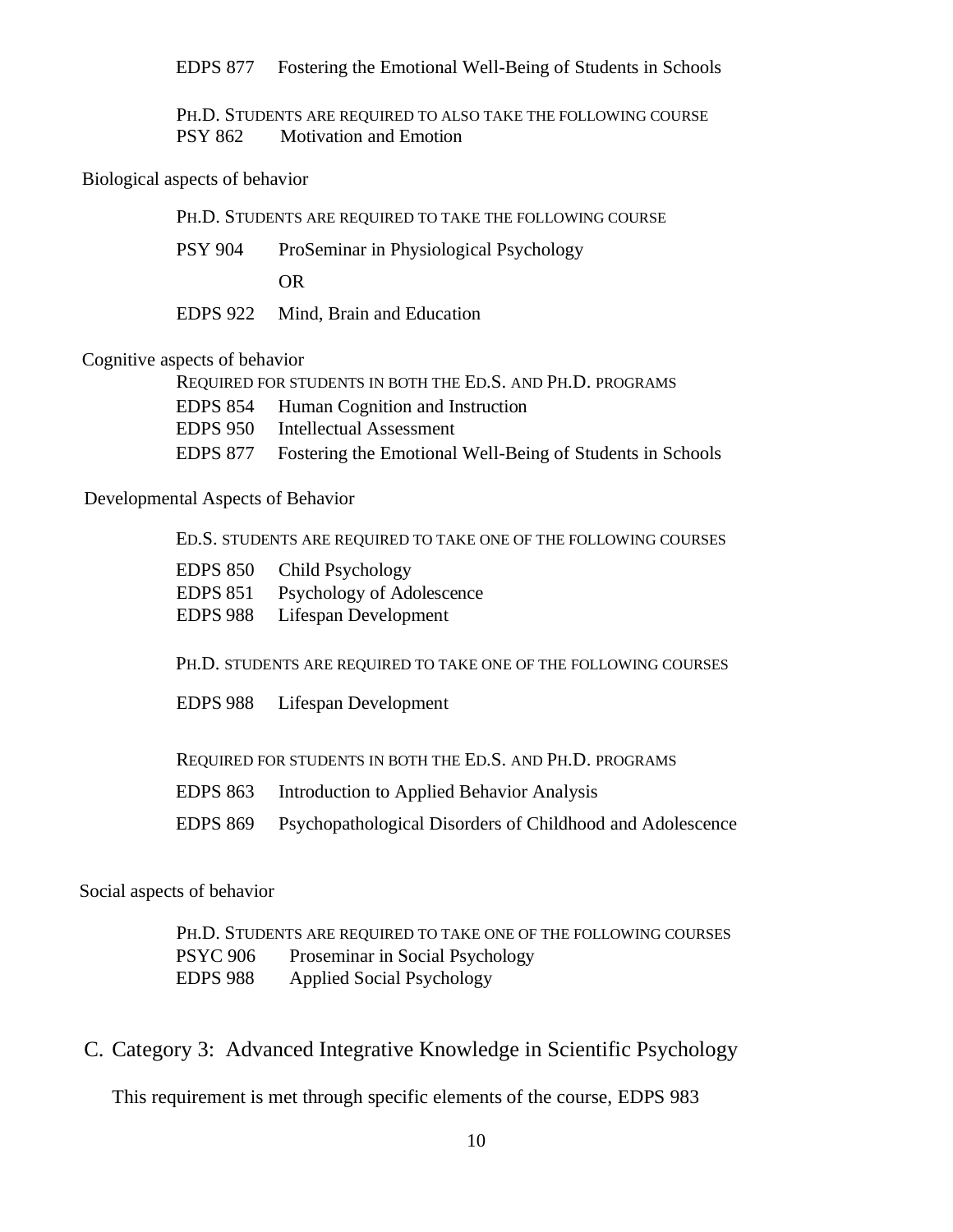EDPS 877 Fostering the Emotional Well-Being of Students in Schools

PH.D. STUDENTS ARE REQUIRED TO ALSO TAKE THE FOLLOWING COURSE
PSY 862 Motivation and Emotion

Biological aspects of behavior

PH.D. STUDENTS ARE REQUIRED TO TAKE THE FOLLOWING COURSE

PSY 904 ProSeminar in Physiological Psychology

OR

EDPS 922 Mind, Brain and Education

Cognitive aspects of behavior

REQUIRED FOR STUDENTS IN BOTH THE ED.S. AND PH.D. PROGRAMS
EDPS 854 Human Cognition and Instruction
EDPS 950 Intellectual Assessment
EDPS 877 Fostering the Emotional Well-Being of Students in Schools

Developmental Aspects of Behavior

ED.S. STUDENTS ARE REQUIRED TO TAKE ONE OF THE FOLLOWING COURSES

EDPS 850 Child Psychology
EDPS 851 Psychology of Adolescence
EDPS 988 Lifespan Development

PH.D. STUDENTS ARE REQUIRED TO TAKE ONE OF THE FOLLOWING COURSES

EDPS 988 Lifespan Development

REQUIRED FOR STUDENTS IN BOTH THE ED.S. AND PH.D. PROGRAMS

EDPS 863 Introduction to Applied Behavior Analysis

EDPS 869 Psychopathological Disorders of Childhood and Adolescence

Social aspects of behavior

PH.D. STUDENTS ARE REQUIRED TO TAKE ONE OF THE FOLLOWING COURSES
PSYC 906 Proseminar in Social Psychology
EDPS 988 Applied Social Psychology

## C. Category 3: Advanced Integrative Knowledge in Scientific Psychology

This requirement is met through specific elements of the course, EDPS 983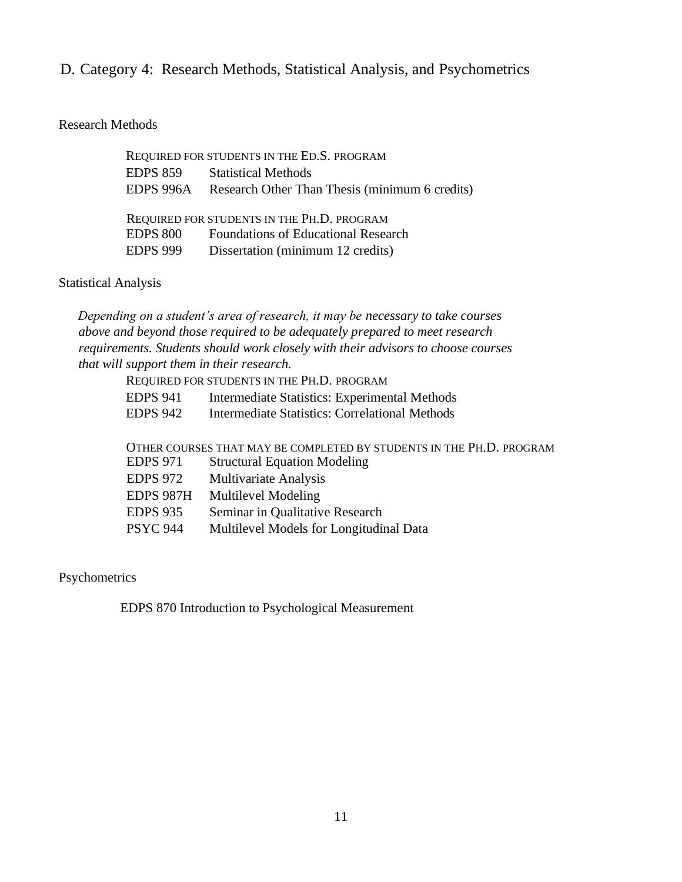## D. Category 4: Research Methods, Statistical Analysis, and Psychometrics

### Research Methods

REQUIRED FOR STUDENTS IN THE ED.S. PROGRAM

| | |
|---|---|
| EDPS 859 | Statistical Methods |
| EDPS 996A | Research Other Than Thesis (minimum 6 credits) |

REQUIRED FOR STUDENTS IN THE PH.D. PROGRAM

| | |
|---|---|
| EDPS 800 | Foundations of Educational Research |
| EDPS 999 | Dissertation (minimum 12 credits) |

### Statistical Analysis

*Depending on a student's area of research, it may be necessary to take courses above and beyond those required to be adequately prepared to meet research requirements. Students should work closely with their advisors to choose courses that will support them in their research.*

REQUIRED FOR STUDENTS IN THE PH.D. PROGRAM

| | |
|---|---|
| EDPS 941 | Intermediate Statistics: Experimental Methods |
| EDPS 942 | Intermediate Statistics: Correlational Methods |

OTHER COURSES THAT MAY BE COMPLETED BY STUDENTS IN THE PH.D. PROGRAM

| | |
|---|---|
| EDPS 971 | Structural Equation Modeling |
| EDPS 972 | Multivariate Analysis |
| EDPS 987H | Multilevel Modeling |
| EDPS 935 | Seminar in Qualitative Research |
| PSYC 944 | Multilevel Models for Longitudinal Data |

### Psychometrics

EDPS 870 Introduction to Psychological Measurement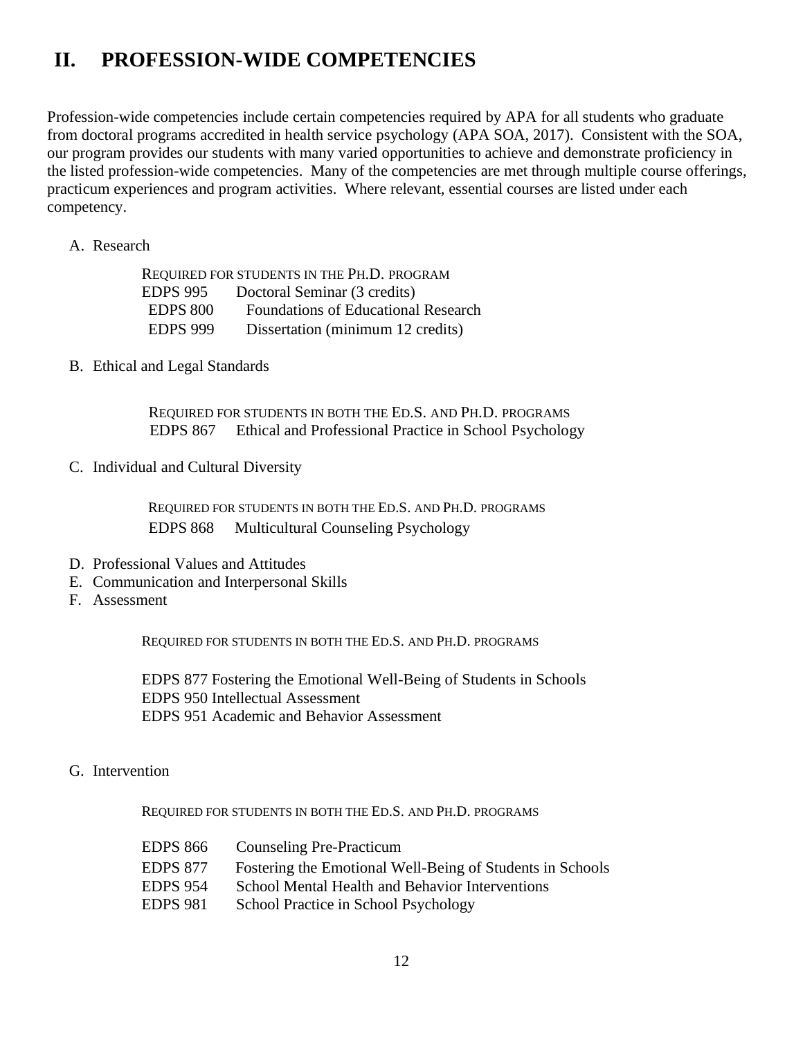## II. PROFESSION-WIDE COMPETENCIES

Profession-wide competencies include certain competencies required by APA for all students who graduate from doctoral programs accredited in health service psychology (APA SOA, 2017). Consistent with the SOA, our program provides our students with many varied opportunities to achieve and demonstrate proficiency in the listed profession-wide competencies. Many of the competencies are met through multiple course offerings, practicum experiences and program activities. Where relevant, essential courses are listed under each competency.

A. Research

REQUIRED FOR STUDENTS IN THE PH.D. PROGRAM

EDPS 995 Doctoral Seminar (3 credits)
EDPS 800 Foundations of Educational Research
EDPS 999 Dissertation (minimum 12 credits)

B. Ethical and Legal Standards

REQUIRED FOR STUDENTS IN BOTH THE ED.S. AND PH.D. PROGRAMS

EDPS 867 Ethical and Professional Practice in School Psychology

C. Individual and Cultural Diversity

REQUIRED FOR STUDENTS IN BOTH THE ED.S. AND PH.D. PROGRAMS

EDPS 868 Multicultural Counseling Psychology

D. Professional Values and Attitudes
E. Communication and Interpersonal Skills
F. Assessment

REQUIRED FOR STUDENTS IN BOTH THE ED.S. AND PH.D. PROGRAMS

EDPS 877 Fostering the Emotional Well-Being of Students in Schools
EDPS 950 Intellectual Assessment
EDPS 951 Academic and Behavior Assessment

G. Intervention

REQUIRED FOR STUDENTS IN BOTH THE ED.S. AND PH.D. PROGRAMS

EDPS 866 Counseling Pre-Practicum
EDPS 877 Fostering the Emotional Well-Being of Students in Schools
EDPS 954 School Mental Health and Behavior Interventions
EDPS 981 School Practice in School Psychology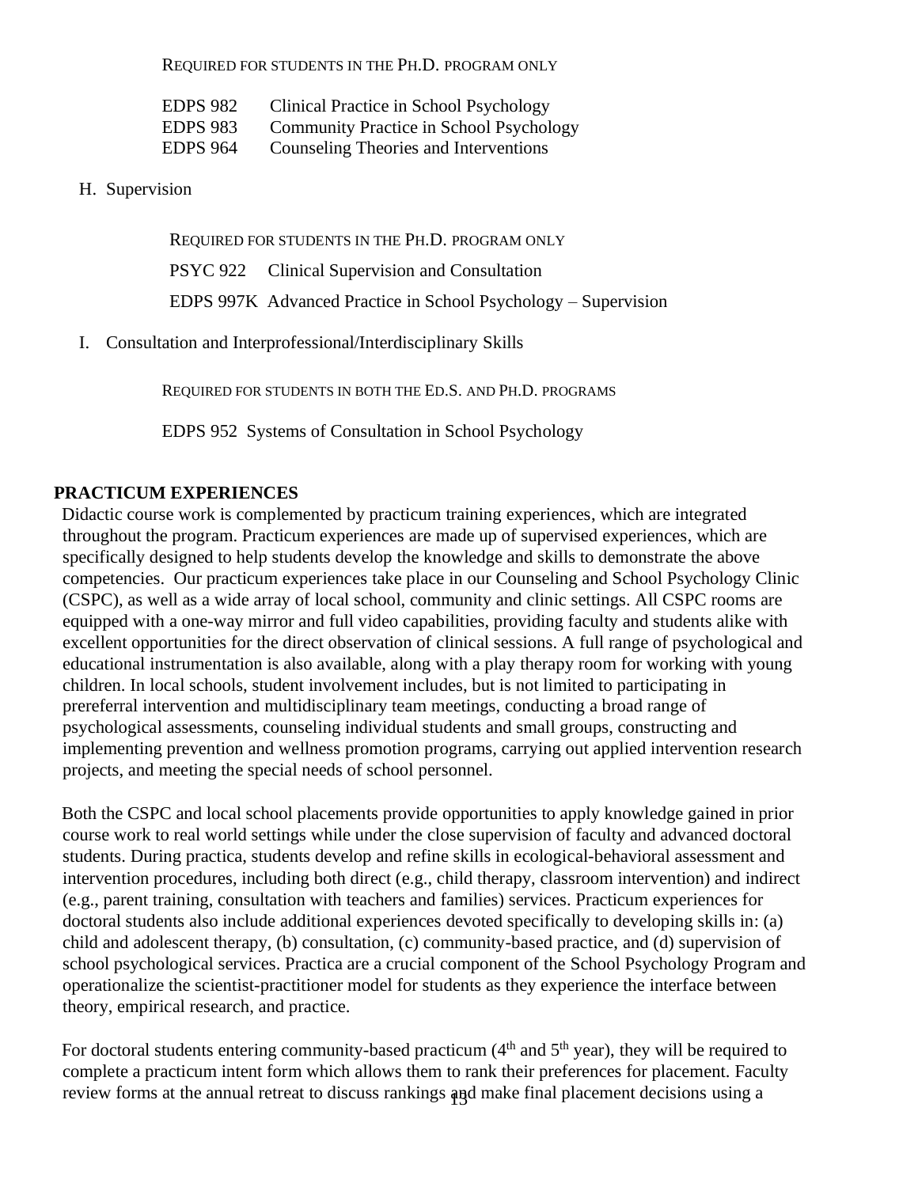REQUIRED FOR STUDENTS IN THE PH.D. PROGRAM ONLY

EDPS 982 Clinical Practice in School Psychology
EDPS 983 Community Practice in School Psychology
EDPS 964 Counseling Theories and Interventions

H. Supervision

REQUIRED FOR STUDENTS IN THE PH.D. PROGRAM ONLY

PSYC 922 Clinical Supervision and Consultation

EDPS 997K Advanced Practice in School Psychology – Supervision

I. Consultation and Interprofessional/Interdisciplinary Skills

REQUIRED FOR STUDENTS IN BOTH THE ED.S. AND PH.D. PROGRAMS

EDPS 952 Systems of Consultation in School Psychology

## PRACTICUM EXPERIENCES

Didactic course work is complemented by practicum training experiences, which are integrated throughout the program. Practicum experiences are made up of supervised experiences, which are specifically designed to help students develop the knowledge and skills to demonstrate the above competencies. Our practicum experiences take place in our Counseling and School Psychology Clinic (CSPC), as well as a wide array of local school, community and clinic settings. All CSPC rooms are equipped with a one-way mirror and full video capabilities, providing faculty and students alike with excellent opportunities for the direct observation of clinical sessions. A full range of psychological and educational instrumentation is also available, along with a play therapy room for working with young children. In local schools, student involvement includes, but is not limited to participating in prereferral intervention and multidisciplinary team meetings, conducting a broad range of psychological assessments, counseling individual students and small groups, constructing and implementing prevention and wellness promotion programs, carrying out applied intervention research projects, and meeting the special needs of school personnel.

Both the CSPC and local school placements provide opportunities to apply knowledge gained in prior course work to real world settings while under the close supervision of faculty and advanced doctoral students. During practica, students develop and refine skills in ecological-behavioral assessment and intervention procedures, including both direct (e.g., child therapy, classroom intervention) and indirect (e.g., parent training, consultation with teachers and families) services. Practicum experiences for doctoral students also include additional experiences devoted specifically to developing skills in: (a) child and adolescent therapy, (b) consultation, (c) community-based practice, and (d) supervision of school psychological services. Practica are a crucial component of the School Psychology Program and operationalize the scientist-practitioner model for students as they experience the interface between theory, empirical research, and practice.

For doctoral students entering community-based practicum (4th and 5th year), they will be required to complete a practicum intent form which allows them to rank their preferences for placement. Faculty review forms at the annual retreat to discuss rankings and make final placement decisions using a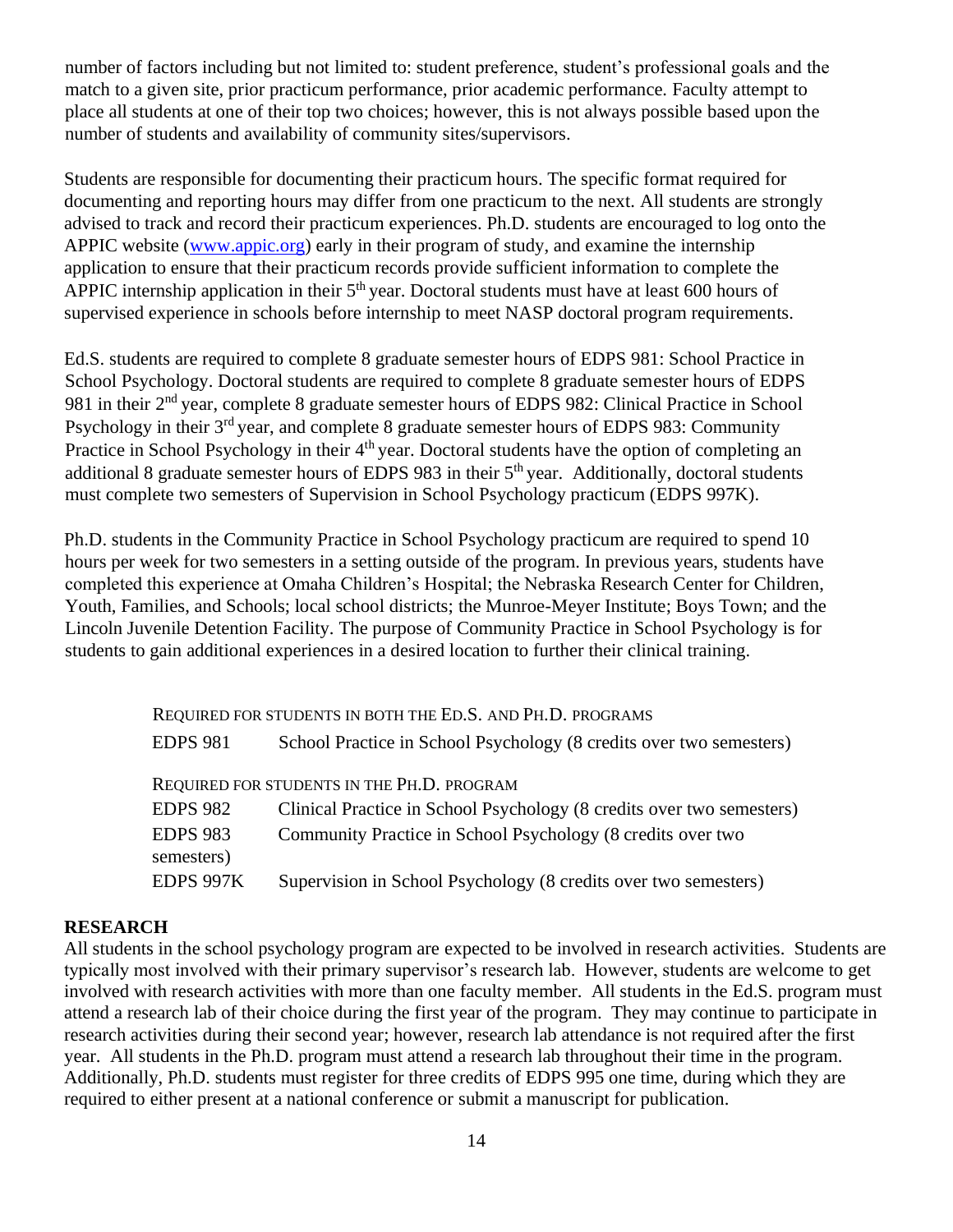number of factors including but not limited to: student preference, student's professional goals and the match to a given site, prior practicum performance, prior academic performance. Faculty attempt to place all students at one of their top two choices; however, this is not always possible based upon the number of students and availability of community sites/supervisors.

Students are responsible for documenting their practicum hours. The specific format required for documenting and reporting hours may differ from one practicum to the next. All students are strongly advised to track and record their practicum experiences. Ph.D. students are encouraged to log onto the APPIC website ([www.appic.org](http://www.appic.org)) early in their program of study, and examine the internship application to ensure that their practicum records provide sufficient information to complete the APPIC internship application in their 5th year. Doctoral students must have at least 600 hours of supervised experience in schools before internship to meet NASP doctoral program requirements.

Ed.S. students are required to complete 8 graduate semester hours of EDPS 981: School Practice in School Psychology. Doctoral students are required to complete 8 graduate semester hours of EDPS 981 in their 2nd year, complete 8 graduate semester hours of EDPS 982: Clinical Practice in School Psychology in their 3rd year, and complete 8 graduate semester hours of EDPS 983: Community Practice in School Psychology in their 4th year. Doctoral students have the option of completing an additional 8 graduate semester hours of EDPS 983 in their 5th year. Additionally, doctoral students must complete two semesters of Supervision in School Psychology practicum (EDPS 997K).

Ph.D. students in the Community Practice in School Psychology practicum are required to spend 10 hours per week for two semesters in a setting outside of the program. In previous years, students have completed this experience at Omaha Children's Hospital; the Nebraska Research Center for Children, Youth, Families, and Schools; local school districts; the Munroe-Meyer Institute; Boys Town; and the Lincoln Juvenile Detention Facility. The purpose of Community Practice in School Psychology is for students to gain additional experiences in a desired location to further their clinical training.

| REQUIRED FOR STUDENTS IN BOTH THE ED.S. AND PH.D. PROGRAMS | |
|---|---|
| EDPS 981 | School Practice in School Psychology (8 credits over two semesters) |
| REQUIRED FOR STUDENTS IN THE PH.D. PROGRAM | |
| EDPS 982 | Clinical Practice in School Psychology (8 credits over two semesters) |
| EDPS 983 | Community Practice in School Psychology (8 credits over two semesters) |
| EDPS 997K | Supervision in School Psychology (8 credits over two semesters) |

## RESEARCH

All students in the school psychology program are expected to be involved in research activities. Students are typically most involved with their primary supervisor's research lab. However, students are welcome to get involved with research activities with more than one faculty member. All students in the Ed.S. program must attend a research lab of their choice during the first year of the program. They may continue to participate in research activities during their second year; however, research lab attendance is not required after the first year. All students in the Ph.D. program must attend a research lab throughout their time in the program. Additionally, Ph.D. students must register for three credits of EDPS 995 one time, during which they are required to either present at a national conference or submit a manuscript for publication.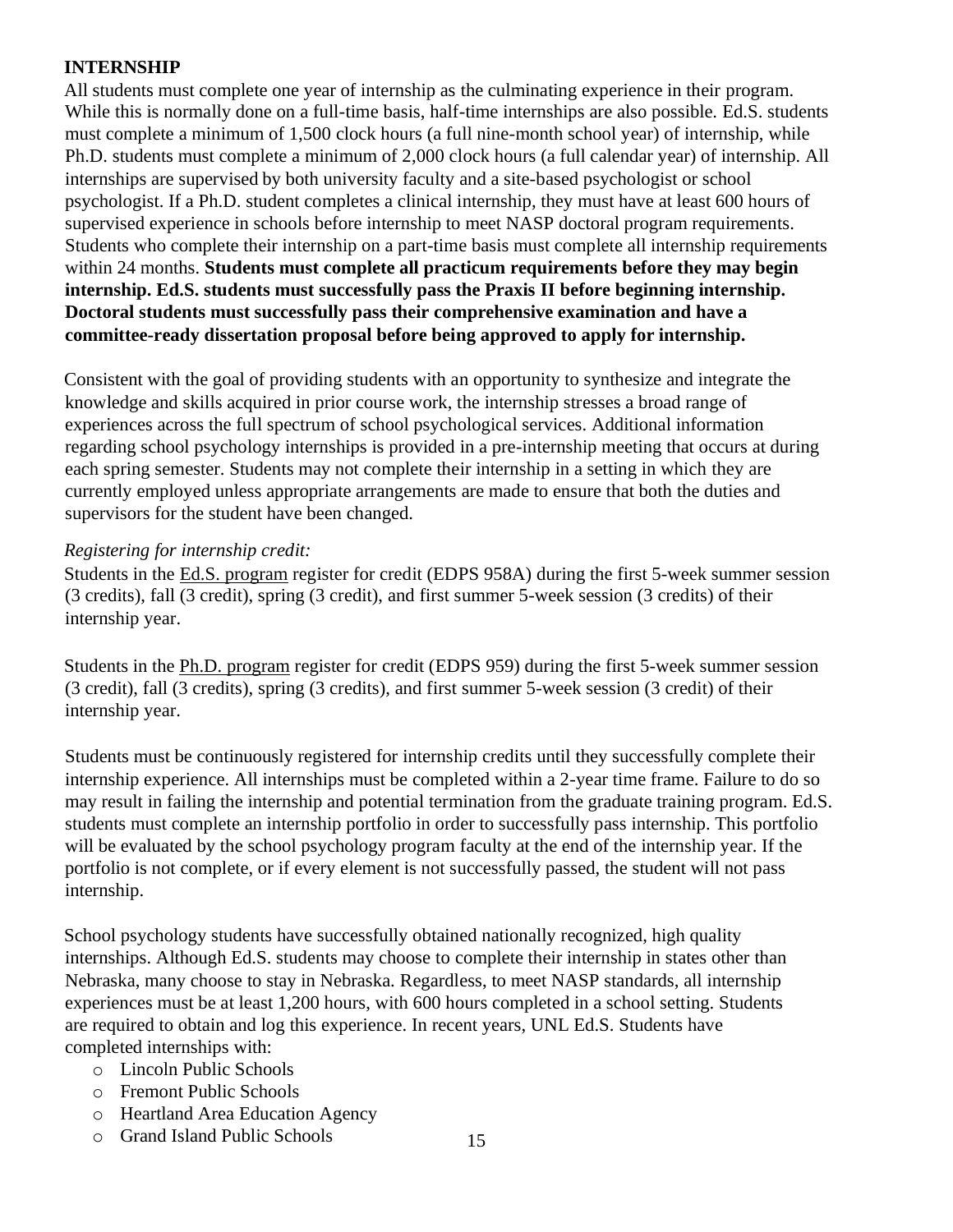**INTERNSHIP**

All students must complete one year of internship as the culminating experience in their program. While this is normally done on a full-time basis, half-time internships are also possible. Ed.S. students must complete a minimum of 1,500 clock hours (a full nine-month school year) of internship, while Ph.D. students must complete a minimum of 2,000 clock hours (a full calendar year) of internship. All internships are supervised by both university faculty and a site-based psychologist or school psychologist. If a Ph.D. student completes a clinical internship, they must have at least 600 hours of supervised experience in schools before internship to meet NASP doctoral program requirements. Students who complete their internship on a part-time basis must complete all internship requirements within 24 months. **Students must complete all practicum requirements before they may begin internship. Ed.S. students must successfully pass the Praxis II before beginning internship. Doctoral students must successfully pass their comprehensive examination and have a committee-ready dissertation proposal before being approved to apply for internship.**

Consistent with the goal of providing students with an opportunity to synthesize and integrate the knowledge and skills acquired in prior course work, the internship stresses a broad range of experiences across the full spectrum of school psychological services. Additional information regarding school psychology internships is provided in a pre-internship meeting that occurs at during each spring semester. Students may not complete their internship in a setting in which they are currently employed unless appropriate arrangements are made to ensure that both the duties and supervisors for the student have been changed.

*Registering for internship credit:*

Students in the Ed.S. program register for credit (EDPS 958A) during the first 5-week summer session (3 credits), fall (3 credit), spring (3 credit), and first summer 5-week session (3 credits) of their internship year.

Students in the Ph.D. program register for credit (EDPS 959) during the first 5-week summer session (3 credit), fall (3 credits), spring (3 credits), and first summer 5-week session (3 credit) of their internship year.

Students must be continuously registered for internship credits until they successfully complete their internship experience. All internships must be completed within a 2-year time frame. Failure to do so may result in failing the internship and potential termination from the graduate training program. Ed.S. students must complete an internship portfolio in order to successfully pass internship. This portfolio will be evaluated by the school psychology program faculty at the end of the internship year. If the portfolio is not complete, or if every element is not successfully passed, the student will not pass internship.

School psychology students have successfully obtained nationally recognized, high quality internships. Although Ed.S. students may choose to complete their internship in states other than Nebraska, many choose to stay in Nebraska. Regardless, to meet NASP standards, all internship experiences must be at least 1,200 hours, with 600 hours completed in a school setting. Students are required to obtain and log this experience. In recent years, UNL Ed.S. Students have completed internships with:

- Lincoln Public Schools
- Fremont Public Schools
- Heartland Area Education Agency
- Grand Island Public Schools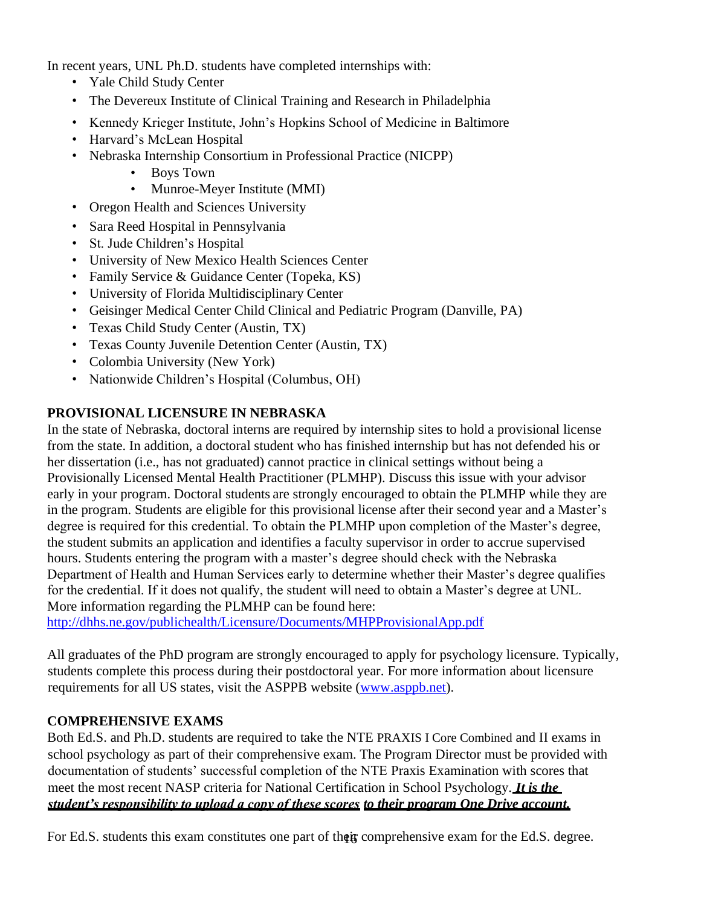In recent years, UNL Ph.D. students have completed internships with:

- Yale Child Study Center
- The Devereux Institute of Clinical Training and Research in Philadelphia
- Kennedy Krieger Institute, John's Hopkins School of Medicine in Baltimore
- Harvard's McLean Hospital
- Nebraska Internship Consortium in Professional Practice (NICPP)
    - Boys Town
    - Munroe-Meyer Institute (MMI)
- Oregon Health and Sciences University
- Sara Reed Hospital in Pennsylvania
- St. Jude Children's Hospital
- University of New Mexico Health Sciences Center
- Family Service & Guidance Center (Topeka, KS)
- University of Florida Multidisciplinary Center
- Geisinger Medical Center Child Clinical and Pediatric Program (Danville, PA)
- Texas Child Study Center (Austin, TX)
- Texas County Juvenile Detention Center (Austin, TX)
- Colombia University (New York)
- Nationwide Children's Hospital (Columbus, OH)

**PROVISIONAL LICENSURE IN NEBRASKA**

In the state of Nebraska, doctoral interns are required by internship sites to hold a provisional license from the state. In addition, a doctoral student who has finished internship but has not defended his or her dissertation (i.e., has not graduated) cannot practice in clinical settings without being a Provisionally Licensed Mental Health Practitioner (PLMHP). Discuss this issue with your advisor early in your program. Doctoral students are strongly encouraged to obtain the PLMHP while they are in the program. Students are eligible for this provisional license after their second year and a Master's degree is required for this credential. To obtain the PLMHP upon completion of the Master's degree, the student submits an application and identifies a faculty supervisor in order to accrue supervised hours. Students entering the program with a master's degree should check with the Nebraska Department of Health and Human Services early to determine whether their Master's degree qualifies for the credential. If it does not qualify, the student will need to obtain a Master's degree at UNL. More information regarding the PLMHP can be found here:
http://dhhs.ne.gov/publichealth/Licensure/Documents/MHPProvisionalApp.pdf

All graduates of the PhD program are strongly encouraged to apply for psychology licensure. Typically, students complete this process during their postdoctoral year. For more information about licensure requirements for all US states, visit the ASPPB website (www.asppb.net).

**COMPREHENSIVE EXAMS**

Both Ed.S. and Ph.D. students are required to take the NTE PRAXIS I Core Combined and II exams in school psychology as part of their comprehensive exam. The Program Director must be provided with documentation of students' successful completion of the NTE Praxis Examination with scores that meet the most recent NASP criteria for National Certification in School Psychology. ***It is the student's responsibility to upload a copy of these scores to their program One Drive account.***

For Ed.S. students this exam constitutes one part of their comprehensive exam for the Ed.S. degree.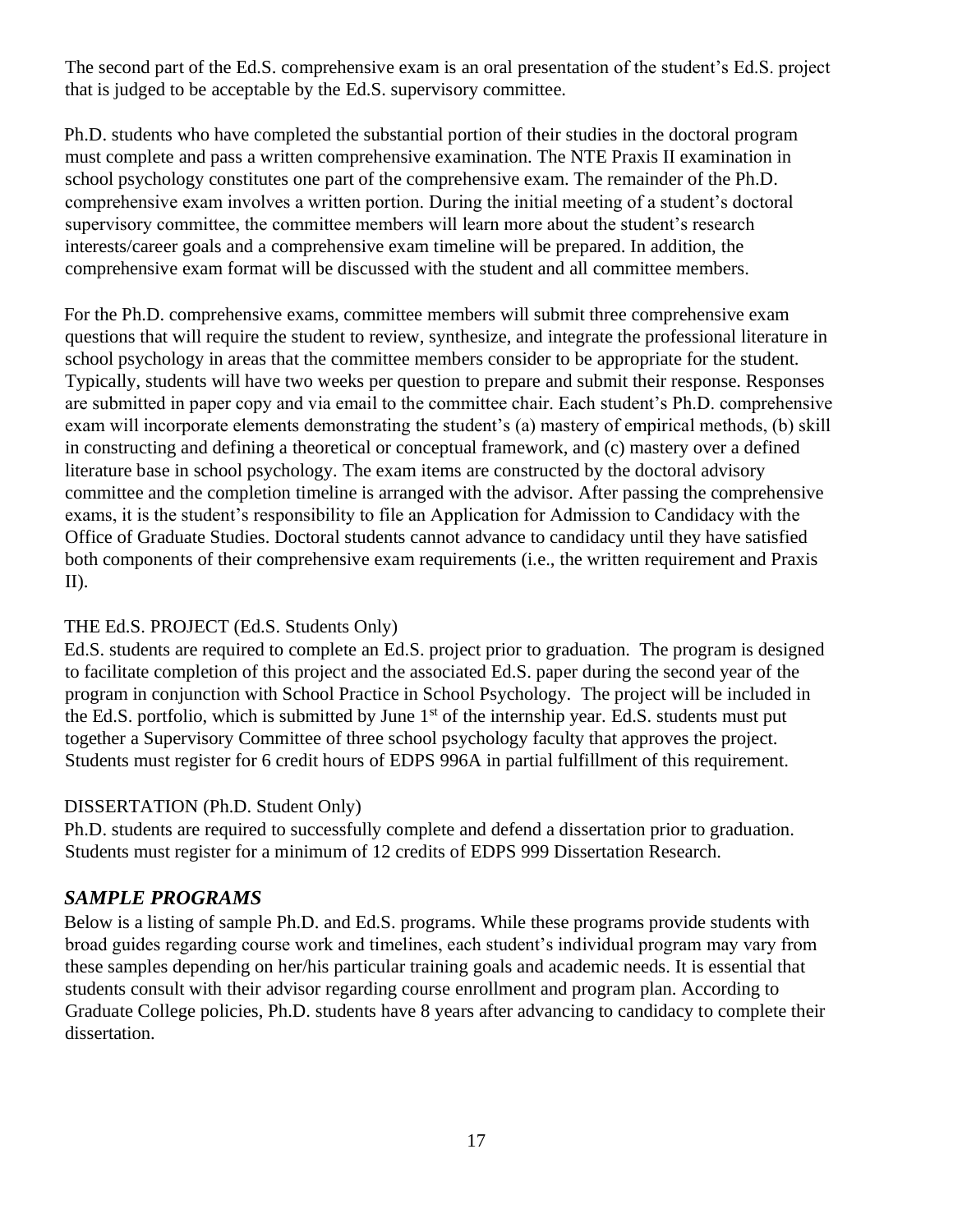The second part of the Ed.S. comprehensive exam is an oral presentation of the student's Ed.S. project that is judged to be acceptable by the Ed.S. supervisory committee.

Ph.D. students who have completed the substantial portion of their studies in the doctoral program must complete and pass a written comprehensive examination. The NTE Praxis II examination in school psychology constitutes one part of the comprehensive exam. The remainder of the Ph.D. comprehensive exam involves a written portion. During the initial meeting of a student's doctoral supervisory committee, the committee members will learn more about the student's research interests/career goals and a comprehensive exam timeline will be prepared. In addition, the comprehensive exam format will be discussed with the student and all committee members.

For the Ph.D. comprehensive exams, committee members will submit three comprehensive exam questions that will require the student to review, synthesize, and integrate the professional literature in school psychology in areas that the committee members consider to be appropriate for the student. Typically, students will have two weeks per question to prepare and submit their response. Responses are submitted in paper copy and via email to the committee chair. Each student's Ph.D. comprehensive exam will incorporate elements demonstrating the student's (a) mastery of empirical methods, (b) skill in constructing and defining a theoretical or conceptual framework, and (c) mastery over a defined literature base in school psychology. The exam items are constructed by the doctoral advisory committee and the completion timeline is arranged with the advisor. After passing the comprehensive exams, it is the student's responsibility to file an Application for Admission to Candidacy with the Office of Graduate Studies. Doctoral students cannot advance to candidacy until they have satisfied both components of their comprehensive exam requirements (i.e., the written requirement and Praxis II).

THE Ed.S. PROJECT (Ed.S. Students Only)

Ed.S. students are required to complete an Ed.S. project prior to graduation. The program is designed to facilitate completion of this project and the associated Ed.S. paper during the second year of the program in conjunction with School Practice in School Psychology. The project will be included in the Ed.S. portfolio, which is submitted by June 1st of the internship year. Ed.S. students must put together a Supervisory Committee of three school psychology faculty that approves the project. Students must register for 6 credit hours of EDPS 996A in partial fulfillment of this requirement.

DISSERTATION (Ph.D. Student Only)

Ph.D. students are required to successfully complete and defend a dissertation prior to graduation. Students must register for a minimum of 12 credits of EDPS 999 Dissertation Research.

## *SAMPLE PROGRAMS*

Below is a listing of sample Ph.D. and Ed.S. programs. While these programs provide students with broad guides regarding course work and timelines, each student's individual program may vary from these samples depending on her/his particular training goals and academic needs. It is essential that students consult with their advisor regarding course enrollment and program plan. According to Graduate College policies, Ph.D. students have 8 years after advancing to candidacy to complete their dissertation.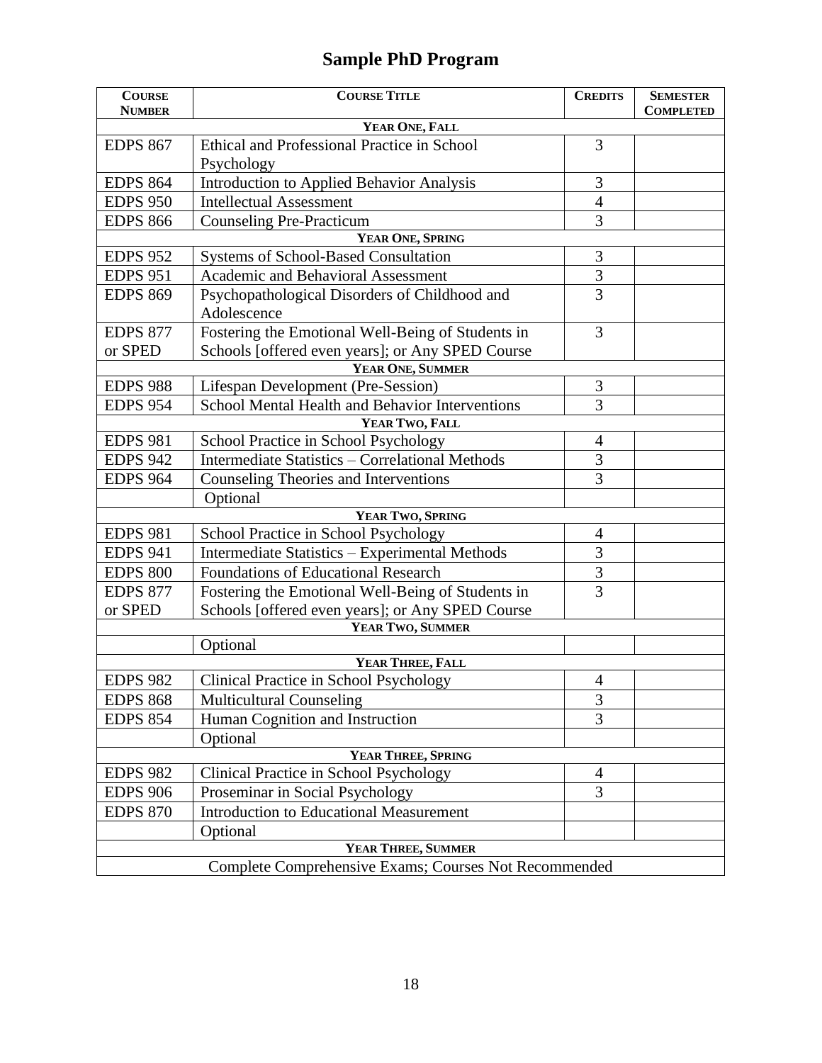# Sample PhD Program

| Course Number | Course Title | Credits | Semester Completed |
|---|---|---|---|
| **Year One, Fall** | | | |
| EDPS 867 | Ethical and Professional Practice in School Psychology | 3 | |
| EDPS 864 | Introduction to Applied Behavior Analysis | 3 | |
| EDPS 950 | Intellectual Assessment | 4 | |
| EDPS 866 | Counseling Pre-Practicum | 3 | |
| **Year One, Spring** | | | |
| EDPS 952 | Systems of School-Based Consultation | 3 | |
| EDPS 951 | Academic and Behavioral Assessment | 3 | |
| EDPS 869 | Psychopathological Disorders of Childhood and Adolescence | 3 | |
| EDPS 877 or SPED | Fostering the Emotional Well-Being of Students in Schools [offered even years]; or Any SPED Course | 3 | |
| **Year One, Summer** | | | |
| EDPS 988 | Lifespan Development (Pre-Session) | 3 | |
| EDPS 954 | School Mental Health and Behavior Interventions | 3 | |
| **Year Two, Fall** | | | |
| EDPS 981 | School Practice in School Psychology | 4 | |
| EDPS 942 | Intermediate Statistics – Correlational Methods | 3 | |
| EDPS 964 | Counseling Theories and Interventions | 3 | |
| | Optional | | |
| **Year Two, Spring** | | | |
| EDPS 981 | School Practice in School Psychology | 4 | |
| EDPS 941 | Intermediate Statistics – Experimental Methods | 3 | |
| EDPS 800 | Foundations of Educational Research | 3 | |
| EDPS 877 or SPED | Fostering the Emotional Well-Being of Students in Schools [offered even years]; or Any SPED Course | 3 | |
| **Year Two, Summer** | | | |
| | Optional | | |
| **Year Three, Fall** | | | |
| EDPS 982 | Clinical Practice in School Psychology | 4 | |
| EDPS 868 | Multicultural Counseling | 3 | |
| EDPS 854 | Human Cognition and Instruction | 3 | |
| | Optional | | |
| **Year Three, Spring** | | | |
| EDPS 982 | Clinical Practice in School Psychology | 4 | |
| EDPS 906 | Proseminar in Social Psychology | 3 | |
| EDPS 870 | Introduction to Educational Measurement | | |
| | Optional | | |
| **Year Three, Summer** | | | |
| Complete Comprehensive Exams; Courses Not Recommended | | | |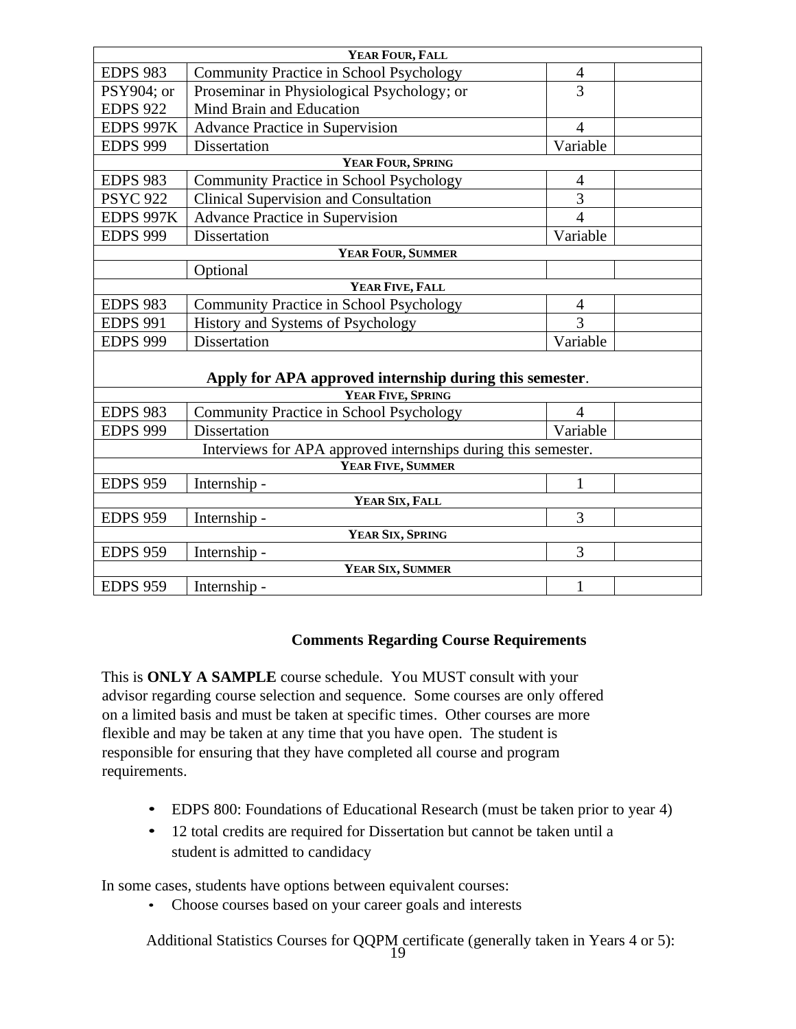| | | | |
|---|---|---|---|
| **YEAR FOUR, FALL** | | | |
| EDPS 983 | Community Practice in School Psychology | 4 | |
| PSY904; or EDPS 922 | Proseminar in Physiological Psychology; or Mind Brain and Education | 3 | |
| EDPS 997K | Advance Practice in Supervision | 4 | |
| EDPS 999 | Dissertation | Variable | |
| **YEAR FOUR, SPRING** | | | |
| EDPS 983 | Community Practice in School Psychology | 4 | |
| PSYC 922 | Clinical Supervision and Consultation | 3 | |
| EDPS 997K | Advance Practice in Supervision | 4 | |
| EDPS 999 | Dissertation | Variable | |
| **YEAR FOUR, SUMMER** | | | |
| | Optional | | |
| **YEAR FIVE, FALL** | | | |
| EDPS 983 | Community Practice in School Psychology | 4 | |
| EDPS 991 | History and Systems of Psychology | 3 | |
| EDPS 999 | Dissertation | Variable | |
| **Apply for APA approved internship during this semester**. | | | |
| **YEAR FIVE, SPRING** | | | |
| EDPS 983 | Community Practice in School Psychology | 4 | |
| EDPS 999 | Dissertation | Variable | |
| Interviews for APA approved internships during this semester. | | | |
| **YEAR FIVE, SUMMER** | | | |
| EDPS 959 | Internship - | 1 | |
| **YEAR SIX, FALL** | | | |
| EDPS 959 | Internship - | 3 | |
| **YEAR SIX, SPRING** | | | |
| EDPS 959 | Internship - | 3 | |
| **YEAR SIX, SUMMER** | | | |
| EDPS 959 | Internship - | 1 | |

## Comments Regarding Course Requirements

This is **ONLY A SAMPLE** course schedule. You MUST consult with your advisor regarding course selection and sequence. Some courses are only offered on a limited basis and must be taken at specific times. Other courses are more flexible and may be taken at any time that you have open. The student is responsible for ensuring that they have completed all course and program requirements.

- EDPS 800: Foundations of Educational Research (must be taken prior to year 4)
- 12 total credits are required for Dissertation but cannot be taken until a student is admitted to candidacy

In some cases, students have options between equivalent courses:

- Choose courses based on your career goals and interests

Additional Statistics Courses for QQPM certificate (generally taken in Years 4 or 5):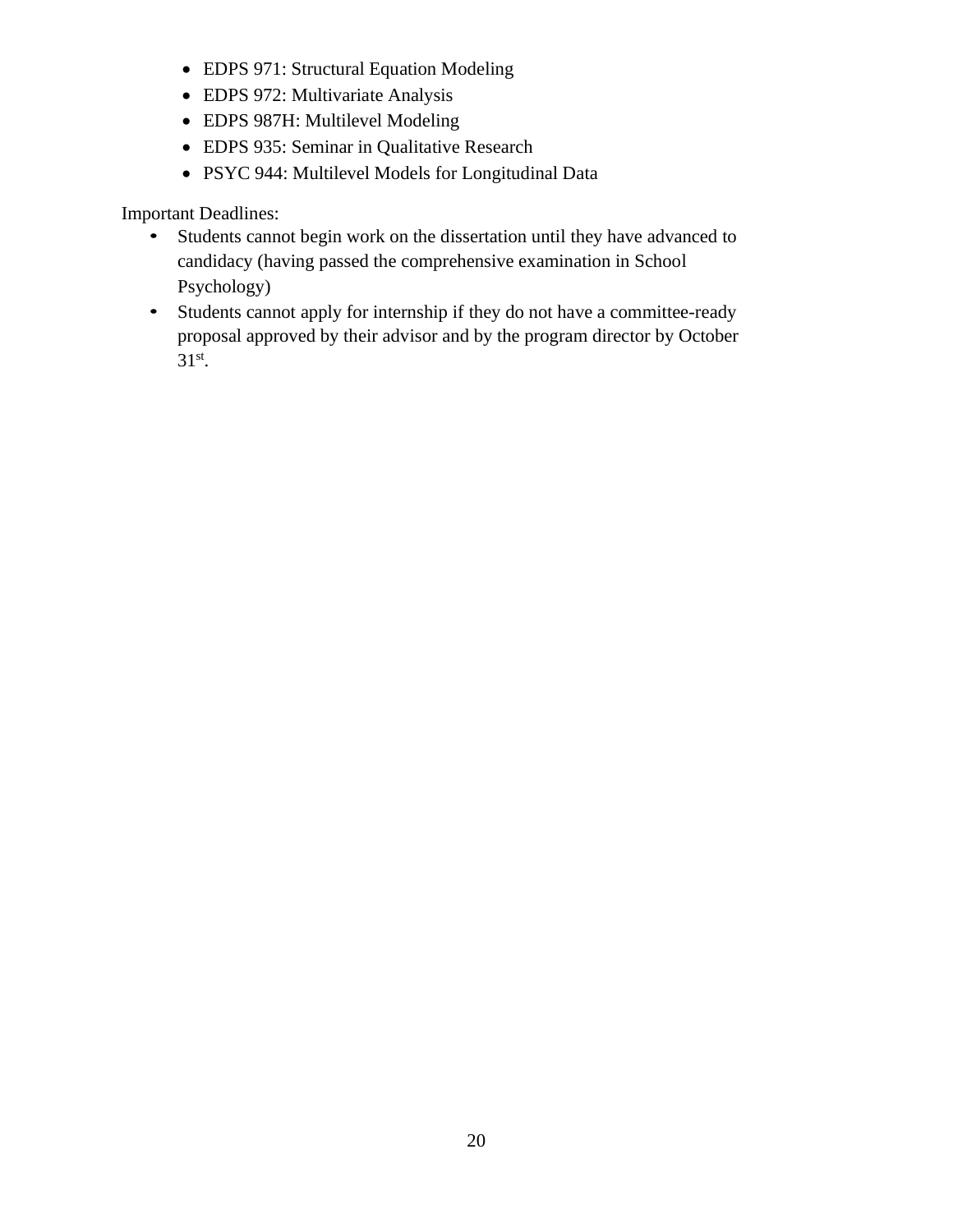- EDPS 971: Structural Equation Modeling
- EDPS 972: Multivariate Analysis
- EDPS 987H: Multilevel Modeling
- EDPS 935: Seminar in Qualitative Research
- PSYC 944: Multilevel Models for Longitudinal Data

Important Deadlines:

- Students cannot begin work on the dissertation until they have advanced to candidacy (having passed the comprehensive examination in School Psychology)
- Students cannot apply for internship if they do not have a committee-ready proposal approved by their advisor and by the program director by October 31st.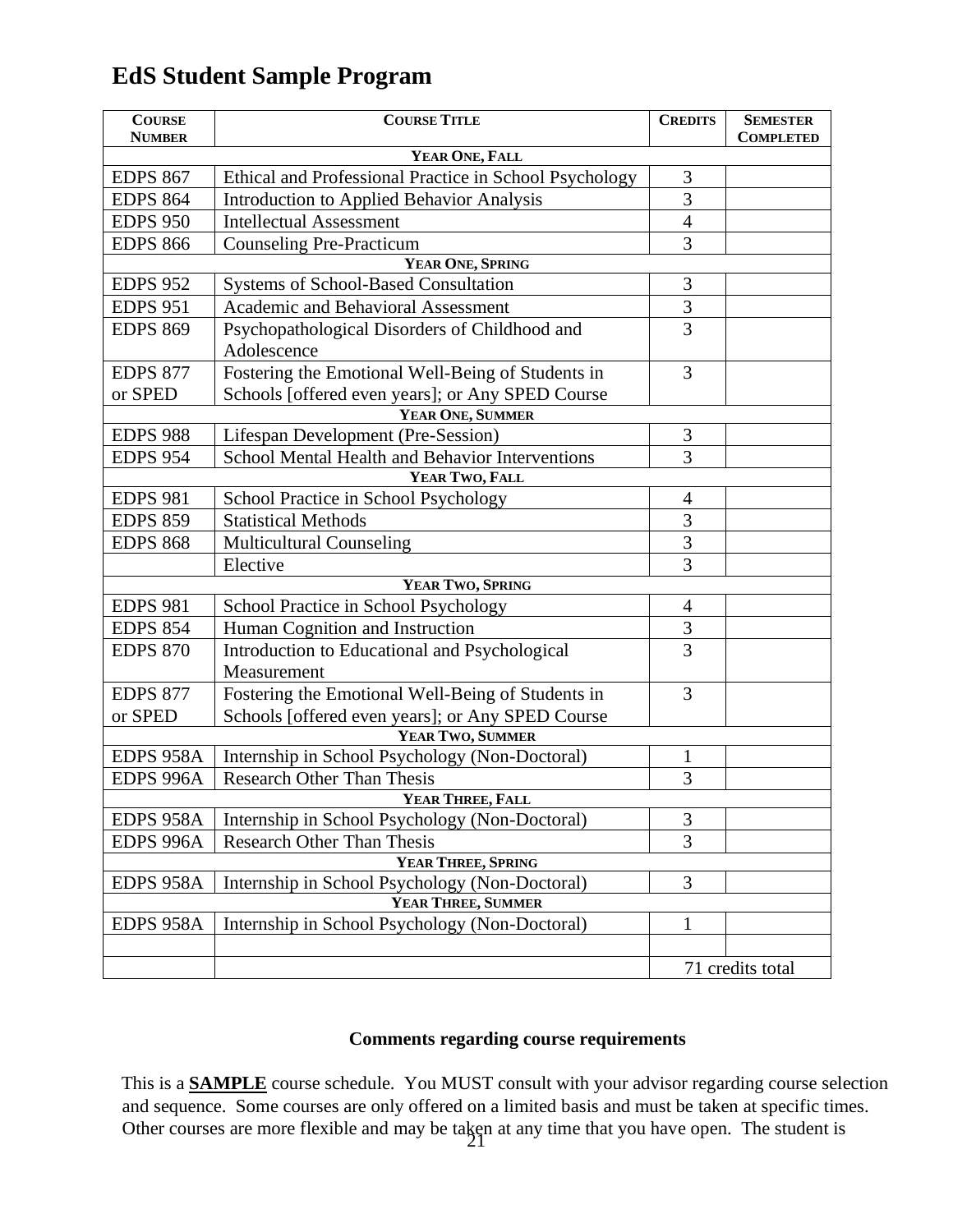# EdS Student Sample Program

| Course Number | Course Title | Credits | Semester Completed |
|---|---|---|---|
| **Year One, Fall** | | | |
| EDPS 867 | Ethical and Professional Practice in School Psychology | 3 | |
| EDPS 864 | Introduction to Applied Behavior Analysis | 3 | |
| EDPS 950 | Intellectual Assessment | 4 | |
| EDPS 866 | Counseling Pre-Practicum | 3 | |
| **Year One, Spring** | | | |
| EDPS 952 | Systems of School-Based Consultation | 3 | |
| EDPS 951 | Academic and Behavioral Assessment | 3 | |
| EDPS 869 | Psychopathological Disorders of Childhood and Adolescence | 3 | |
| EDPS 877 or SPED | Fostering the Emotional Well-Being of Students in Schools [offered even years]; or Any SPED Course | 3 | |
| **Year One, Summer** | | | |
| EDPS 988 | Lifespan Development (Pre-Session) | 3 | |
| EDPS 954 | School Mental Health and Behavior Interventions | 3 | |
| **Year Two, Fall** | | | |
| EDPS 981 | School Practice in School Psychology | 4 | |
| EDPS 859 | Statistical Methods | 3 | |
| EDPS 868 | Multicultural Counseling | 3 | |
| | Elective | 3 | |
| **Year Two, Spring** | | | |
| EDPS 981 | School Practice in School Psychology | 4 | |
| EDPS 854 | Human Cognition and Instruction | 3 | |
| EDPS 870 | Introduction to Educational and Psychological Measurement | 3 | |
| EDPS 877 or SPED | Fostering the Emotional Well-Being of Students in Schools [offered even years]; or Any SPED Course | 3 | |
| **Year Two, Summer** | | | |
| EDPS 958A | Internship in School Psychology (Non-Doctoral) | 1 | |
| EDPS 996A | Research Other Than Thesis | 3 | |
| **Year Three, Fall** | | | |
| EDPS 958A | Internship in School Psychology (Non-Doctoral) | 3 | |
| EDPS 996A | Research Other Than Thesis | 3 | |
| **Year Three, Spring** | | | |
| EDPS 958A | Internship in School Psychology (Non-Doctoral) | 3 | |
| **Year Three, Summer** | | | |
| EDPS 958A | Internship in School Psychology (Non-Doctoral) | 1 | |
| | | | |
| | | 71 credits total | |

**Comments regarding course requirements**

This is a **<u>SAMPLE</u>** course schedule. You MUST consult with your advisor regarding course selection and sequence. Some courses are only offered on a limited basis and must be taken at specific times. Other courses are more flexible and may be taken at any time that you have open. The student is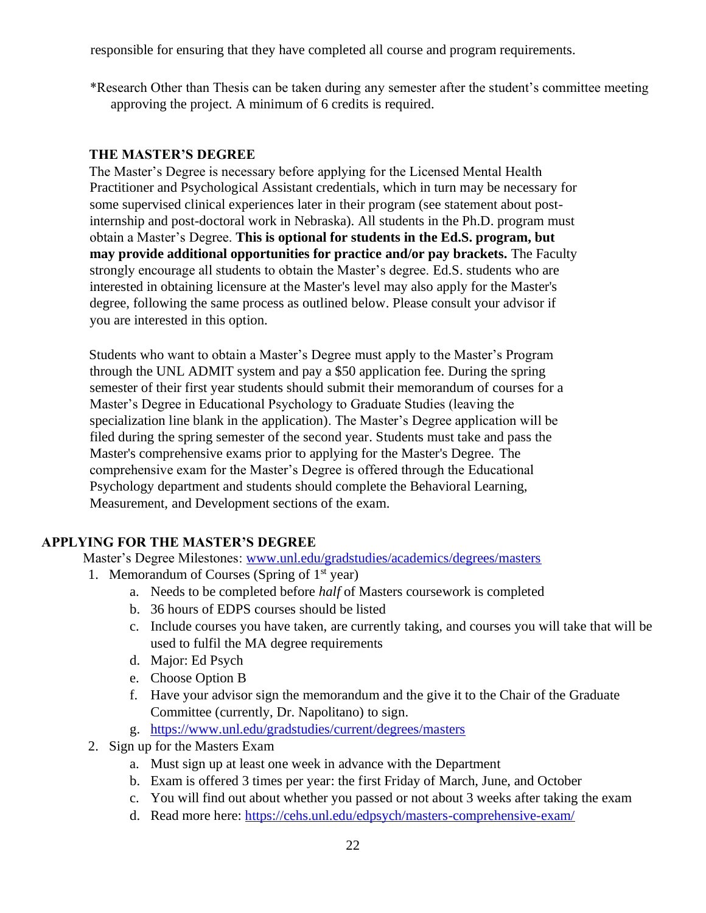responsible for ensuring that they have completed all course and program requirements.

*Research Other than Thesis can be taken during any semester after the student's committee meeting approving the project. A minimum of 6 credits is required.

### THE MASTER'S DEGREE

The Master's Degree is necessary before applying for the Licensed Mental Health Practitioner and Psychological Assistant credentials, which in turn may be necessary for some supervised clinical experiences later in their program (see statement about post-internship and post-doctoral work in Nebraska). All students in the Ph.D. program must obtain a Master's Degree. **This is optional for students in the Ed.S. program, but may provide additional opportunities for practice and/or pay brackets.** The Faculty strongly encourage all students to obtain the Master's degree. Ed.S. students who are interested in obtaining licensure at the Master's level may also apply for the Master's degree, following the same process as outlined below. Please consult your advisor if you are interested in this option.

Students who want to obtain a Master's Degree must apply to the Master's Program through the UNL ADMIT system and pay a $50 application fee. During the spring semester of their first year students should submit their memorandum of courses for a Master's Degree in Educational Psychology to Graduate Studies (leaving the specialization line blank in the application). The Master's Degree application will be filed during the spring semester of the second year. Students must take and pass the Master's comprehensive exams prior to applying for the Master's Degree. The comprehensive exam for the Master's Degree is offered through the Educational Psychology department and students should complete the Behavioral Learning, Measurement, and Development sections of the exam.

### APPLYING FOR THE MASTER'S DEGREE

Master's Degree Milestones: [www.unl.edu/gradstudies/academics/degrees/masters](www.unl.edu/gradstudies/academics/degrees/masters)

1. Memorandum of Courses (Spring of 1st year)
   a. Needs to be completed before *half* of Masters coursework is completed
   b. 36 hours of EDPS courses should be listed
   c. Include courses you have taken, are currently taking, and courses you will take that will be used to fulfil the MA degree requirements
   d. Major: Ed Psych
   e. Choose Option B
   f. Have your advisor sign the memorandum and the give it to the Chair of the Graduate Committee (currently, Dr. Napolitano) to sign.
   g. [https://www.unl.edu/gradstudies/current/degrees/masters](https://www.unl.edu/gradstudies/current/degrees/masters)
2. Sign up for the Masters Exam
   a. Must sign up at least one week in advance with the Department
   b. Exam is offered 3 times per year: the first Friday of March, June, and October
   c. You will find out about whether you passed or not about 3 weeks after taking the exam
   d. Read more here: [https://cehs.unl.edu/edpsych/masters-comprehensive-exam/](https://cehs.unl.edu/edpsych/masters-comprehensive-exam/)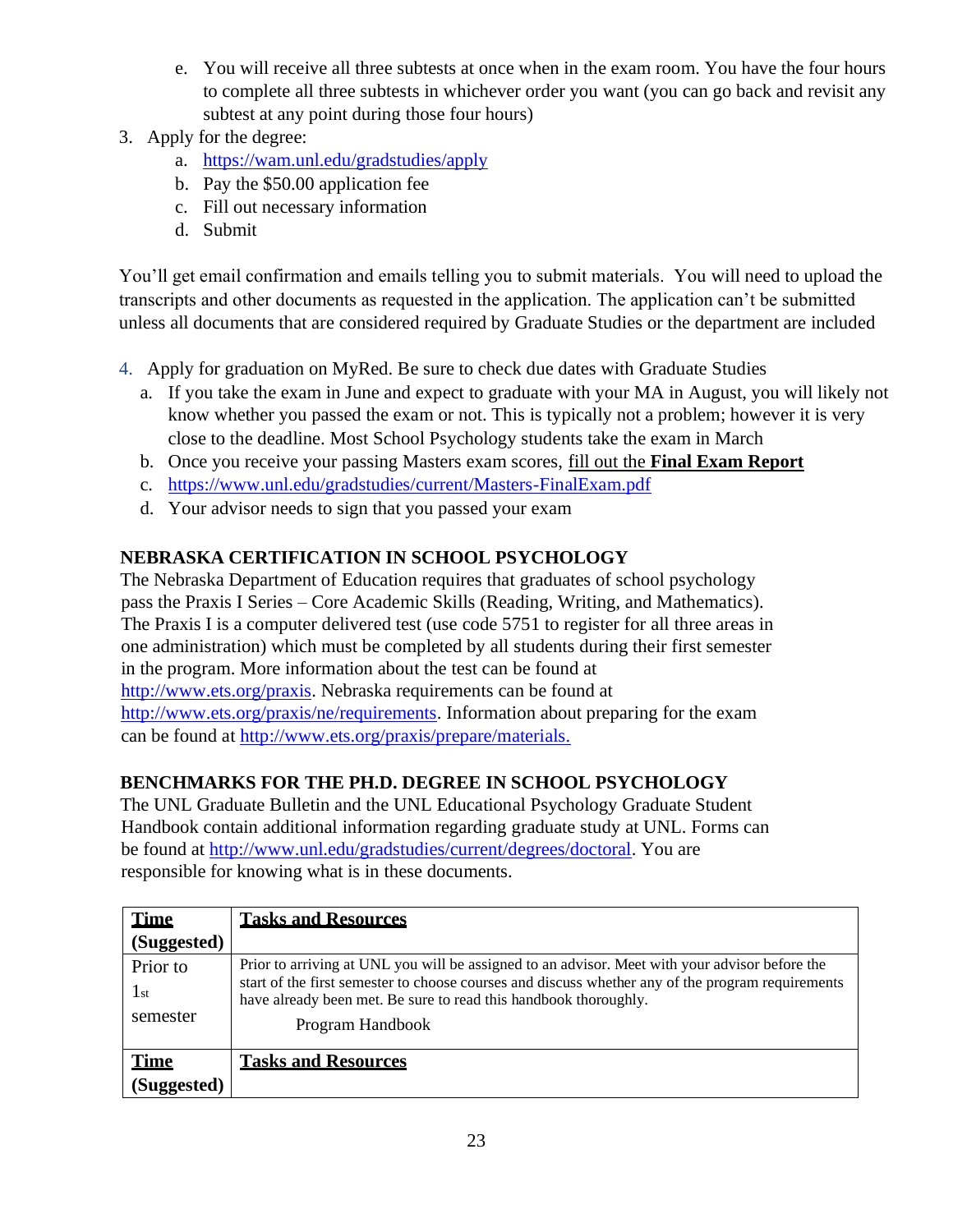e. You will receive all three subtests at once when in the exam room. You have the four hours to complete all three subtests in whichever order you want (you can go back and revisit any subtest at any point during those four hours)

3. Apply for the degree:
   a. https://wam.unl.edu/gradstudies/apply
   b. Pay the $50.00 application fee
   c. Fill out necessary information
   d. Submit

You'll get email confirmation and emails telling you to submit materials. You will need to upload the transcripts and other documents as requested in the application. The application can't be submitted unless all documents that are considered required by Graduate Studies or the department are included

4. Apply for graduation on MyRed. Be sure to check due dates with Graduate Studies
   a. If you take the exam in June and expect to graduate with your MA in August, you will likely not know whether you passed the exam or not. This is typically not a problem; however it is very close to the deadline. Most School Psychology students take the exam in March
   b. Once you receive your passing Masters exam scores, fill out the **Final Exam Report**
   c. https://www.unl.edu/gradstudies/current/Masters-FinalExam.pdf
   d. Your advisor needs to sign that you passed your exam

**NEBRASKA CERTIFICATION IN SCHOOL PSYCHOLOGY**

The Nebraska Department of Education requires that graduates of school psychology pass the Praxis I Series – Core Academic Skills (Reading, Writing, and Mathematics). The Praxis I is a computer delivered test (use code 5751 to register for all three areas in one administration) which must be completed by all students during their first semester in the program. More information about the test can be found at http://www.ets.org/praxis. Nebraska requirements can be found at http://www.ets.org/praxis/ne/requirements. Information about preparing for the exam can be found at http://www.ets.org/praxis/prepare/materials.

**BENCHMARKS FOR THE PH.D. DEGREE IN SCHOOL PSYCHOLOGY**

The UNL Graduate Bulletin and the UNL Educational Psychology Graduate Student Handbook contain additional information regarding graduate study at UNL. Forms can be found at http://www.unl.edu/gradstudies/current/degrees/doctoral. You are responsible for knowing what is in these documents.

| **Time (Suggested)** | **Tasks and Resources** |
|---|---|
| Prior to 1st semester | Prior to arriving at UNL you will be assigned to an advisor. Meet with your advisor before the start of the first semester to choose courses and discuss whether any of the program requirements have already been met. Be sure to read this handbook thoroughly.<br><br>Program Handbook |
| **Time (Suggested)** | **Tasks and Resources** |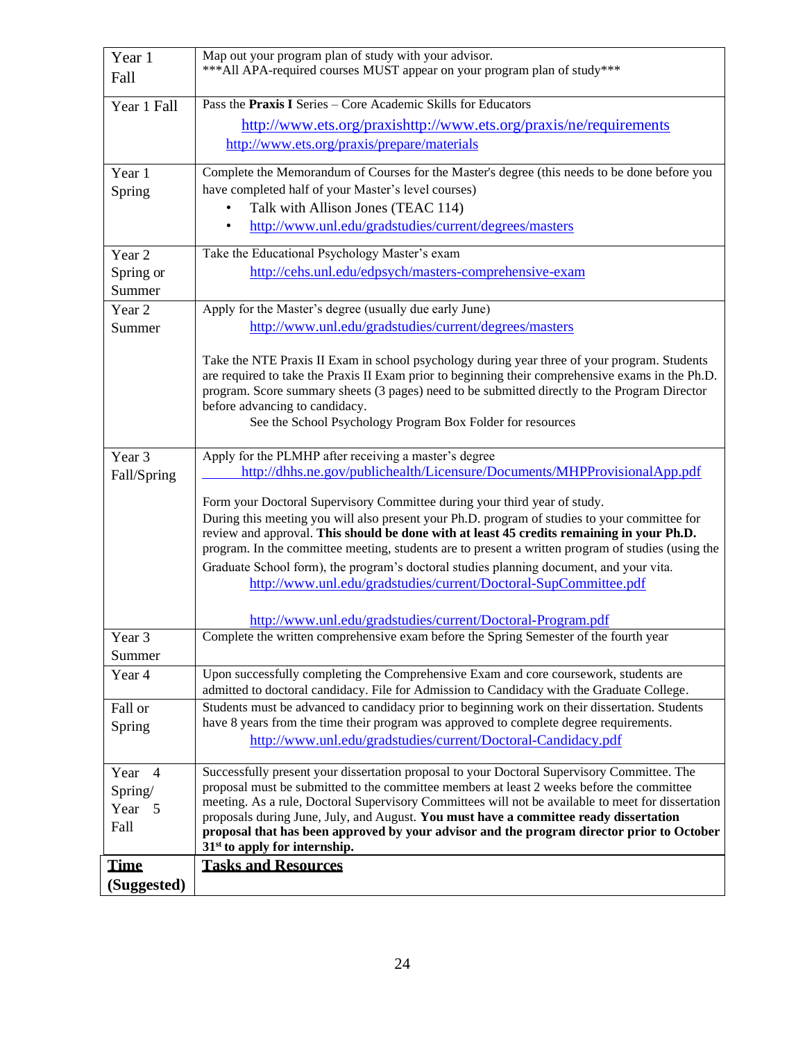| Year 1 Fall | Map out your program plan of study with your advisor.<br>***All APA-required courses MUST appear on your program plan of study*** |
|---|---|
| Year 1 Fall | Pass the **Praxis I** Series – Core Academic Skills for Educators<br>http://www.ets.org/praxishttp://www.ets.org/praxis/ne/requirements<br>http://www.ets.org/praxis/prepare/materials |
| Year 1 Spring | Complete the Memorandum of Courses for the Master's degree (this needs to be done before you have completed half of your Master's level courses)<br>• Talk with Allison Jones (TEAC 114)<br>• http://www.unl.edu/gradstudies/current/degrees/masters |
| Year 2 Spring or Summer | Take the Educational Psychology Master's exam<br>http://cehs.unl.edu/edpsych/masters-comprehensive-exam |
| Year 2 Summer | Apply for the Master's degree (usually due early June)<br>http://www.unl.edu/gradstudies/current/degrees/masters<br><br>Take the NTE Praxis II Exam in school psychology during year three of your program. Students are required to take the Praxis II Exam prior to beginning their comprehensive exams in the Ph.D. program. Score summary sheets (3 pages) need to be submitted directly to the Program Director before advancing to candidacy.<br>See the School Psychology Program Box Folder for resources |
| Year 3 Fall/Spring | Apply for the PLMHP after receiving a master's degree<br>http://dhhs.ne.gov/publichealth/Licensure/Documents/MHPProvisionalApp.pdf<br><br>Form your Doctoral Supervisory Committee during your third year of study.<br>During this meeting you will also present your Ph.D. program of studies to your committee for review and approval. **This should be done with at least 45 credits remaining in your Ph.D.** program. In the committee meeting, students are to present a written program of studies (using the Graduate School form), the program's doctoral studies planning document, and your vita.<br>http://www.unl.edu/gradstudies/current/Doctoral-SupCommittee.pdf<br><br>http://www.unl.edu/gradstudies/current/Doctoral-Program.pdf |
| Year 3 Summer | Complete the written comprehensive exam before the Spring Semester of the fourth year |
| Year 4 | Upon successfully completing the Comprehensive Exam and core coursework, students are admitted to doctoral candidacy. File for Admission to Candidacy with the Graduate College. |
| Fall or Spring | Students must be advanced to candidacy prior to beginning work on their dissertation. Students have 8 years from the time their program was approved to complete degree requirements.<br>http://www.unl.edu/gradstudies/current/Doctoral-Candidacy.pdf |
| Year 4 Spring/ Year 5 Fall | Successfully present your dissertation proposal to your Doctoral Supervisory Committee. The proposal must be submitted to the committee members at least 2 weeks before the committee meeting. As a rule, Doctoral Supervisory Committees will not be available to meet for dissertation proposals during June, July, and August. **You must have a committee ready dissertation proposal that has been approved by your advisor and the program director prior to October 31st to apply for internship.** |
| **Time (Suggested)** | **Tasks and Resources** |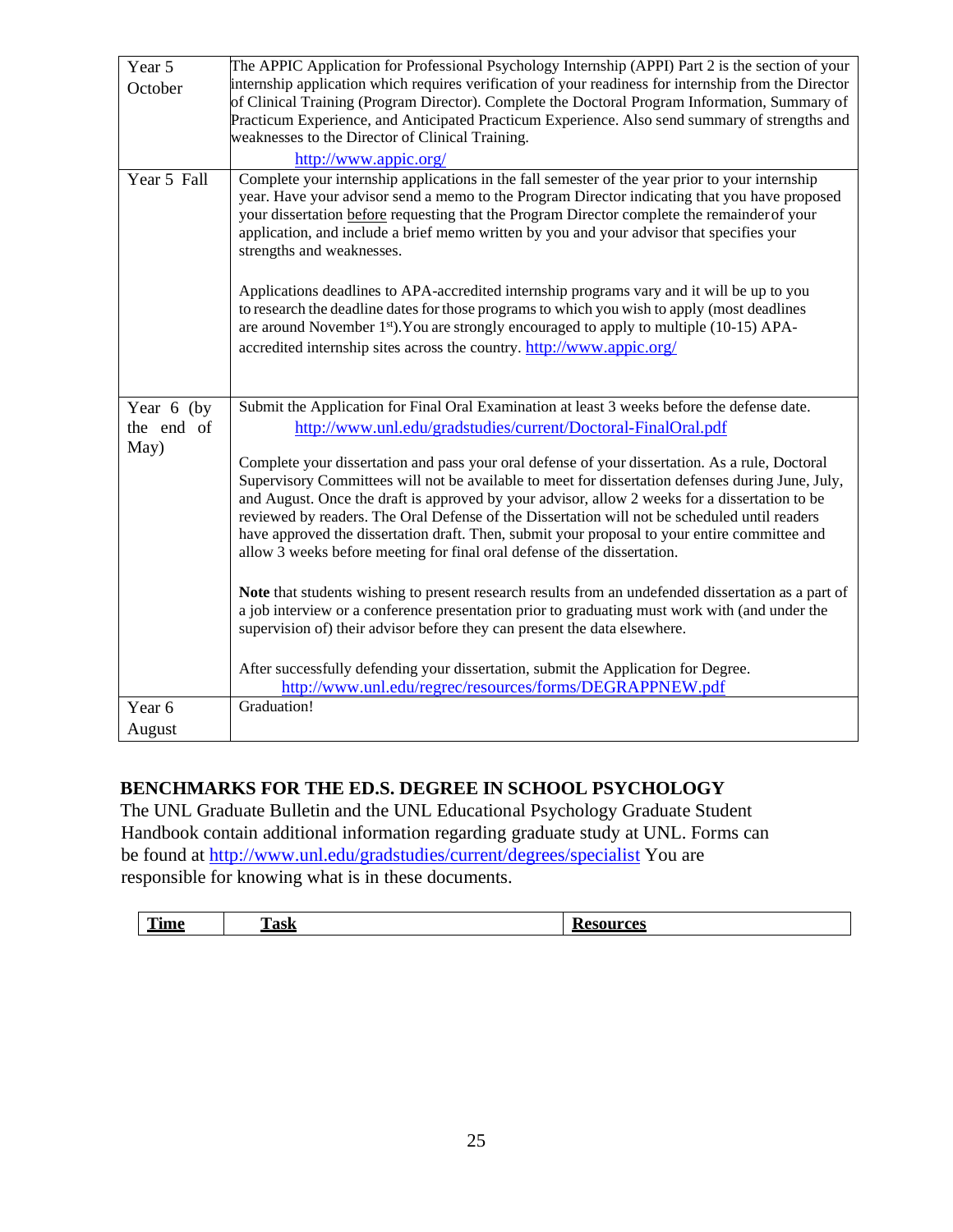| | |
|---|---|
| Year 5 October | The APPIC Application for Professional Psychology Internship (APPI) Part 2 is the section of your internship application which requires verification of your readiness for internship from the Director of Clinical Training (Program Director). Complete the Doctoral Program Information, Summary of Practicum Experience, and Anticipated Practicum Experience. Also send summary of strengths and weaknesses to the Director of Clinical Training. http://www.appic.org/ |
| Year 5 Fall | Complete your internship applications in the fall semester of the year prior to your internship year. Have your advisor send a memo to the Program Director indicating that you have proposed your dissertation before requesting that the Program Director complete the remainder of your application, and include a brief memo written by you and your advisor that specifies your strengths and weaknesses.<br><br>Applications deadlines to APA-accredited internship programs vary and it will be up to you to research the deadline dates for those programs to which you wish to apply (most deadlines are around November 1st). You are strongly encouraged to apply to multiple (10-15) APA-accredited internship sites across the country. http://www.appic.org/ |
| Year 6 (by the end of May) | Submit the Application for Final Oral Examination at least 3 weeks before the defense date. http://www.unl.edu/gradstudies/current/Doctoral-FinalOral.pdf<br><br>Complete your dissertation and pass your oral defense of your dissertation. As a rule, Doctoral Supervisory Committees will not be available to meet for dissertation defenses during June, July, and August. Once the draft is approved by your advisor, allow 2 weeks for a dissertation to be reviewed by readers. The Oral Defense of the Dissertation will not be scheduled until readers have approved the dissertation draft. Then, submit your proposal to your entire committee and allow 3 weeks before meeting for final oral defense of the dissertation.<br><br>**Note** that students wishing to present research results from an undefended dissertation as a part of a job interview or a conference presentation prior to graduating must work with (and under the supervision of) their advisor before they can present the data elsewhere.<br><br>After successfully defending your dissertation, submit the Application for Degree. http://www.unl.edu/regrec/resources/forms/DEGRAPPNEW.pdf |
| Year 6 August | Graduation! |

## BENCHMARKS FOR THE ED.S. DEGREE IN SCHOOL PSYCHOLOGY

The UNL Graduate Bulletin and the UNL Educational Psychology Graduate Student Handbook contain additional information regarding graduate study at UNL. Forms can be found at http://www.unl.edu/gradstudies/current/degrees/specialist You are responsible for knowing what is in these documents.

| Time | Task | Resources |
|---|---|---|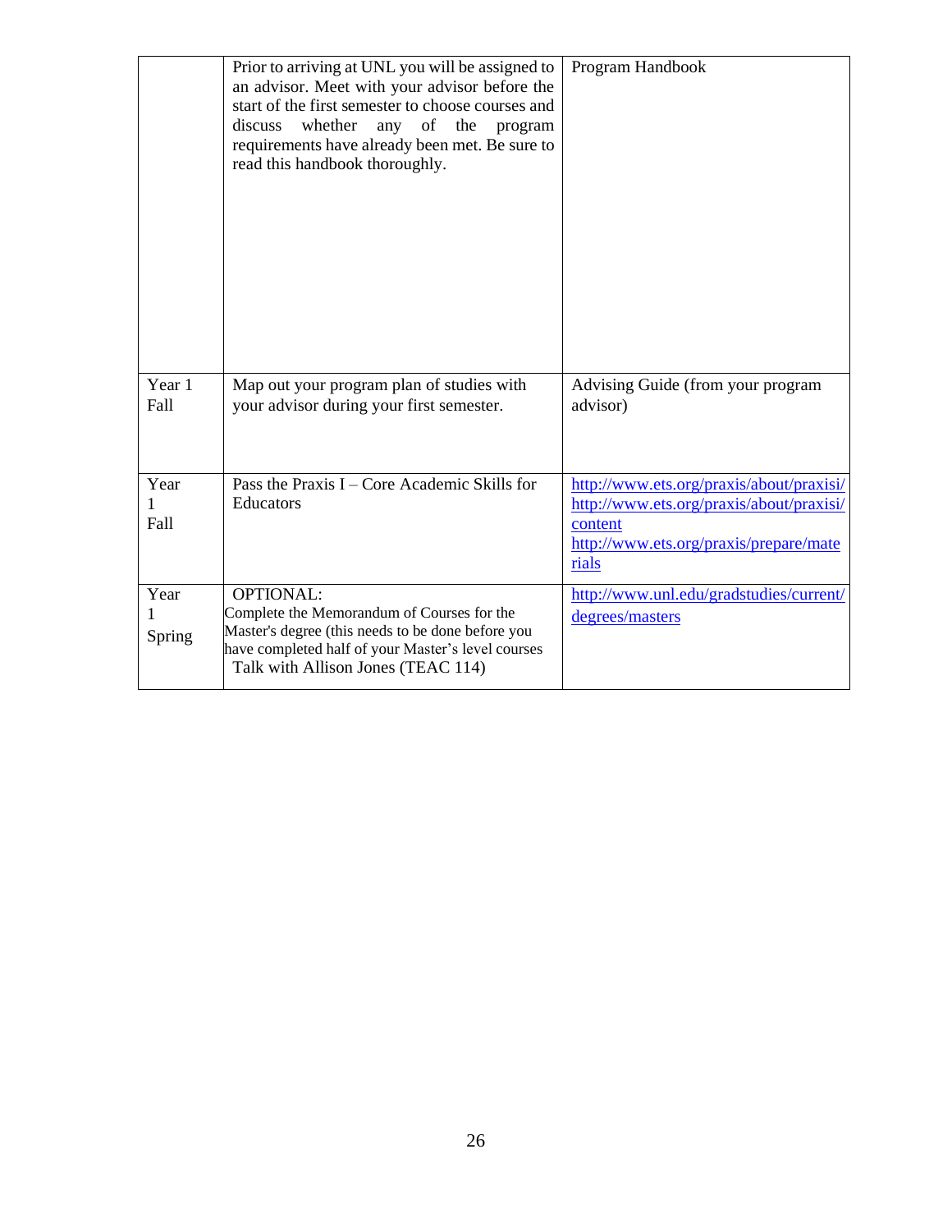| | | |
|---|---|---|
| | Prior to arriving at UNL you will be assigned to an advisor. Meet with your advisor before the start of the first semester to choose courses and discuss whether any of the program requirements have already been met. Be sure to read this handbook thoroughly. | Program Handbook |
| Year 1 Fall | Map out your program plan of studies with your advisor during your first semester. | Advising Guide (from your program advisor) |
| Year 1 Fall | Pass the Praxis I – Core Academic Skills for Educators | http://www.ets.org/praxis/about/praxisi/ http://www.ets.org/praxis/about/praxisi/content http://www.ets.org/praxis/prepare/materials |
| Year 1 Spring | OPTIONAL: Complete the Memorandum of Courses for the Master's degree (this needs to be done before you have completed half of your Master's level courses Talk with Allison Jones (TEAC 114) | http://www.unl.edu/gradstudies/current/degrees/masters |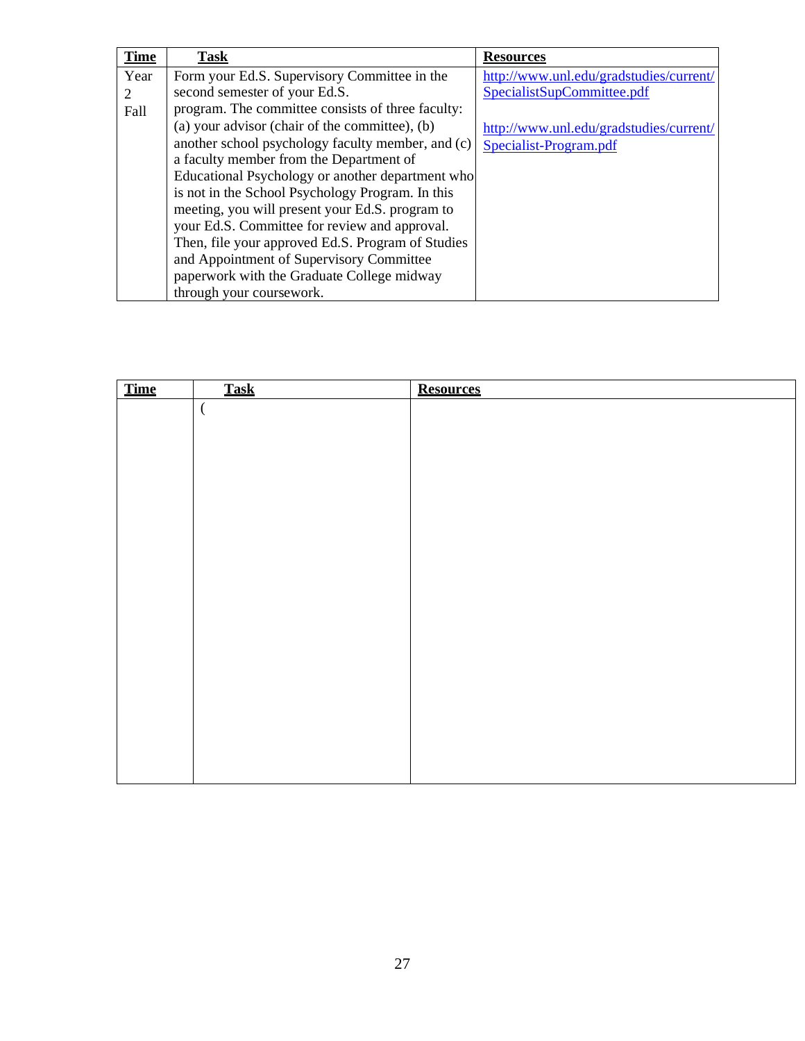| Time | Task | Resources |
| --- | --- | --- |
| Year 2 Fall | Form your Ed.S. Supervisory Committee in the second semester of your Ed.S. program. The committee consists of three faculty: (a) your advisor (chair of the committee), (b) another school psychology faculty member, and (c) a faculty member from the Department of Educational Psychology or another department who is not in the School Psychology Program. In this meeting, you will present your Ed.S. program to your Ed.S. Committee for review and approval. Then, file your approved Ed.S. Program of Studies and Appointment of Supervisory Committee paperwork with the Graduate College midway through your coursework. | http://www.unl.edu/gradstudies/current/SpecialistSupCommittee.pdf<br><br>http://www.unl.edu/gradstudies/current/Specialist-Program.pdf |

| Time | Task | Resources |
| --- | --- | --- |
| | ( | |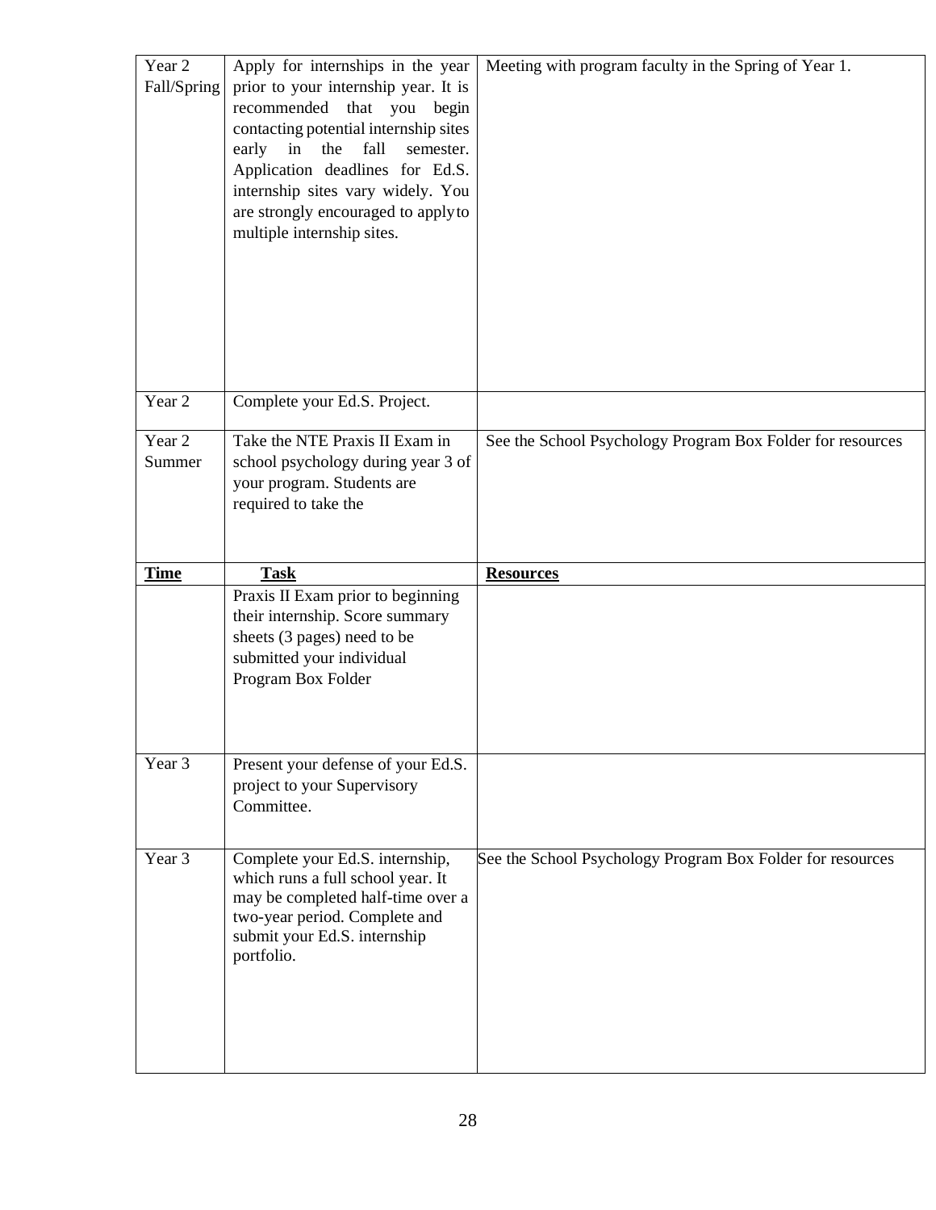| Time | Task | Resources |
| --- | --- | --- |
| Year 2 Fall/Spring | Apply for internships in the year prior to your internship year. It is recommended that you begin contacting potential internship sites early in the fall semester. Application deadlines for Ed.S. internship sites vary widely. You are strongly encouraged to apply to multiple internship sites. | Meeting with program faculty in the Spring of Year 1. |
| Year 2 | Complete your Ed.S. Project. | |
| Year 2 Summer | Take the NTE Praxis II Exam in school psychology during year 3 of your program. Students are required to take the Praxis II Exam prior to beginning their internship. Score summary sheets (3 pages) need to be submitted your individual Program Box Folder | See the School Psychology Program Box Folder for resources |
| Year 3 | Present your defense of your Ed.S. project to your Supervisory Committee. | |
| Year 3 | Complete your Ed.S. internship, which runs a full school year. It may be completed half-time over a two-year period. Complete and submit your Ed.S. internship portfolio. | See the School Psychology Program Box Folder for resources |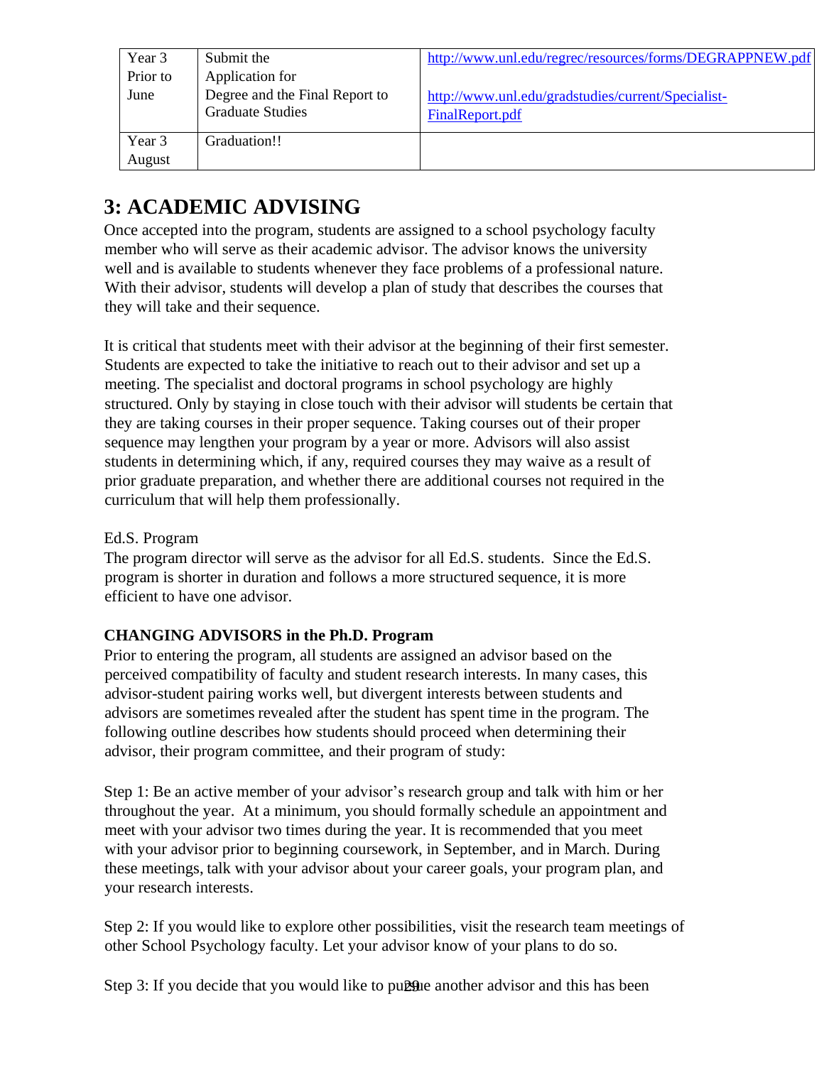| Year 3 Prior to June | Submit the Application for Degree and the Final Report to Graduate Studies | http://www.unl.edu/regrec/resources/forms/DEGRAPPNEW.pdf<br><br>http://www.unl.edu/gradstudies/current/Specialist-FinalReport.pdf |
|---|---|---|
| Year 3 August | Graduation!! | |

# 3: ACADEMIC ADVISING

Once accepted into the program, students are assigned to a school psychology faculty member who will serve as their academic advisor. The advisor knows the university well and is available to students whenever they face problems of a professional nature. With their advisor, students will develop a plan of study that describes the courses that they will take and their sequence.

It is critical that students meet with their advisor at the beginning of their first semester. Students are expected to take the initiative to reach out to their advisor and set up a meeting. The specialist and doctoral programs in school psychology are highly structured. Only by staying in close touch with their advisor will students be certain that they are taking courses in their proper sequence. Taking courses out of their proper sequence may lengthen your program by a year or more. Advisors will also assist students in determining which, if any, required courses they may waive as a result of prior graduate preparation, and whether there are additional courses not required in the curriculum that will help them professionally.

Ed.S. Program

The program director will serve as the advisor for all Ed.S. students. Since the Ed.S. program is shorter in duration and follows a more structured sequence, it is more efficient to have one advisor.

**CHANGING ADVISORS in the Ph.D. Program**

Prior to entering the program, all students are assigned an advisor based on the perceived compatibility of faculty and student research interests. In many cases, this advisor-student pairing works well, but divergent interests between students and advisors are sometimes revealed after the student has spent time in the program. The following outline describes how students should proceed when determining their advisor, their program committee, and their program of study:

Step 1: Be an active member of your advisor's research group and talk with him or her throughout the year. At a minimum, you should formally schedule an appointment and meet with your advisor two times during the year. It is recommended that you meet with your advisor prior to beginning coursework, in September, and in March. During these meetings, talk with your advisor about your career goals, your program plan, and your research interests.

Step 2: If you would like to explore other possibilities, visit the research team meetings of other School Psychology faculty. Let your advisor know of your plans to do so.

Step 3: If you decide that you would like to pursue another advisor and this has been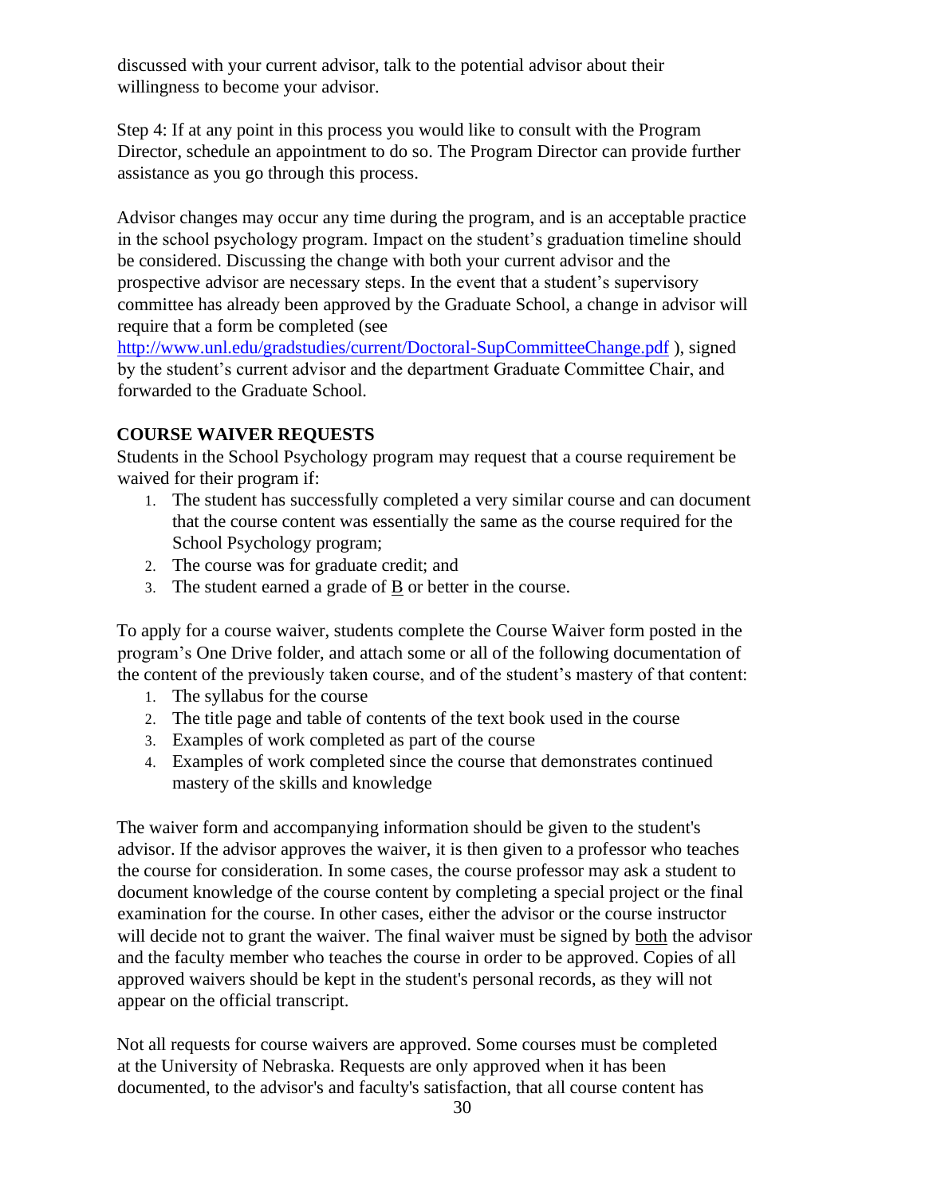discussed with your current advisor, talk to the potential advisor about their willingness to become your advisor.

Step 4: If at any point in this process you would like to consult with the Program Director, schedule an appointment to do so. The Program Director can provide further assistance as you go through this process.

Advisor changes may occur any time during the program, and is an acceptable practice in the school psychology program. Impact on the student's graduation timeline should be considered. Discussing the change with both your current advisor and the prospective advisor are necessary steps. In the event that a student's supervisory committee has already been approved by the Graduate School, a change in advisor will require that a form be completed (see http://www.unl.edu/gradstudies/current/Doctoral-SupCommitteeChange.pdf ), signed by the student's current advisor and the department Graduate Committee Chair, and forwarded to the Graduate School.

## COURSE WAIVER REQUESTS

Students in the School Psychology program may request that a course requirement be waived for their program if:

1. The student has successfully completed a very similar course and can document that the course content was essentially the same as the course required for the School Psychology program;
2. The course was for graduate credit; and
3. The student earned a grade of B or better in the course.

To apply for a course waiver, students complete the Course Waiver form posted in the program's One Drive folder, and attach some or all of the following documentation of the content of the previously taken course, and of the student's mastery of that content:

1. The syllabus for the course
2. The title page and table of contents of the text book used in the course
3. Examples of work completed as part of the course
4. Examples of work completed since the course that demonstrates continued mastery of the skills and knowledge

The waiver form and accompanying information should be given to the student's advisor. If the advisor approves the waiver, it is then given to a professor who teaches the course for consideration. In some cases, the course professor may ask a student to document knowledge of the course content by completing a special project or the final examination for the course. In other cases, either the advisor or the course instructor will decide not to grant the waiver. The final waiver must be signed by both the advisor and the faculty member who teaches the course in order to be approved. Copies of all approved waivers should be kept in the student's personal records, as they will not appear on the official transcript.

Not all requests for course waivers are approved. Some courses must be completed at the University of Nebraska. Requests are only approved when it has been documented, to the advisor's and faculty's satisfaction, that all course content has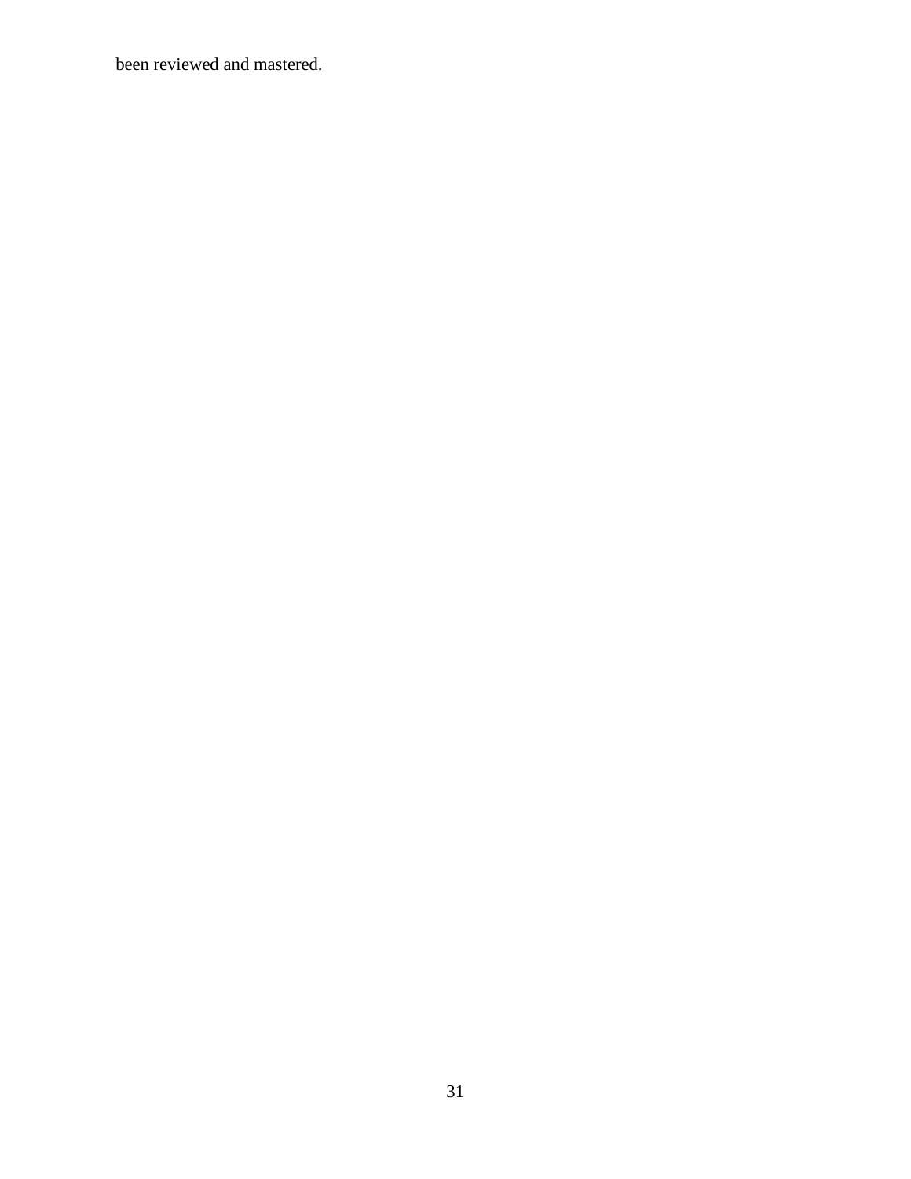been reviewed and mastered.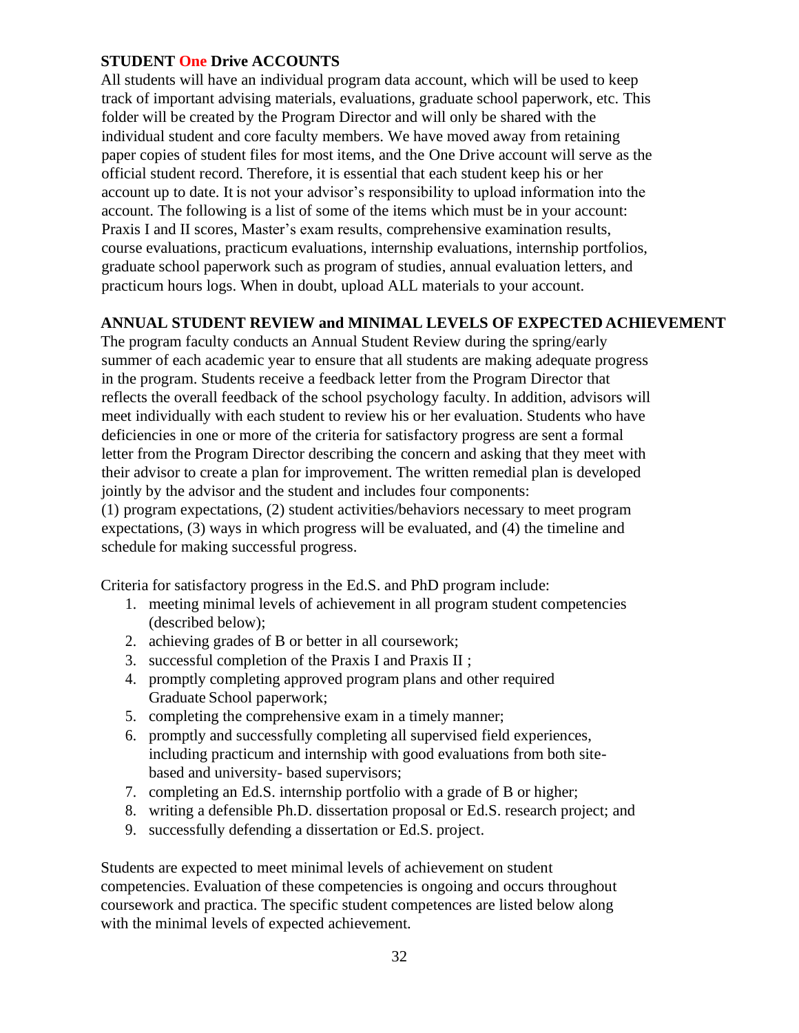**STUDENT One Drive ACCOUNTS**

All students will have an individual program data account, which will be used to keep track of important advising materials, evaluations, graduate school paperwork, etc. This folder will be created by the Program Director and will only be shared with the individual student and core faculty members. We have moved away from retaining paper copies of student files for most items, and the One Drive account will serve as the official student record. Therefore, it is essential that each student keep his or her account up to date. It is not your advisor's responsibility to upload information into the account. The following is a list of some of the items which must be in your account: Praxis I and II scores, Master's exam results, comprehensive examination results, course evaluations, practicum evaluations, internship evaluations, internship portfolios, graduate school paperwork such as program of studies, annual evaluation letters, and practicum hours logs. When in doubt, upload ALL materials to your account.

**ANNUAL STUDENT REVIEW and MINIMAL LEVELS OF EXPECTED ACHIEVEMENT**

The program faculty conducts an Annual Student Review during the spring/early summer of each academic year to ensure that all students are making adequate progress in the program. Students receive a feedback letter from the Program Director that reflects the overall feedback of the school psychology faculty. In addition, advisors will meet individually with each student to review his or her evaluation. Students who have deficiencies in one or more of the criteria for satisfactory progress are sent a formal letter from the Program Director describing the concern and asking that they meet with their advisor to create a plan for improvement. The written remedial plan is developed jointly by the advisor and the student and includes four components: (1) program expectations, (2) student activities/behaviors necessary to meet program expectations, (3) ways in which progress will be evaluated, and (4) the timeline and schedule for making successful progress.

Criteria for satisfactory progress in the Ed.S. and PhD program include:

1. meeting minimal levels of achievement in all program student competencies (described below);
2. achieving grades of B or better in all coursework;
3. successful completion of the Praxis I and Praxis II ;
4. promptly completing approved program plans and other required Graduate School paperwork;
5. completing the comprehensive exam in a timely manner;
6. promptly and successfully completing all supervised field experiences, including practicum and internship with good evaluations from both site-based and university- based supervisors;
7. completing an Ed.S. internship portfolio with a grade of B or higher;
8. writing a defensible Ph.D. dissertation proposal or Ed.S. research project; and
9. successfully defending a dissertation or Ed.S. project.

Students are expected to meet minimal levels of achievement on student competencies. Evaluation of these competencies is ongoing and occurs throughout coursework and practica. The specific student competences are listed below along with the minimal levels of expected achievement.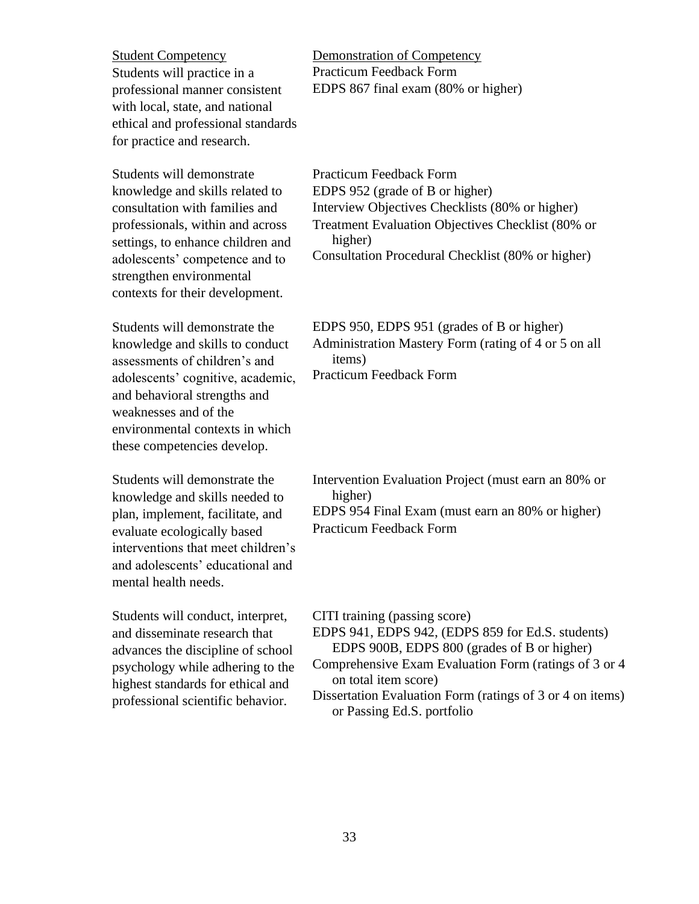| Student Competency | Demonstration of Competency |
| --- | --- |
| Students will practice in a professional manner consistent with local, state, and national ethical and professional standards for practice and research. | Practicum Feedback Form<br>EDPS 867 final exam (80% or higher) |
| Students will demonstrate knowledge and skills related to consultation with families and professionals, within and across settings, to enhance children and adolescents' competence and to strengthen environmental contexts for their development. | Practicum Feedback Form<br>EDPS 952 (grade of B or higher)<br>Interview Objectives Checklists (80% or higher)<br>Treatment Evaluation Objectives Checklist (80% or higher)<br>Consultation Procedural Checklist (80% or higher) |
| Students will demonstrate the knowledge and skills to conduct assessments of children's and adolescents' cognitive, academic, and behavioral strengths and weaknesses and of the environmental contexts in which these competencies develop. | EDPS 950, EDPS 951 (grades of B or higher)<br>Administration Mastery Form (rating of 4 or 5 on all items)<br>Practicum Feedback Form |
| Students will demonstrate the knowledge and skills needed to plan, implement, facilitate, and evaluate ecologically based interventions that meet children's and adolescents' educational and mental health needs. | Intervention Evaluation Project (must earn an 80% or higher)<br>EDPS 954 Final Exam (must earn an 80% or higher)<br>Practicum Feedback Form |
| Students will conduct, interpret, and disseminate research that advances the discipline of school psychology while adhering to the highest standards for ethical and professional scientific behavior. | CITI training (passing score)<br>EDPS 941, EDPS 942, (EDPS 859 for Ed.S. students) EDPS 900B, EDPS 800 (grades of B or higher)<br>Comprehensive Exam Evaluation Form (ratings of 3 or 4 on total item score)<br>Dissertation Evaluation Form (ratings of 3 or 4 on items) or Passing Ed.S. portfolio |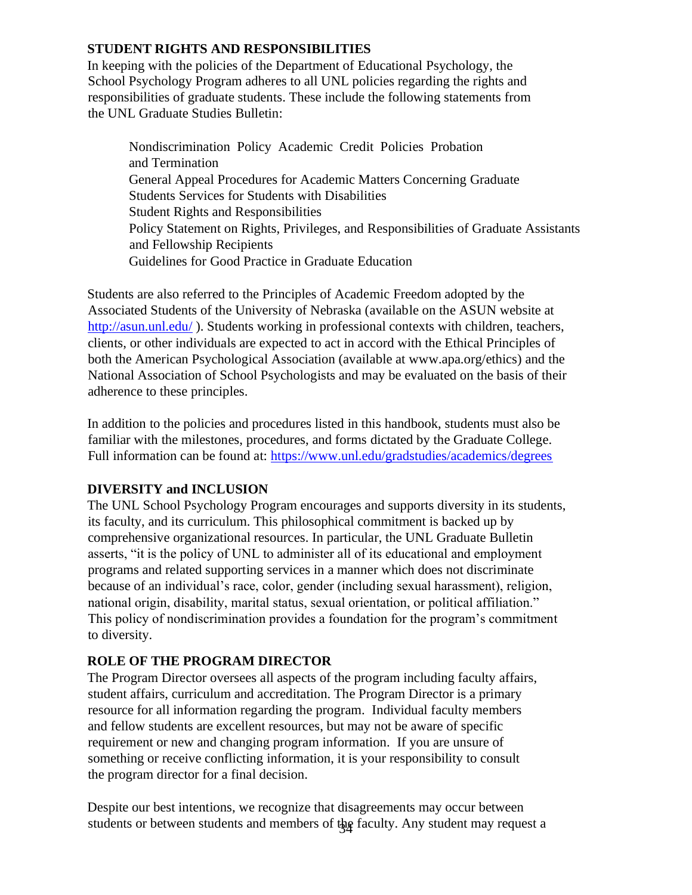## STUDENT RIGHTS AND RESPONSIBILITIES

In keeping with the policies of the Department of Educational Psychology, the School Psychology Program adheres to all UNL policies regarding the rights and responsibilities of graduate students. These include the following statements from the UNL Graduate Studies Bulletin:

> Nondiscrimination Policy Academic Credit Policies Probation and Termination
> General Appeal Procedures for Academic Matters Concerning Graduate Students Services for Students with Disabilities
> Student Rights and Responsibilities
> Policy Statement on Rights, Privileges, and Responsibilities of Graduate Assistants and Fellowship Recipients
> Guidelines for Good Practice in Graduate Education

Students are also referred to the Principles of Academic Freedom adopted by the Associated Students of the University of Nebraska (available on the ASUN website at http://asun.unl.edu/ ). Students working in professional contexts with children, teachers, clients, or other individuals are expected to act in accord with the Ethical Principles of both the American Psychological Association (available at www.apa.org/ethics) and the National Association of School Psychologists and may be evaluated on the basis of their adherence to these principles.

In addition to the policies and procedures listed in this handbook, students must also be familiar with the milestones, procedures, and forms dictated by the Graduate College. Full information can be found at: https://www.unl.edu/gradstudies/academics/degrees

## DIVERSITY and INCLUSION

The UNL School Psychology Program encourages and supports diversity in its students, its faculty, and its curriculum. This philosophical commitment is backed up by comprehensive organizational resources. In particular, the UNL Graduate Bulletin asserts, "it is the policy of UNL to administer all of its educational and employment programs and related supporting services in a manner which does not discriminate because of an individual's race, color, gender (including sexual harassment), religion, national origin, disability, marital status, sexual orientation, or political affiliation." This policy of nondiscrimination provides a foundation for the program's commitment to diversity.

## ROLE OF THE PROGRAM DIRECTOR

The Program Director oversees all aspects of the program including faculty affairs, student affairs, curriculum and accreditation. The Program Director is a primary resource for all information regarding the program. Individual faculty members and fellow students are excellent resources, but may not be aware of specific requirement or new and changing program information. If you are unsure of something or receive conflicting information, it is your responsibility to consult the program director for a final decision.

Despite our best intentions, we recognize that disagreements may occur between students or between students and members of the faculty. Any student may request a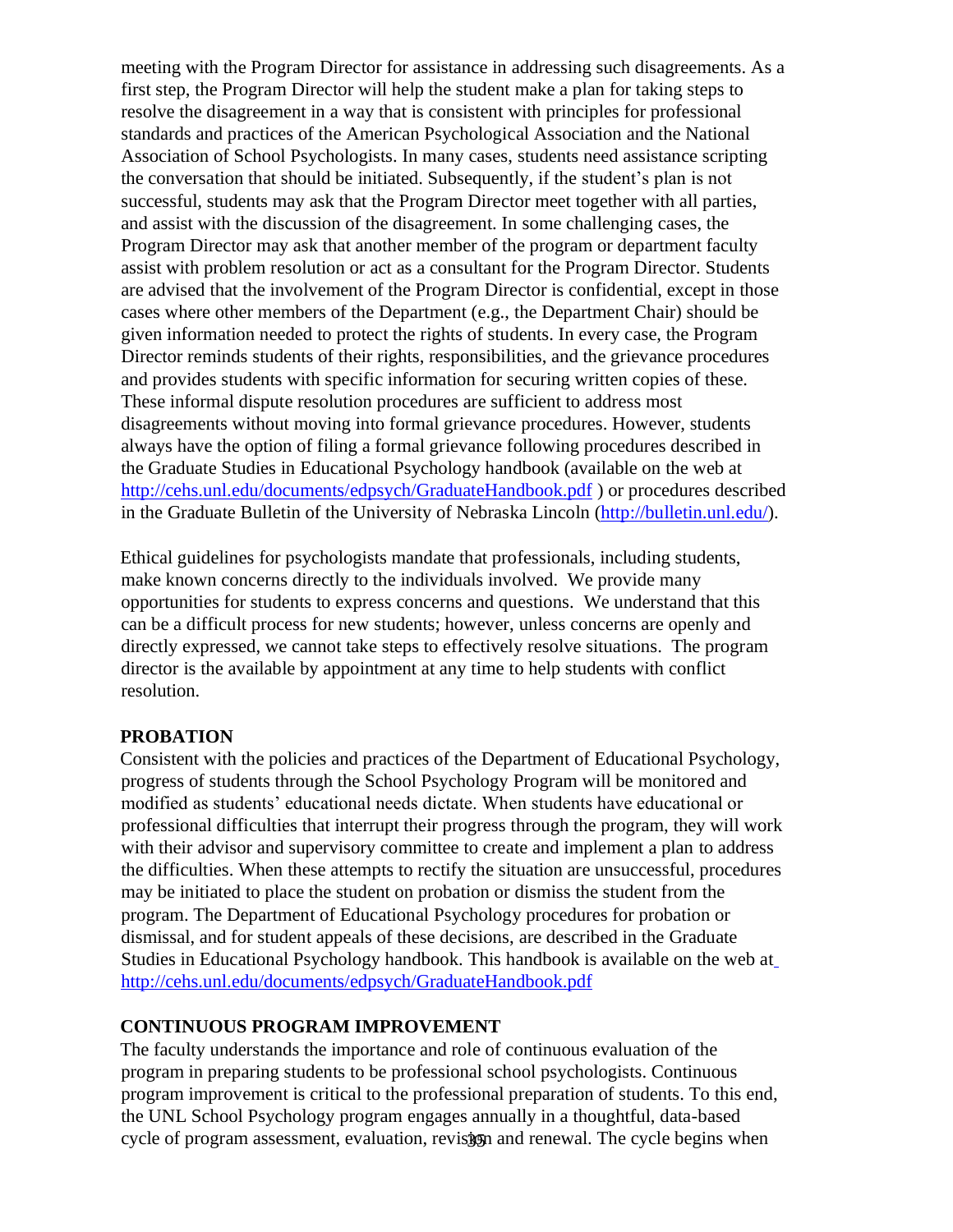meeting with the Program Director for assistance in addressing such disagreements. As a first step, the Program Director will help the student make a plan for taking steps to resolve the disagreement in a way that is consistent with principles for professional standards and practices of the American Psychological Association and the National Association of School Psychologists. In many cases, students need assistance scripting the conversation that should be initiated. Subsequently, if the student's plan is not successful, students may ask that the Program Director meet together with all parties, and assist with the discussion of the disagreement. In some challenging cases, the Program Director may ask that another member of the program or department faculty assist with problem resolution or act as a consultant for the Program Director. Students are advised that the involvement of the Program Director is confidential, except in those cases where other members of the Department (e.g., the Department Chair) should be given information needed to protect the rights of students. In every case, the Program Director reminds students of their rights, responsibilities, and the grievance procedures and provides students with specific information for securing written copies of these. These informal dispute resolution procedures are sufficient to address most disagreements without moving into formal grievance procedures. However, students always have the option of filing a formal grievance following procedures described in the Graduate Studies in Educational Psychology handbook (available on the web at http://cehs.unl.edu/documents/edpsych/GraduateHandbook.pdf ) or procedures described in the Graduate Bulletin of the University of Nebraska Lincoln (http://bulletin.unl.edu/).

Ethical guidelines for psychologists mandate that professionals, including students, make known concerns directly to the individuals involved. We provide many opportunities for students to express concerns and questions. We understand that this can be a difficult process for new students; however, unless concerns are openly and directly expressed, we cannot take steps to effectively resolve situations. The program director is the available by appointment at any time to help students with conflict resolution.

## PROBATION

Consistent with the policies and practices of the Department of Educational Psychology, progress of students through the School Psychology Program will be monitored and modified as students' educational needs dictate. When students have educational or professional difficulties that interrupt their progress through the program, they will work with their advisor and supervisory committee to create and implement a plan to address the difficulties. When these attempts to rectify the situation are unsuccessful, procedures may be initiated to place the student on probation or dismiss the student from the program. The Department of Educational Psychology procedures for probation or dismissal, and for student appeals of these decisions, are described in the Graduate Studies in Educational Psychology handbook. This handbook is available on the web at http://cehs.unl.edu/documents/edpsych/GraduateHandbook.pdf

## CONTINUOUS PROGRAM IMPROVEMENT

The faculty understands the importance and role of continuous evaluation of the program in preparing students to be professional school psychologists. Continuous program improvement is critical to the professional preparation of students. To this end, the UNL School Psychology program engages annually in a thoughtful, data-based cycle of program assessment, evaluation, revision and renewal. The cycle begins when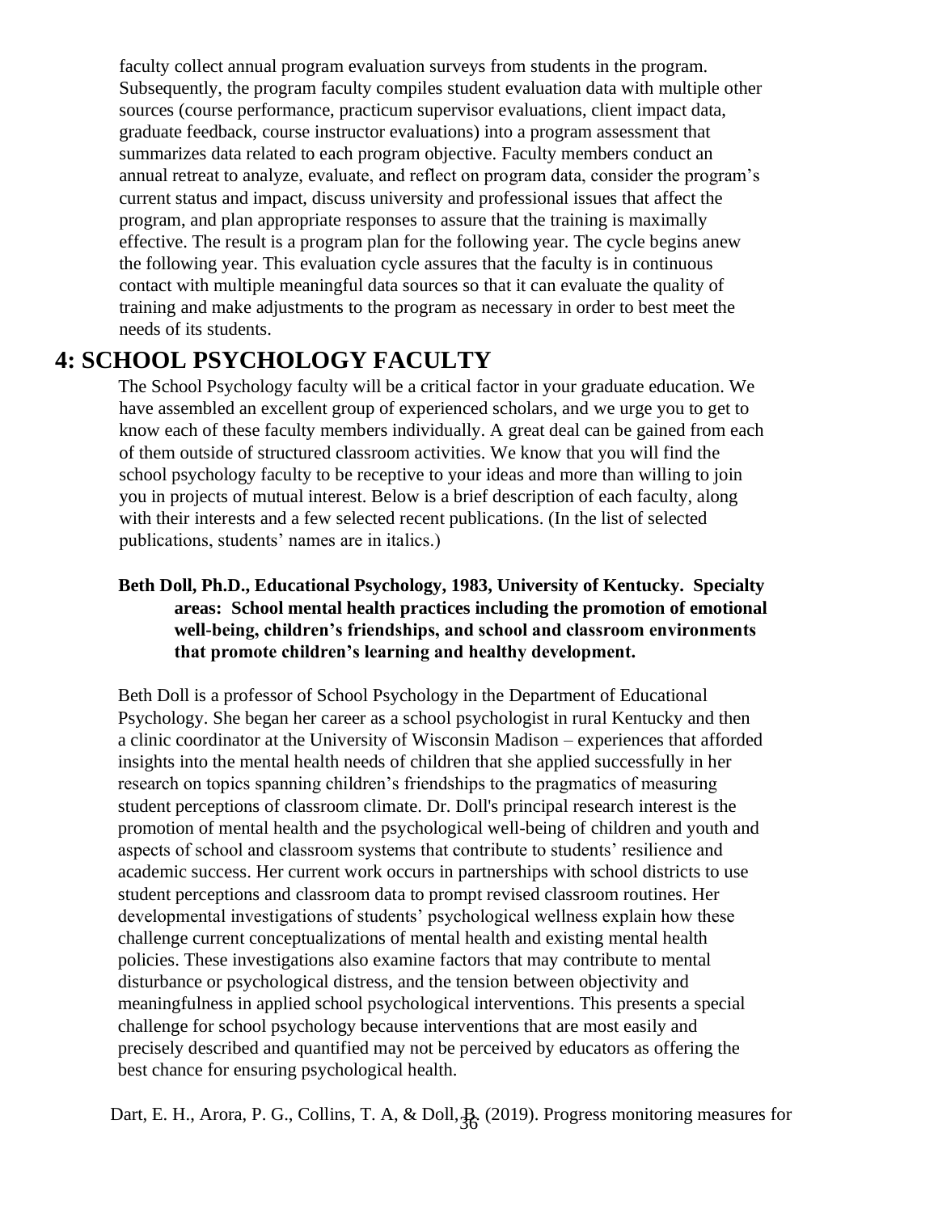faculty collect annual program evaluation surveys from students in the program. Subsequently, the program faculty compiles student evaluation data with multiple other sources (course performance, practicum supervisor evaluations, client impact data, graduate feedback, course instructor evaluations) into a program assessment that summarizes data related to each program objective. Faculty members conduct an annual retreat to analyze, evaluate, and reflect on program data, consider the program's current status and impact, discuss university and professional issues that affect the program, and plan appropriate responses to assure that the training is maximally effective. The result is a program plan for the following year. The cycle begins anew the following year. This evaluation cycle assures that the faculty is in continuous contact with multiple meaningful data sources so that it can evaluate the quality of training and make adjustments to the program as necessary in order to best meet the needs of its students.

# 4: SCHOOL PSYCHOLOGY FACULTY

The School Psychology faculty will be a critical factor in your graduate education. We have assembled an excellent group of experienced scholars, and we urge you to get to know each of these faculty members individually. A great deal can be gained from each of them outside of structured classroom activities. We know that you will find the school psychology faculty to be receptive to your ideas and more than willing to join you in projects of mutual interest. Below is a brief description of each faculty, along with their interests and a few selected recent publications. (In the list of selected publications, students' names are in italics.)

**Beth Doll, Ph.D., Educational Psychology, 1983, University of Kentucky. Specialty areas: School mental health practices including the promotion of emotional well-being, children's friendships, and school and classroom environments that promote children's learning and healthy development.**

Beth Doll is a professor of School Psychology in the Department of Educational Psychology. She began her career as a school psychologist in rural Kentucky and then a clinic coordinator at the University of Wisconsin Madison – experiences that afforded insights into the mental health needs of children that she applied successfully in her research on topics spanning children's friendships to the pragmatics of measuring student perceptions of classroom climate. Dr. Doll's principal research interest is the promotion of mental health and the psychological well-being of children and youth and aspects of school and classroom systems that contribute to students' resilience and academic success. Her current work occurs in partnerships with school districts to use student perceptions and classroom data to prompt revised classroom routines. Her developmental investigations of students' psychological wellness explain how these challenge current conceptualizations of mental health and existing mental health policies. These investigations also examine factors that may contribute to mental disturbance or psychological distress, and the tension between objectivity and meaningfulness in applied school psychological interventions. This presents a special challenge for school psychology because interventions that are most easily and precisely described and quantified may not be perceived by educators as offering the best chance for ensuring psychological health.

Dart, E. H., Arora, P. G., Collins, T. A, & Doll, B. (2019). Progress monitoring measures for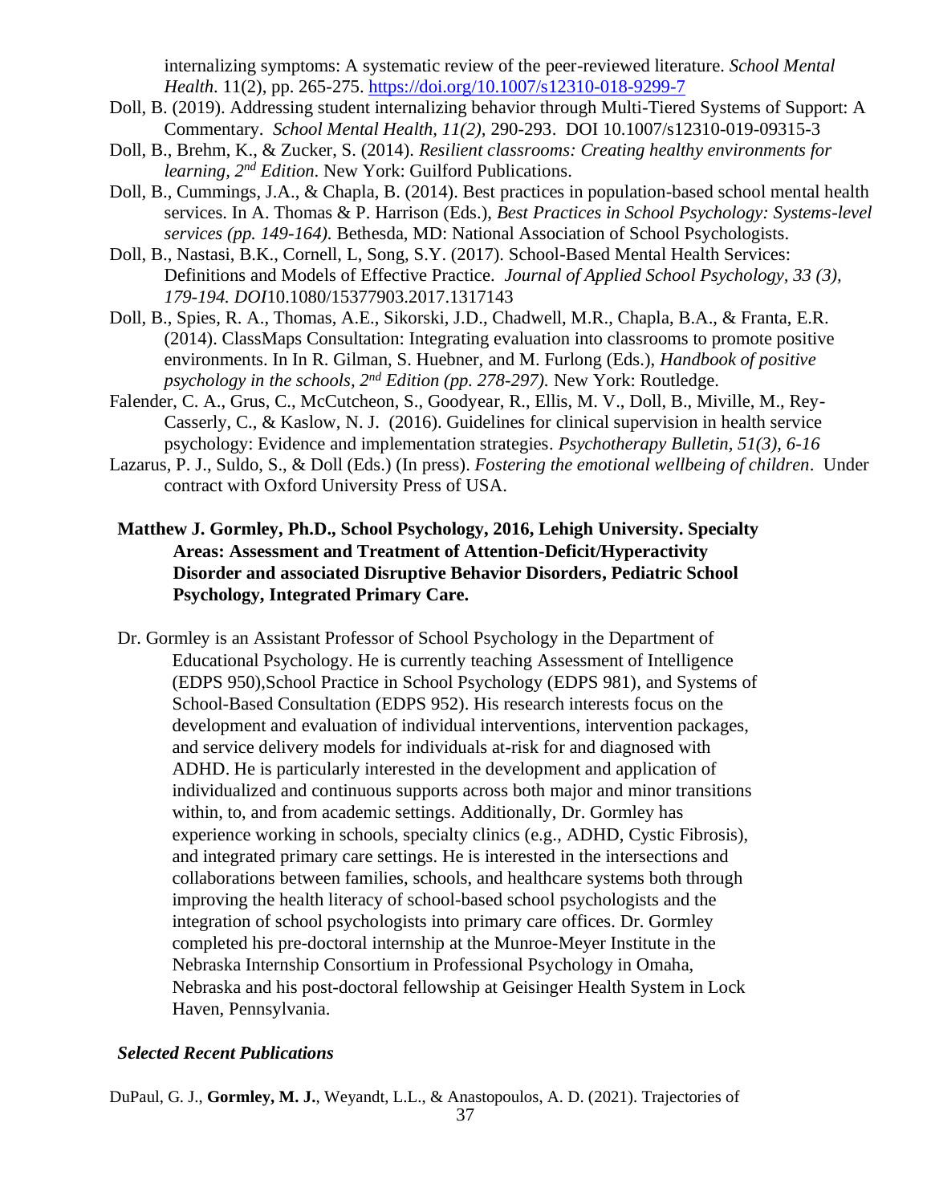internalizing symptoms: A systematic review of the peer-reviewed literature. *School Mental Health.* 11(2), pp. 265-275. https://doi.org/10.1007/s12310-018-9299-7

Doll, B. (2019). Addressing student internalizing behavior through Multi-Tiered Systems of Support: A Commentary. *School Mental Health, 11(2),* 290-293. DOI 10.1007/s12310-019-09315-3

Doll, B., Brehm, K., & Zucker, S. (2014). *Resilient classrooms: Creating healthy environments for learning, 2nd Edition.* New York: Guilford Publications.

Doll, B., Cummings, J.A., & Chapla, B. (2014). Best practices in population-based school mental health services. In A. Thomas & P. Harrison (Eds.), *Best Practices in School Psychology: Systems-level services (pp. 149-164).* Bethesda, MD: National Association of School Psychologists.

Doll, B., Nastasi, B.K., Cornell, L, Song, S.Y. (2017). School-Based Mental Health Services: Definitions and Models of Effective Practice. *Journal of Applied School Psychology, 33 (3), 179-194. DOI*10.1080/15377903.2017.1317143

Doll, B., Spies, R. A., Thomas, A.E., Sikorski, J.D., Chadwell, M.R., Chapla, B.A., & Franta, E.R. (2014). ClassMaps Consultation: Integrating evaluation into classrooms to promote positive environments. In In R. Gilman, S. Huebner, and M. Furlong (Eds.), *Handbook of positive psychology in the schools, 2nd Edition (pp. 278-297).* New York: Routledge.

Falender, C. A., Grus, C., McCutcheon, S., Goodyear, R., Ellis, M. V., Doll, B., Miville, M., Rey-Casserly, C., & Kaslow, N. J. (2016). Guidelines for clinical supervision in health service psychology: Evidence and implementation strategies. *Psychotherapy Bulletin, 51(3), 6-16*

Lazarus, P. J., Suldo, S., & Doll (Eds.) (In press). *Fostering the emotional wellbeing of children*. Under contract with Oxford University Press of USA.

**Matthew J. Gormley, Ph.D., School Psychology, 2016, Lehigh University. Specialty Areas: Assessment and Treatment of Attention-Deficit/Hyperactivity Disorder and associated Disruptive Behavior Disorders, Pediatric School Psychology, Integrated Primary Care.**

Dr. Gormley is an Assistant Professor of School Psychology in the Department of Educational Psychology. He is currently teaching Assessment of Intelligence (EDPS 950),School Practice in School Psychology (EDPS 981), and Systems of School-Based Consultation (EDPS 952). His research interests focus on the development and evaluation of individual interventions, intervention packages, and service delivery models for individuals at-risk for and diagnosed with ADHD. He is particularly interested in the development and application of individualized and continuous supports across both major and minor transitions within, to, and from academic settings. Additionally, Dr. Gormley has experience working in schools, specialty clinics (e.g., ADHD, Cystic Fibrosis), and integrated primary care settings. He is interested in the intersections and collaborations between families, schools, and healthcare systems both through improving the health literacy of school-based school psychologists and the integration of school psychologists into primary care offices. Dr. Gormley completed his pre-doctoral internship at the Munroe-Meyer Institute in the Nebraska Internship Consortium in Professional Psychology in Omaha, Nebraska and his post-doctoral fellowship at Geisinger Health System in Lock Haven, Pennsylvania.

***Selected Recent Publications***

DuPaul, G. J., **Gormley, M. J.**, Weyandt, L.L., & Anastopoulos, A. D. (2021). Trajectories of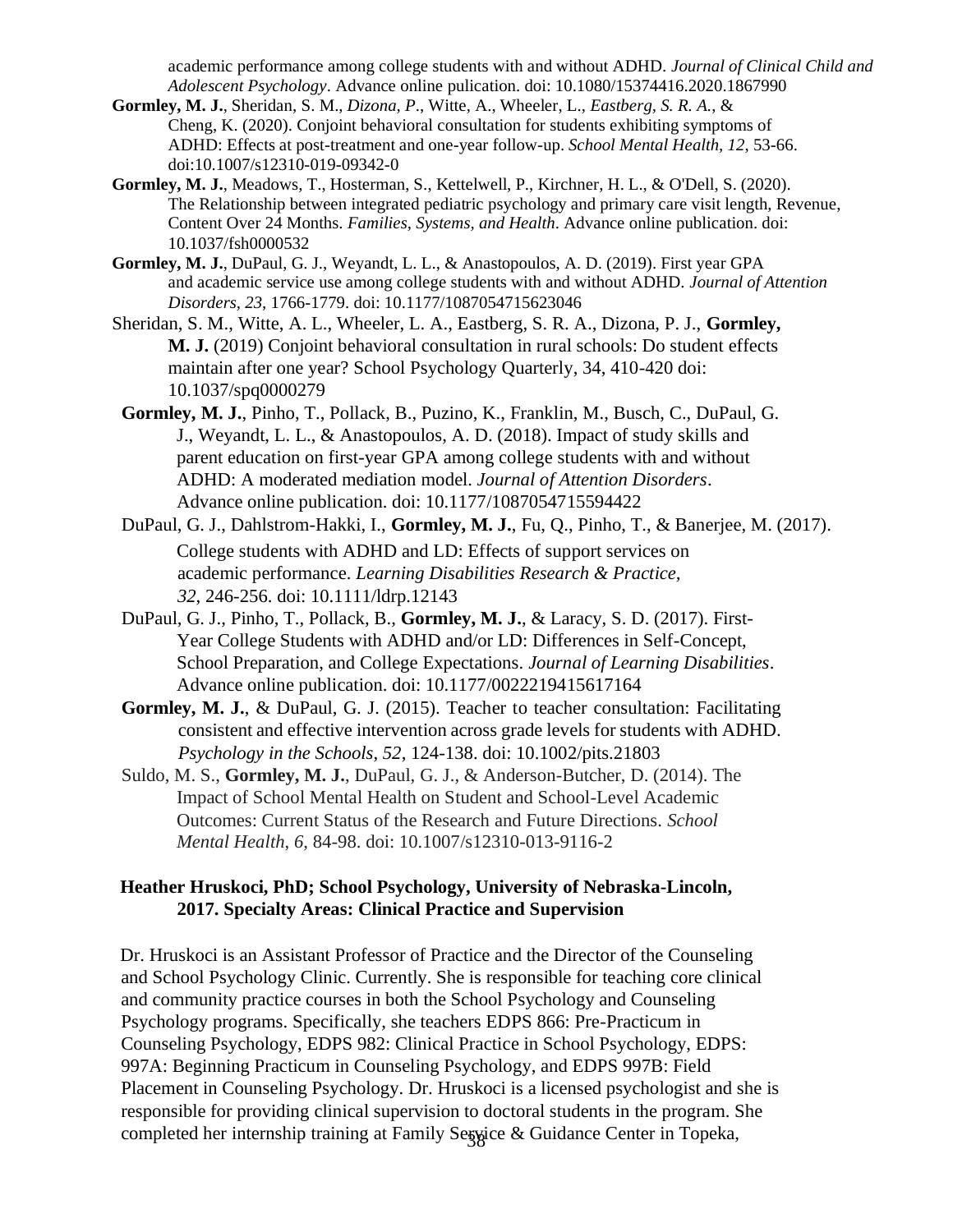academic performance among college students with and without ADHD. *Journal of Clinical Child and Adolescent Psychology*. Advance online pulication. doi: 10.1080/15374416.2020.1867990

**Gormley, M. J.**, Sheridan, S. M., *Dizona, P*., Witte, A., Wheeler, L., *Eastberg, S. R. A.*, & Cheng, K. (2020). Conjoint behavioral consultation for students exhibiting symptoms of ADHD: Effects at post-treatment and one-year follow-up. *School Mental Health, 12,* 53-66. doi:10.1007/s12310-019-09342-0

**Gormley, M. J.**, Meadows, T., Hosterman, S., Kettelwell, P., Kirchner, H. L., & O'Dell, S. (2020). The Relationship between integrated pediatric psychology and primary care visit length, Revenue, Content Over 24 Months. *Families, Systems, and Health*. Advance online publication. doi: 10.1037/fsh0000532

**Gormley, M. J.**, DuPaul, G. J., Weyandt, L. L., & Anastopoulos, A. D. (2019). First year GPA and academic service use among college students with and without ADHD. *Journal of Attention Disorders, 23,* 1766-1779. doi: 10.1177/1087054715623046

Sheridan, S. M., Witte, A. L., Wheeler, L. A., Eastberg, S. R. A., Dizona, P. J., **Gormley, M. J.** (2019) Conjoint behavioral consultation in rural schools: Do student effects maintain after one year? School Psychology Quarterly, 34, 410-420 doi: 10.1037/spq0000279

**Gormley, M. J.**, Pinho, T., Pollack, B., Puzino, K., Franklin, M., Busch, C., DuPaul, G. J., Weyandt, L. L., & Anastopoulos, A. D. (2018). Impact of study skills and parent education on first-year GPA among college students with and without ADHD: A moderated mediation model. *Journal of Attention Disorders*. Advance online publication. doi: 10.1177/1087054715594422

DuPaul, G. J., Dahlstrom-Hakki, I., **Gormley, M. J.**, Fu, Q., Pinho, T., & Banerjee, M. (2017). College students with ADHD and LD: Effects of support services on academic performance. *Learning Disabilities Research & Practice, 32*, 246-256. doi: 10.1111/ldrp.12143

DuPaul, G. J., Pinho, T., Pollack, B., **Gormley, M. J.**, & Laracy, S. D. (2017). First-Year College Students with ADHD and/or LD: Differences in Self-Concept, School Preparation, and College Expectations. *Journal of Learning Disabilities*. Advance online publication. doi: 10.1177/0022219415617164

**Gormley, M. J.**, & DuPaul, G. J. (2015). Teacher to teacher consultation: Facilitating consistent and effective intervention across grade levels for students with ADHD. *Psychology in the Schools, 52*, 124-138. doi: 10.1002/pits.21803

Suldo, M. S., **Gormley, M. J.**, DuPaul, G. J., & Anderson-Butcher, D. (2014). The Impact of School Mental Health on Student and School-Level Academic Outcomes: Current Status of the Research and Future Directions. *School Mental Health, 6*, 84-98. doi: 10.1007/s12310-013-9116-2

**Heather Hruskoci, PhD; School Psychology, University of Nebraska-Lincoln, 2017. Specialty Areas: Clinical Practice and Supervision**

Dr. Hruskoci is an Assistant Professor of Practice and the Director of the Counseling and School Psychology Clinic. Currently. She is responsible for teaching core clinical and community practice courses in both the School Psychology and Counseling Psychology programs. Specifically, she teachers EDPS 866: Pre-Practicum in Counseling Psychology, EDPS 982: Clinical Practice in School Psychology, EDPS: 997A: Beginning Practicum in Counseling Psychology, and EDPS 997B: Field Placement in Counseling Psychology. Dr. Hruskoci is a licensed psychologist and she is responsible for providing clinical supervision to doctoral students in the program. She completed her internship training at Family Service & Guidance Center in Topeka,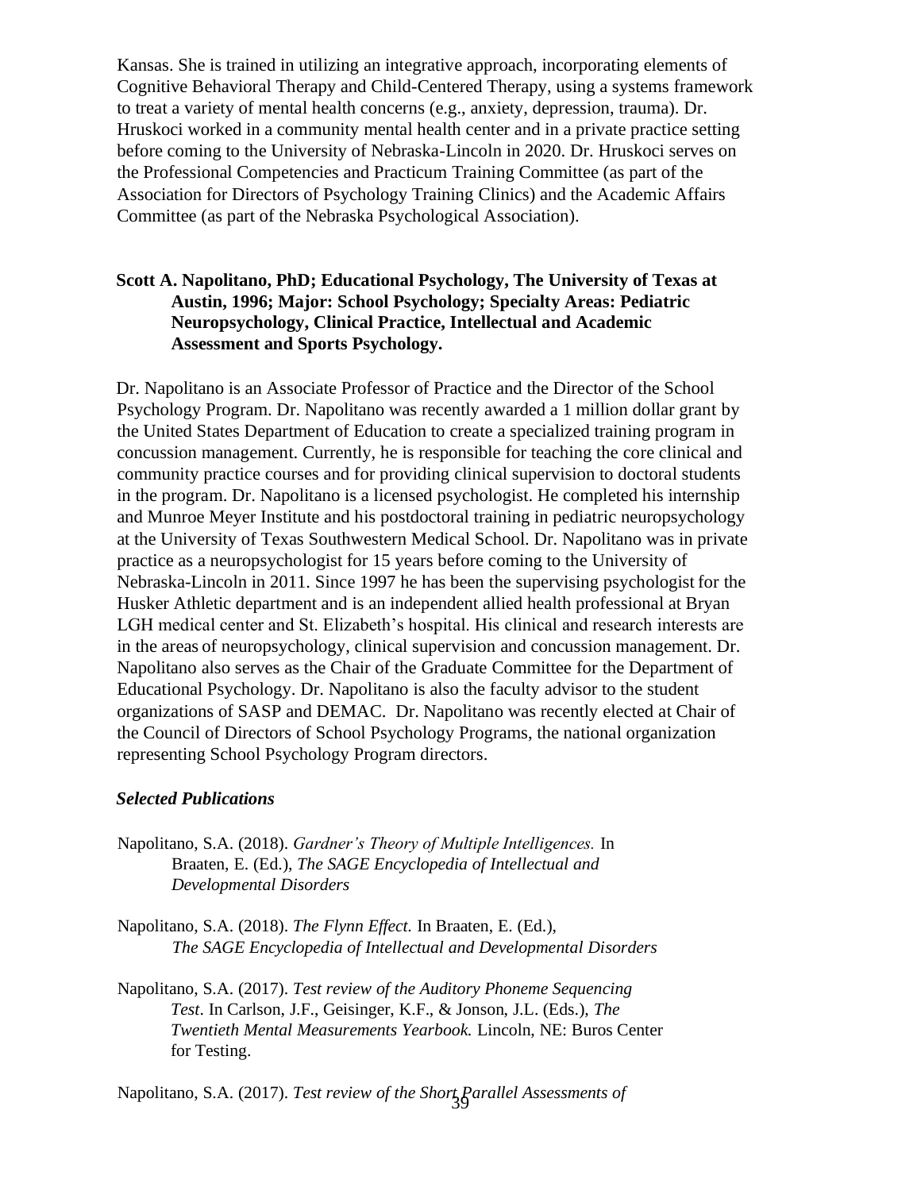Kansas. She is trained in utilizing an integrative approach, incorporating elements of Cognitive Behavioral Therapy and Child-Centered Therapy, using a systems framework to treat a variety of mental health concerns (e.g., anxiety, depression, trauma). Dr. Hruskoci worked in a community mental health center and in a private practice setting before coming to the University of Nebraska-Lincoln in 2020. Dr. Hruskoci serves on the Professional Competencies and Practicum Training Committee (as part of the Association for Directors of Psychology Training Clinics) and the Academic Affairs Committee (as part of the Nebraska Psychological Association).

**Scott A. Napolitano, PhD; Educational Psychology, The University of Texas at Austin, 1996; Major: School Psychology; Specialty Areas: Pediatric Neuropsychology, Clinical Practice, Intellectual and Academic Assessment and Sports Psychology.**

Dr. Napolitano is an Associate Professor of Practice and the Director of the School Psychology Program. Dr. Napolitano was recently awarded a 1 million dollar grant by the United States Department of Education to create a specialized training program in concussion management. Currently, he is responsible for teaching the core clinical and community practice courses and for providing clinical supervision to doctoral students in the program. Dr. Napolitano is a licensed psychologist. He completed his internship and Munroe Meyer Institute and his postdoctoral training in pediatric neuropsychology at the University of Texas Southwestern Medical School. Dr. Napolitano was in private practice as a neuropsychologist for 15 years before coming to the University of Nebraska-Lincoln in 2011. Since 1997 he has been the supervising psychologist for the Husker Athletic department and is an independent allied health professional at Bryan LGH medical center and St. Elizabeth's hospital. His clinical and research interests are in the areas of neuropsychology, clinical supervision and concussion management. Dr. Napolitano also serves as the Chair of the Graduate Committee for the Department of Educational Psychology. Dr. Napolitano is also the faculty advisor to the student organizations of SASP and DEMAC. Dr. Napolitano was recently elected at Chair of the Council of Directors of School Psychology Programs, the national organization representing School Psychology Program directors.

***Selected Publications***

Napolitano, S.A. (2018). *Gardner's Theory of Multiple Intelligences.* In Braaten, E. (Ed.), *The SAGE Encyclopedia of Intellectual and Developmental Disorders*

Napolitano, S.A. (2018). *The Flynn Effect.* In Braaten, E. (Ed.), *The SAGE Encyclopedia of Intellectual and Developmental Disorders*

Napolitano, S.A. (2017). *Test review of the Auditory Phoneme Sequencing Test*. In Carlson, J.F., Geisinger, K.F., & Jonson, J.L. (Eds.), *The Twentieth Mental Measurements Yearbook.* Lincoln, NE: Buros Center for Testing.

Napolitano, S.A. (2017). *Test review of the Short Parallel Assessments of*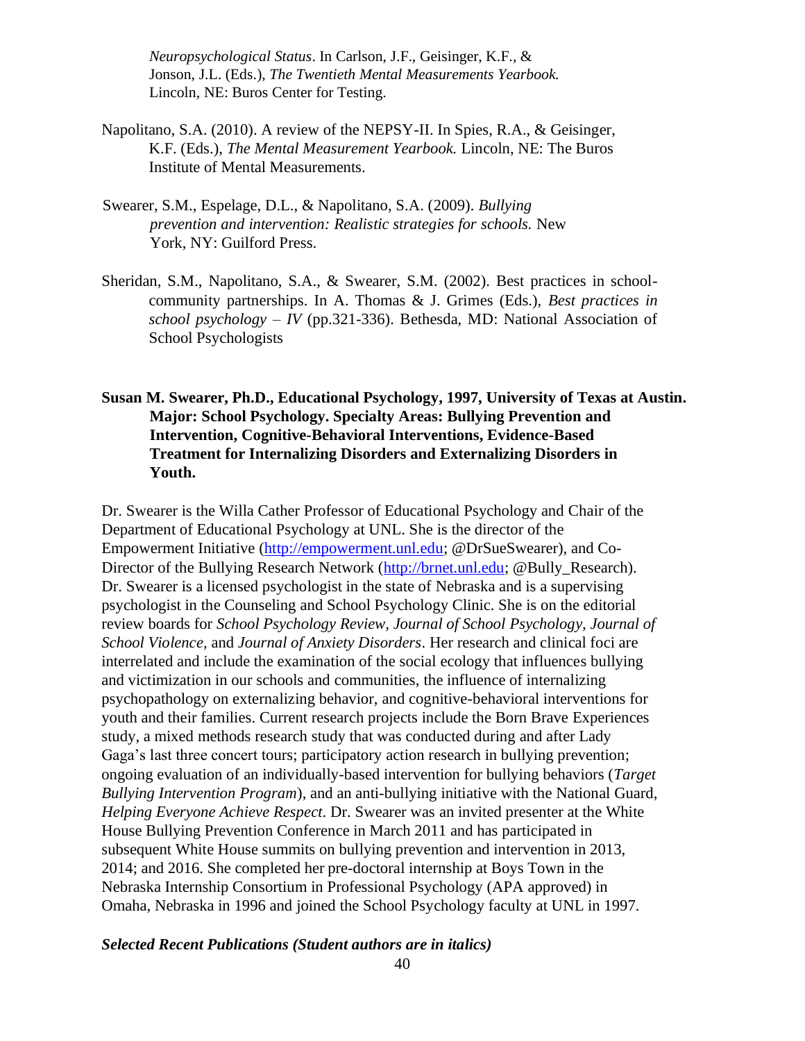*Neuropsychological Status*. In Carlson, J.F., Geisinger, K.F., & Jonson, J.L. (Eds.), *The Twentieth Mental Measurements Yearbook.* Lincoln, NE: Buros Center for Testing.

Napolitano, S.A. (2010). A review of the NEPSY-II. In Spies, R.A., & Geisinger, K.F. (Eds.), *The Mental Measurement Yearbook.* Lincoln, NE: The Buros Institute of Mental Measurements.

Swearer, S.M., Espelage, D.L., & Napolitano, S.A. (2009). *Bullying prevention and intervention: Realistic strategies for schools.* New York, NY: Guilford Press.

Sheridan, S.M., Napolitano, S.A., & Swearer, S.M. (2002). Best practices in school-community partnerships. In A. Thomas & J. Grimes (Eds.), *Best practices in school psychology – IV* (pp.321-336). Bethesda, MD: National Association of School Psychologists

**Susan M. Swearer, Ph.D., Educational Psychology, 1997, University of Texas at Austin. Major: School Psychology. Specialty Areas: Bullying Prevention and Intervention, Cognitive-Behavioral Interventions, Evidence-Based Treatment for Internalizing Disorders and Externalizing Disorders in Youth.**

Dr. Swearer is the Willa Cather Professor of Educational Psychology and Chair of the Department of Educational Psychology at UNL. She is the director of the Empowerment Initiative (http://empowerment.unl.edu; @DrSueSwearer), and Co-Director of the Bullying Research Network (http://brnet.unl.edu; @Bully_Research). Dr. Swearer is a licensed psychologist in the state of Nebraska and is a supervising psychologist in the Counseling and School Psychology Clinic. She is on the editorial review boards for *School Psychology Review, Journal of School Psychology, Journal of School Violence,* and *Journal of Anxiety Disorders*. Her research and clinical foci are interrelated and include the examination of the social ecology that influences bullying and victimization in our schools and communities, the influence of internalizing psychopathology on externalizing behavior, and cognitive-behavioral interventions for youth and their families. Current research projects include the Born Brave Experiences study, a mixed methods research study that was conducted during and after Lady Gaga's last three concert tours; participatory action research in bullying prevention; ongoing evaluation of an individually-based intervention for bullying behaviors (*Target Bullying Intervention Program*), and an anti-bullying initiative with the National Guard, *Helping Everyone Achieve Respect*. Dr. Swearer was an invited presenter at the White House Bullying Prevention Conference in March 2011 and has participated in subsequent White House summits on bullying prevention and intervention in 2013, 2014; and 2016. She completed her pre-doctoral internship at Boys Town in the Nebraska Internship Consortium in Professional Psychology (APA approved) in Omaha, Nebraska in 1996 and joined the School Psychology faculty at UNL in 1997.

***Selected Recent Publications (Student authors are in italics)***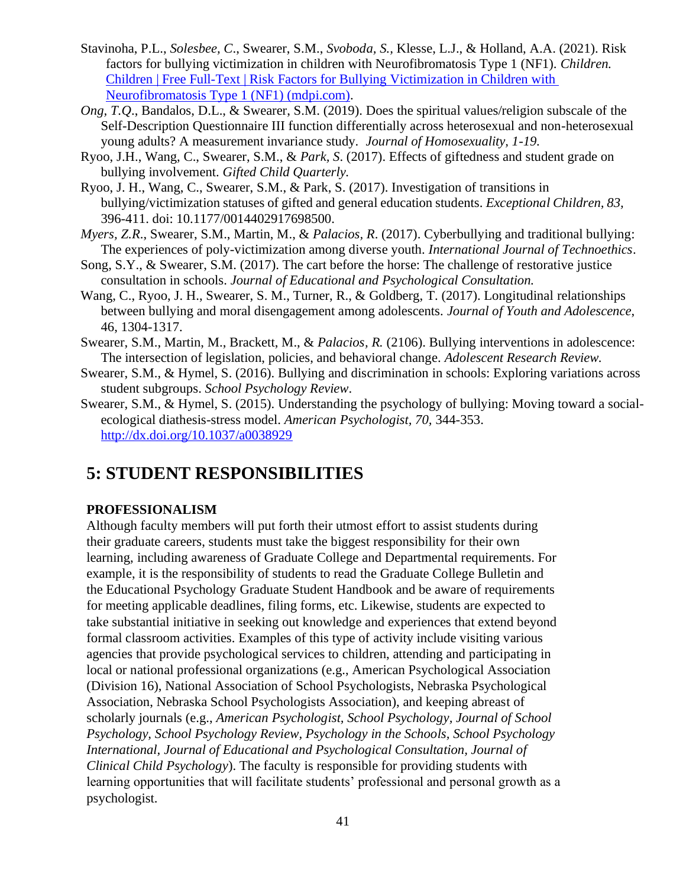Stavinoha, P.L., *Solesbee, C.*, Swearer, S.M., *Svoboda, S.,* Klesse, L.J., & Holland, A.A. (2021). Risk factors for bullying victimization in children with Neurofibromatosis Type 1 (NF1). *Children.* [Children | Free Full-Text | Risk Factors for Bullying Victimization in Children with Neurofibromatosis Type 1 (NF1) (mdpi.com)](Children | Free Full-Text | Risk Factors for Bullying Victimization in Children with Neurofibromatosis Type 1 (NF1) (mdpi.com)).

*Ong, T.Q*., Bandalos, D.L., & Swearer, S.M. (2019). Does the spiritual values/religion subscale of the Self-Description Questionnaire III function differentially across heterosexual and non-heterosexual young adults? A measurement invariance study. *Journal of Homosexuality, 1-19.*

Ryoo, J.H., Wang, C., Swearer, S.M., & *Park, S*. (2017). Effects of giftedness and student grade on bullying involvement. *Gifted Child Quarterly.*

Ryoo, J. H., Wang, C., Swearer, S.M., & Park, S. (2017). Investigation of transitions in bullying/victimization statuses of gifted and general education students. *Exceptional Children, 83,* 396-411. doi: 10.1177/0014402917698500.

*Myers, Z.R*., Swearer, S.M., Martin, M., & *Palacios, R*. (2017). Cyberbullying and traditional bullying: The experiences of poly-victimization among diverse youth. *International Journal of Technoethics*.

Song, S.Y., & Swearer, S.M. (2017). The cart before the horse: The challenge of restorative justice consultation in schools. *Journal of Educational and Psychological Consultation.*

Wang, C., Ryoo, J. H., Swearer, S. M., Turner, R., & Goldberg, T. (2017). Longitudinal relationships between bullying and moral disengagement among adolescents. *Journal of Youth and Adolescence*, 46, 1304-1317.

Swearer, S.M., Martin, M., Brackett, M., & *Palacios, R.* (2106). Bullying interventions in adolescence: The intersection of legislation, policies, and behavioral change. *Adolescent Research Review.*

Swearer, S.M., & Hymel, S. (2016). Bullying and discrimination in schools: Exploring variations across student subgroups. *School Psychology Review*.

Swearer, S.M., & Hymel, S. (2015). Understanding the psychology of bullying: Moving toward a social-ecological diathesis-stress model. *American Psychologist, 70,* 344-353. [http://dx.doi.org/10.1037/a0038929](http://dx.doi.org/10.1037/a0038929)

# 5: STUDENT RESPONSIBILITIES

### PROFESSIONALISM

Although faculty members will put forth their utmost effort to assist students during their graduate careers, students must take the biggest responsibility for their own learning, including awareness of Graduate College and Departmental requirements. For example, it is the responsibility of students to read the Graduate College Bulletin and the Educational Psychology Graduate Student Handbook and be aware of requirements for meeting applicable deadlines, filing forms, etc. Likewise, students are expected to take substantial initiative in seeking out knowledge and experiences that extend beyond formal classroom activities. Examples of this type of activity include visiting various agencies that provide psychological services to children, attending and participating in local or national professional organizations (e.g., American Psychological Association (Division 16), National Association of School Psychologists, Nebraska Psychological Association, Nebraska School Psychologists Association), and keeping abreast of scholarly journals (e.g., *American Psychologist, School Psychology, Journal of School Psychology, School Psychology Review, Psychology in the Schools, School Psychology International, Journal of Educational and Psychological Consultation, Journal of Clinical Child Psychology*). The faculty is responsible for providing students with learning opportunities that will facilitate students' professional and personal growth as a psychologist.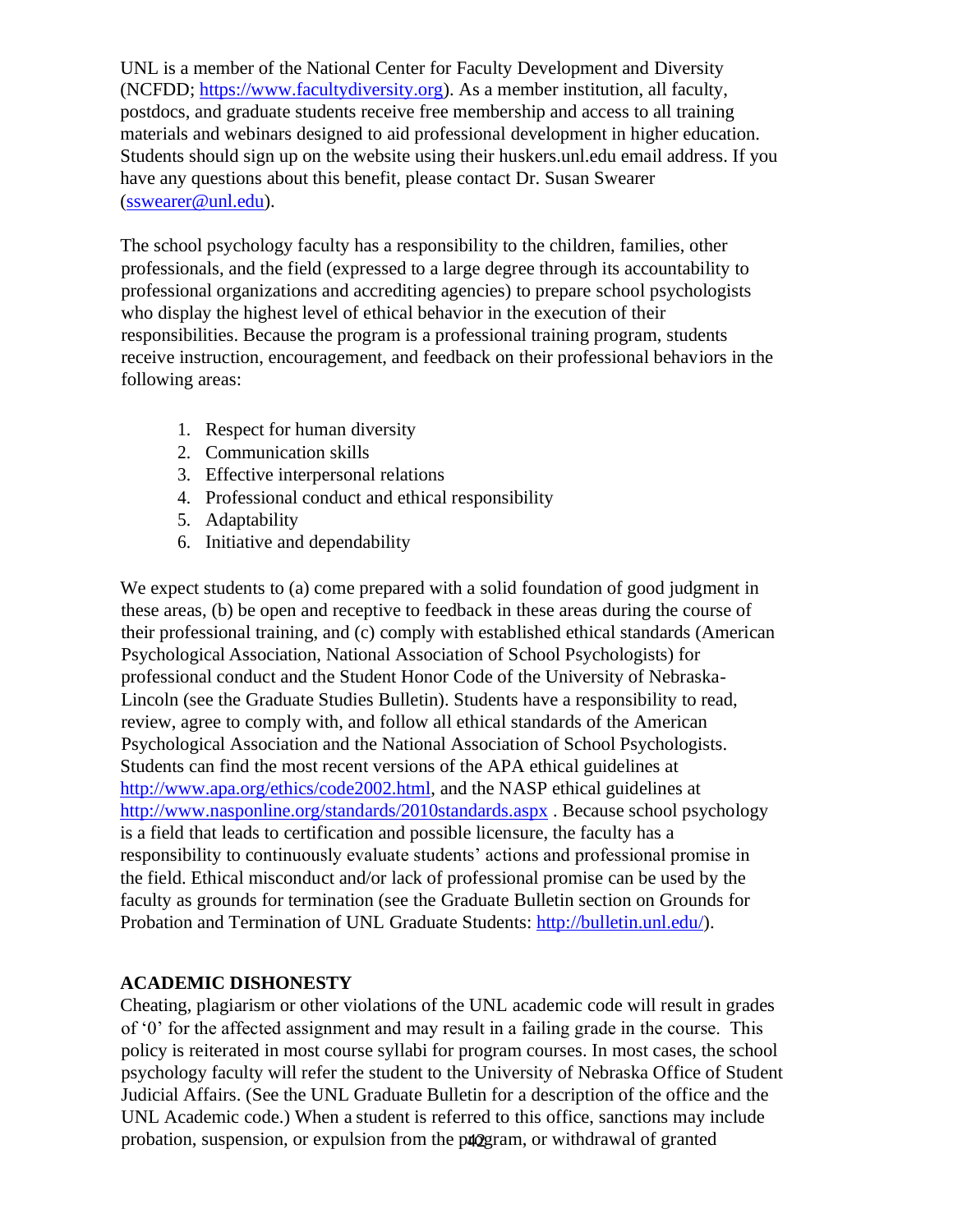UNL is a member of the National Center for Faculty Development and Diversity (NCFDD; https://www.facultydiversity.org). As a member institution, all faculty, postdocs, and graduate students receive free membership and access to all training materials and webinars designed to aid professional development in higher education. Students should sign up on the website using their huskers.unl.edu email address. If you have any questions about this benefit, please contact Dr. Susan Swearer (sswearer@unl.edu).

The school psychology faculty has a responsibility to the children, families, other professionals, and the field (expressed to a large degree through its accountability to professional organizations and accrediting agencies) to prepare school psychologists who display the highest level of ethical behavior in the execution of their responsibilities. Because the program is a professional training program, students receive instruction, encouragement, and feedback on their professional behaviors in the following areas:

1. Respect for human diversity
2. Communication skills
3. Effective interpersonal relations
4. Professional conduct and ethical responsibility
5. Adaptability
6. Initiative and dependability

We expect students to (a) come prepared with a solid foundation of good judgment in these areas, (b) be open and receptive to feedback in these areas during the course of their professional training, and (c) comply with established ethical standards (American Psychological Association, National Association of School Psychologists) for professional conduct and the Student Honor Code of the University of Nebraska-Lincoln (see the Graduate Studies Bulletin). Students have a responsibility to read, review, agree to comply with, and follow all ethical standards of the American Psychological Association and the National Association of School Psychologists. Students can find the most recent versions of the APA ethical guidelines at http://www.apa.org/ethics/code2002.html, and the NASP ethical guidelines at http://www.nasponline.org/standards/2010standards.aspx . Because school psychology is a field that leads to certification and possible licensure, the faculty has a responsibility to continuously evaluate students' actions and professional promise in the field. Ethical misconduct and/or lack of professional promise can be used by the faculty as grounds for termination (see the Graduate Bulletin section on Grounds for Probation and Termination of UNL Graduate Students: http://bulletin.unl.edu/).

## ACADEMIC DISHONESTY

Cheating, plagiarism or other violations of the UNL academic code will result in grades of '0' for the affected assignment and may result in a failing grade in the course. This policy is reiterated in most course syllabi for program courses. In most cases, the school psychology faculty will refer the student to the University of Nebraska Office of Student Judicial Affairs. (See the UNL Graduate Bulletin for a description of the office and the UNL Academic code.) When a student is referred to this office, sanctions may include probation, suspension, or expulsion from the program, or withdrawal of granted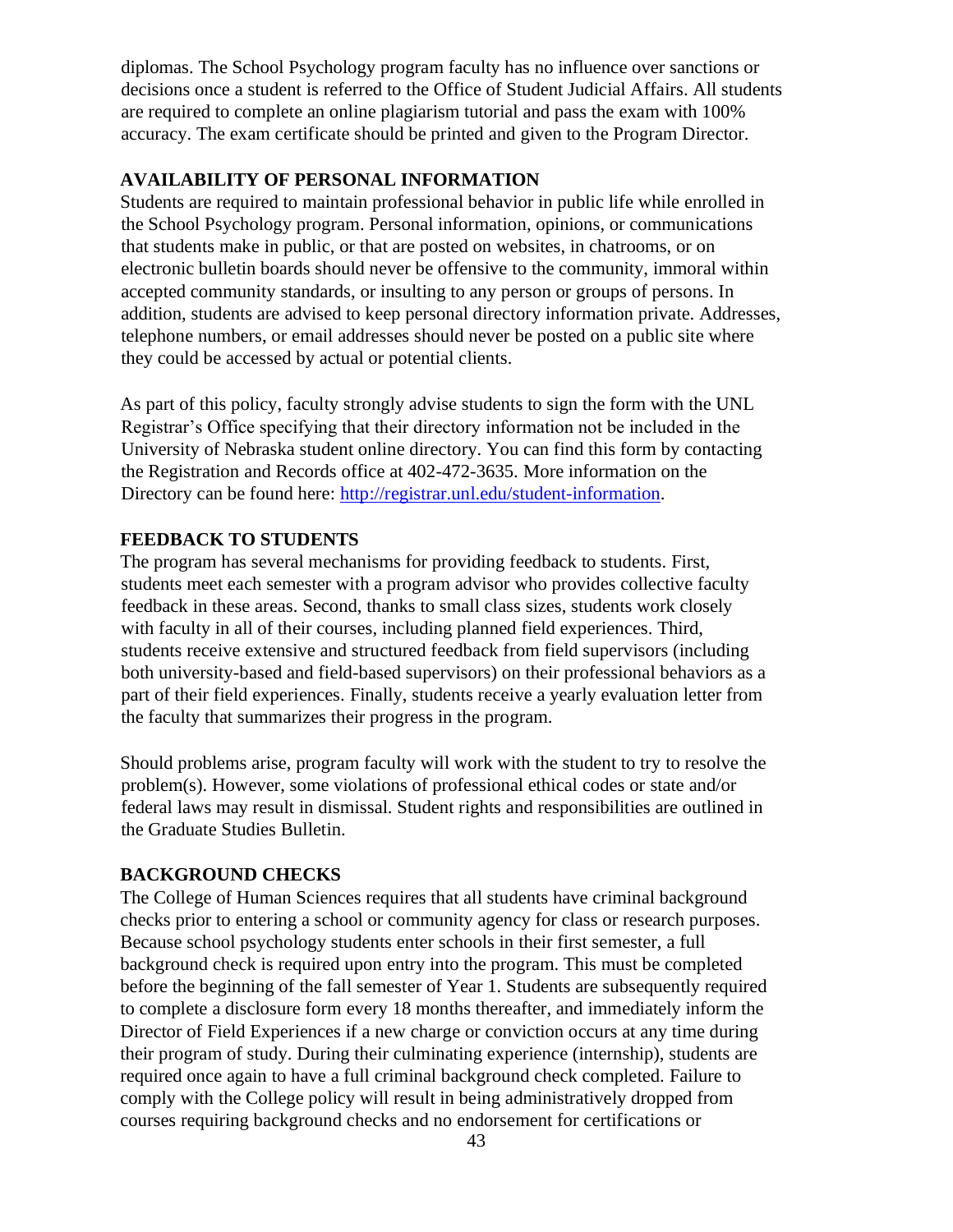diplomas. The School Psychology program faculty has no influence over sanctions or decisions once a student is referred to the Office of Student Judicial Affairs. All students are required to complete an online plagiarism tutorial and pass the exam with 100% accuracy. The exam certificate should be printed and given to the Program Director.

## AVAILABILITY OF PERSONAL INFORMATION

Students are required to maintain professional behavior in public life while enrolled in the School Psychology program. Personal information, opinions, or communications that students make in public, or that are posted on websites, in chatrooms, or on electronic bulletin boards should never be offensive to the community, immoral within accepted community standards, or insulting to any person or groups of persons. In addition, students are advised to keep personal directory information private. Addresses, telephone numbers, or email addresses should never be posted on a public site where they could be accessed by actual or potential clients.

As part of this policy, faculty strongly advise students to sign the form with the UNL Registrar's Office specifying that their directory information not be included in the University of Nebraska student online directory. You can find this form by contacting the Registration and Records office at 402-472-3635. More information on the Directory can be found here: [http://registrar.unl.edu/student-information](http://registrar.unl.edu/student-information).

## FEEDBACK TO STUDENTS

The program has several mechanisms for providing feedback to students. First, students meet each semester with a program advisor who provides collective faculty feedback in these areas. Second, thanks to small class sizes, students work closely with faculty in all of their courses, including planned field experiences. Third, students receive extensive and structured feedback from field supervisors (including both university-based and field-based supervisors) on their professional behaviors as a part of their field experiences. Finally, students receive a yearly evaluation letter from the faculty that summarizes their progress in the program.

Should problems arise, program faculty will work with the student to try to resolve the problem(s). However, some violations of professional ethical codes or state and/or federal laws may result in dismissal. Student rights and responsibilities are outlined in the Graduate Studies Bulletin.

## BACKGROUND CHECKS

The College of Human Sciences requires that all students have criminal background checks prior to entering a school or community agency for class or research purposes. Because school psychology students enter schools in their first semester, a full background check is required upon entry into the program. This must be completed before the beginning of the fall semester of Year 1. Students are subsequently required to complete a disclosure form every 18 months thereafter, and immediately inform the Director of Field Experiences if a new charge or conviction occurs at any time during their program of study. During their culminating experience (internship), students are required once again to have a full criminal background check completed. Failure to comply with the College policy will result in being administratively dropped from courses requiring background checks and no endorsement for certifications or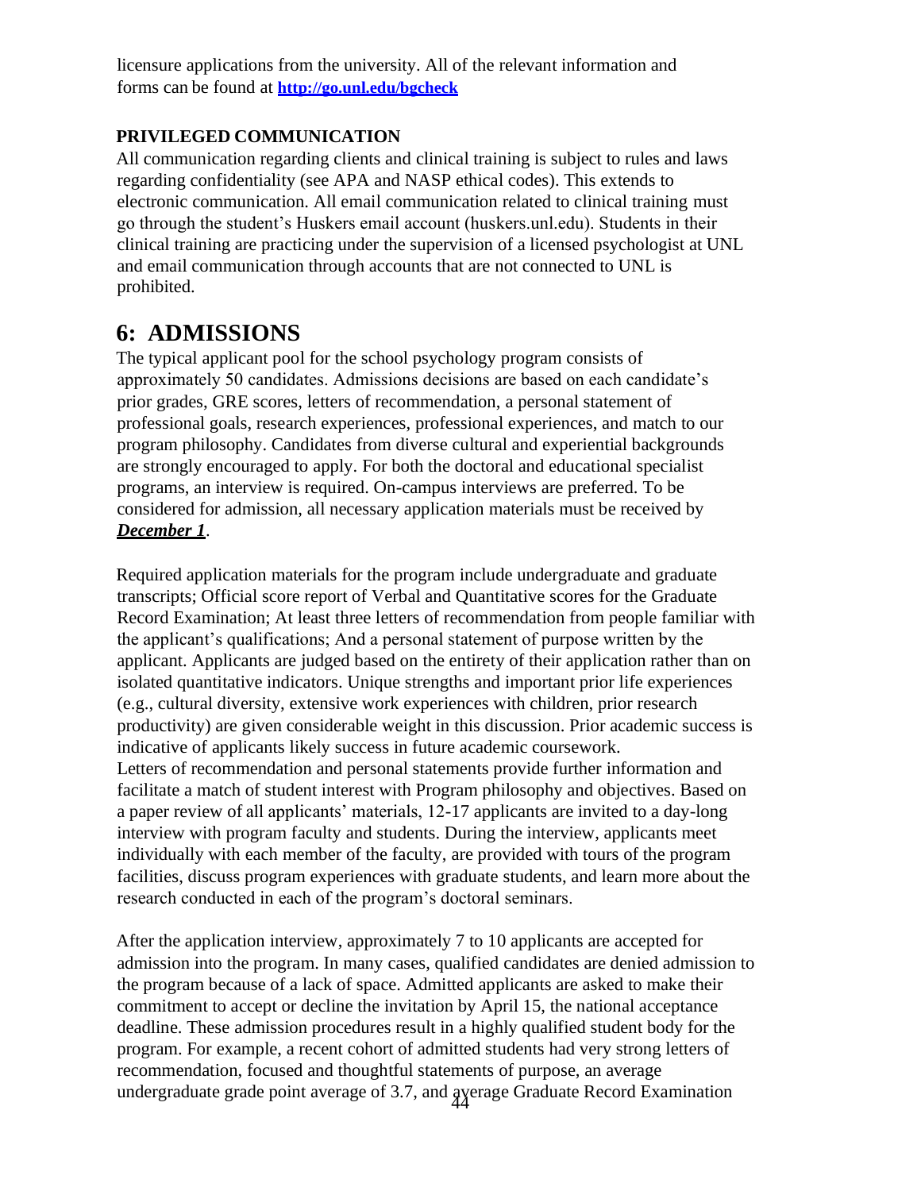licensure applications from the university. All of the relevant information and forms can be found at **http://go.unl.edu/bgcheck**

### PRIVILEGED COMMUNICATION

All communication regarding clients and clinical training is subject to rules and laws regarding confidentiality (see APA and NASP ethical codes). This extends to electronic communication. All email communication related to clinical training must go through the student's Huskers email account (huskers.unl.edu). Students in their clinical training are practicing under the supervision of a licensed psychologist at UNL and email communication through accounts that are not connected to UNL is prohibited.

## 6: ADMISSIONS

The typical applicant pool for the school psychology program consists of approximately 50 candidates. Admissions decisions are based on each candidate's prior grades, GRE scores, letters of recommendation, a personal statement of professional goals, research experiences, professional experiences, and match to our program philosophy. Candidates from diverse cultural and experiential backgrounds are strongly encouraged to apply. For both the doctoral and educational specialist programs, an interview is required. On-campus interviews are preferred. To be considered for admission, all necessary application materials must be received by ***December 1***.

Required application materials for the program include undergraduate and graduate transcripts; Official score report of Verbal and Quantitative scores for the Graduate Record Examination; At least three letters of recommendation from people familiar with the applicant's qualifications; And a personal statement of purpose written by the applicant. Applicants are judged based on the entirety of their application rather than on isolated quantitative indicators. Unique strengths and important prior life experiences (e.g., cultural diversity, extensive work experiences with children, prior research productivity) are given considerable weight in this discussion. Prior academic success is indicative of applicants likely success in future academic coursework. Letters of recommendation and personal statements provide further information and facilitate a match of student interest with Program philosophy and objectives. Based on a paper review of all applicants' materials, 12-17 applicants are invited to a day-long interview with program faculty and students. During the interview, applicants meet individually with each member of the faculty, are provided with tours of the program facilities, discuss program experiences with graduate students, and learn more about the research conducted in each of the program's doctoral seminars.

After the application interview, approximately 7 to 10 applicants are accepted for admission into the program. In many cases, qualified candidates are denied admission to the program because of a lack of space. Admitted applicants are asked to make their commitment to accept or decline the invitation by April 15, the national acceptance deadline. These admission procedures result in a highly qualified student body for the program. For example, a recent cohort of admitted students had very strong letters of recommendation, focused and thoughtful statements of purpose, an average undergraduate grade point average of 3.7, and average Graduate Record Examination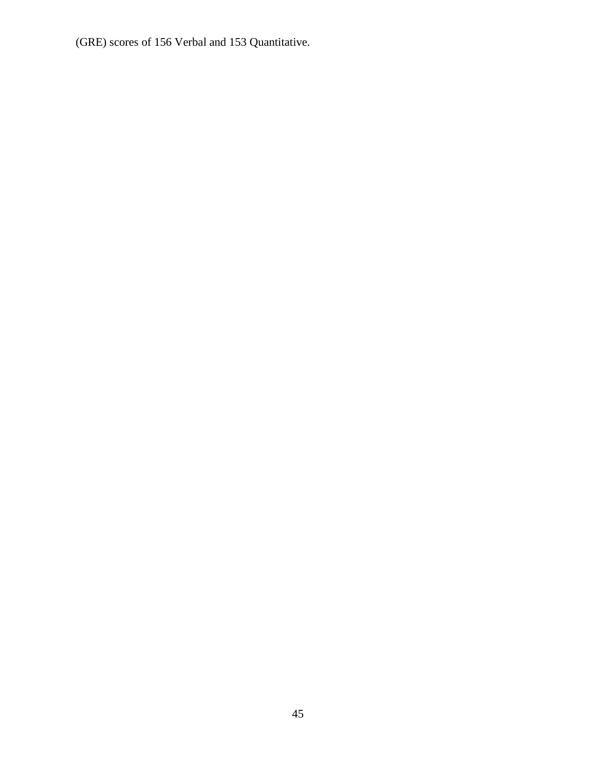(GRE) scores of 156 Verbal and 153 Quantitative.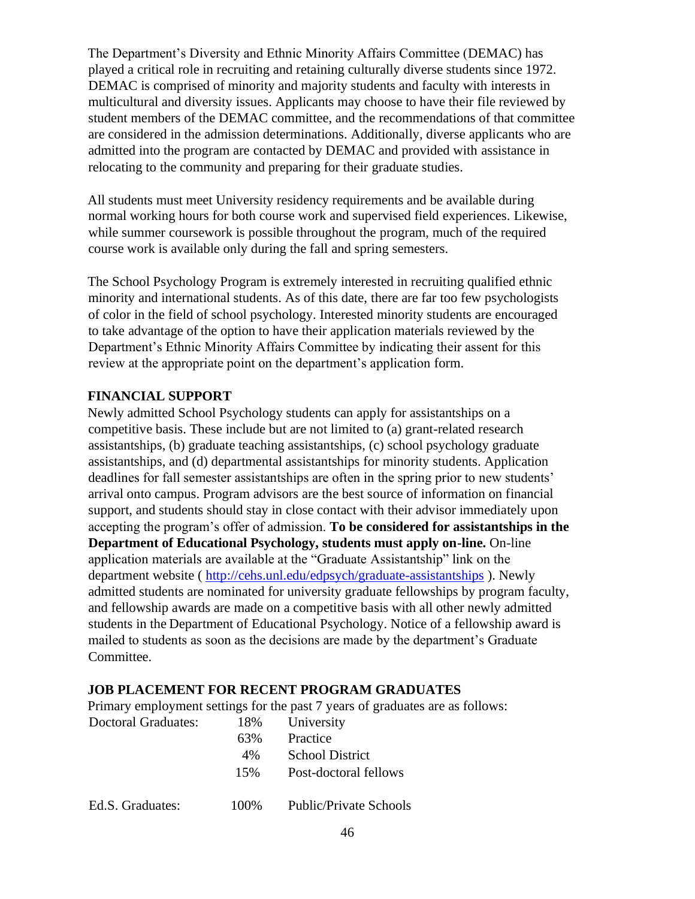The Department's Diversity and Ethnic Minority Affairs Committee (DEMAC) has played a critical role in recruiting and retaining culturally diverse students since 1972. DEMAC is comprised of minority and majority students and faculty with interests in multicultural and diversity issues. Applicants may choose to have their file reviewed by student members of the DEMAC committee, and the recommendations of that committee are considered in the admission determinations. Additionally, diverse applicants who are admitted into the program are contacted by DEMAC and provided with assistance in relocating to the community and preparing for their graduate studies.

All students must meet University residency requirements and be available during normal working hours for both course work and supervised field experiences. Likewise, while summer coursework is possible throughout the program, much of the required course work is available only during the fall and spring semesters.

The School Psychology Program is extremely interested in recruiting qualified ethnic minority and international students. As of this date, there are far too few psychologists of color in the field of school psychology. Interested minority students are encouraged to take advantage of the option to have their application materials reviewed by the Department's Ethnic Minority Affairs Committee by indicating their assent for this review at the appropriate point on the department's application form.

## FINANCIAL SUPPORT

Newly admitted School Psychology students can apply for assistantships on a competitive basis. These include but are not limited to (a) grant-related research assistantships, (b) graduate teaching assistantships, (c) school psychology graduate assistantships, and (d) departmental assistantships for minority students. Application deadlines for fall semester assistantships are often in the spring prior to new students' arrival onto campus. Program advisors are the best source of information on financial support, and students should stay in close contact with their advisor immediately upon accepting the program's offer of admission. **To be considered for assistantships in the Department of Educational Psychology, students must apply on-line.** On-line application materials are available at the "Graduate Assistantship" link on the department website ( http://cehs.unl.edu/edpsych/graduate-assistantships ). Newly admitted students are nominated for university graduate fellowships by program faculty, and fellowship awards are made on a competitive basis with all other newly admitted students in the Department of Educational Psychology. Notice of a fellowship award is mailed to students as soon as the decisions are made by the department's Graduate Committee.

## JOB PLACEMENT FOR RECENT PROGRAM GRADUATES

Primary employment settings for the past 7 years of graduates are as follows:

| | | |
|---|---|---|
| Doctoral Graduates: | 18% | University |
| | 63% | Practice |
| | 4% | School District |
| | 15% | Post-doctoral fellows |
| Ed.S. Graduates: | 100% | Public/Private Schools |